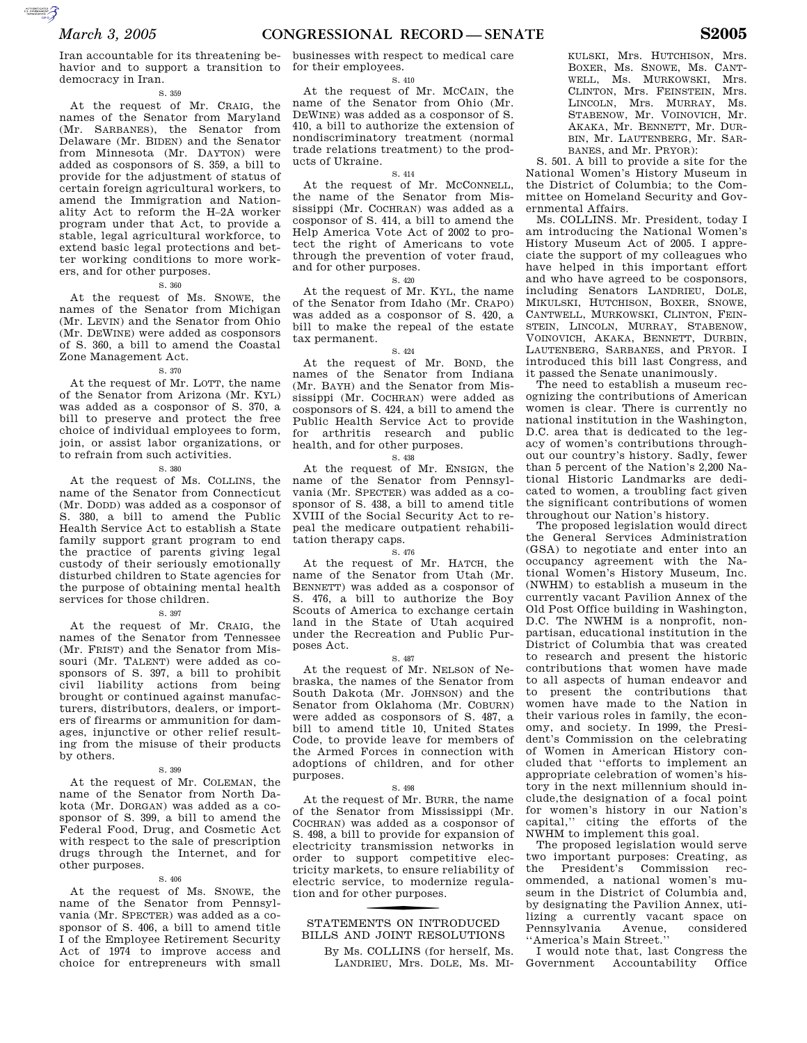Iran accountable for its threatening behavior and to support a transition to democracy in Iran.

S. 359

At the request of Mr. CRAIG, the names of the Senator from Maryland (Mr. SARBANES), the Senator from Delaware (Mr. BIDEN) and the Senator from Minnesota (Mr. DAYTON) were added as cosponsors of S. 359, a bill to provide for the adjustment of status of certain foreign agricultural workers, to amend the Immigration and Nationality Act to reform the H–2A worker program under that Act, to provide a stable, legal agricultural workforce, to extend basic legal protections and better working conditions to more workers, and for other purposes.

S. 360

At the request of Ms. SNOWE, the names of the Senator from Michigan (Mr. LEVIN) and the Senator from Ohio (Mr. DEWINE) were added as cosponsors of S. 360, a bill to amend the Coastal Zone Management Act.

S. 370

At the request of Mr. LOTT, the name of the Senator from Arizona (Mr. KYL) was added as a cosponsor of S. 370, a bill to preserve and protect the free choice of individual employees to form, join, or assist labor organizations, or to refrain from such activities.

S. 380

At the request of Ms. COLLINS, the name of the Senator from Connecticut (Mr. DODD) was added as a cosponsor of S. 380, a bill to amend the Public Health Service Act to establish a State family support grant program to end the practice of parents giving legal custody of their seriously emotionally disturbed children to State agencies for the purpose of obtaining mental health services for those children.

S. 397

At the request of Mr. CRAIG, the names of the Senator from Tennessee (Mr. FRIST) and the Senator from Missouri (Mr. TALENT) were added as cosponsors of S. 397, a bill to prohibit civil liability actions from being brought or continued against manufacturers, distributors, dealers, or importers of firearms or ammunition for damages, injunctive or other relief resulting from the misuse of their products by others.

S. 399

At the request of Mr. COLEMAN, the name of the Senator from North Dakota (Mr. DORGAN) was added as a cosponsor of S. 399, a bill to amend the Federal Food, Drug, and Cosmetic Act with respect to the sale of prescription drugs through the Internet, and for other purposes.

S. 406

At the request of Ms. SNOWE, the name of the Senator from Pennsylvania (Mr. SPECTER) was added as a cosponsor of S. 406, a bill to amend title I of the Employee Retirement Security Act of 1974 to improve access and choice for entrepreneurs with small businesses with respect to medical care for their employees.

S. 410

At the request of Mr. MCCAIN, the name of the Senator from Ohio (Mr. DEWINE) was added as a cosponsor of S. 410, a bill to authorize the extension of nondiscriminatory treatment (normal trade relations treatment) to the products of Ukraine.

S. 414

At the request of Mr. MCCONNELL, the name of the Senator from Mississippi (Mr. COCHRAN) was added as a cosponsor of S. 414, a bill to amend the Help America Vote Act of 2002 to protect the right of Americans to vote through the prevention of voter fraud, and for other purposes.

S. 420

At the request of Mr. KYL, the name of the Senator from Idaho (Mr. CRAPO) was added as a cosponsor of S. 420, a bill to make the repeal of the estate tax permanent.

S. 424

At the request of Mr. BOND, the names of the Senator from Indiana (Mr. BAYH) and the Senator from Mississippi (Mr. COCHRAN) were added as cosponsors of S. 424, a bill to amend the Public Health Service Act to provide for arthritis research and public health, and for other purposes.

S. 438

At the request of Mr. ENSIGN, the name of the Senator from Pennsylvania (Mr. SPECTER) was added as a cosponsor of S. 438, a bill to amend title XVIII of the Social Security Act to repeal the medicare outpatient rehabilitation therapy caps.

S. 476

At the request of Mr. HATCH, the name of the Senator from Utah (Mr. BENNETT) was added as a cosponsor of S. 476, a bill to authorize the Boy Scouts of America to exchange certain land in the State of Utah acquired under the Recreation and Public Purposes Act.

S. 487

At the request of Mr. NELSON of Nebraska, the names of the Senator from South Dakota (Mr. JOHNSON) and the Senator from Oklahoma (Mr. COBURN) were added as cosponsors of S. 487, a bill to amend title 10, United States Code, to provide leave for members of the Armed Forces in connection with adoptions of children, and for other purposes.

S. 498

At the request of Mr. BURR, the name of the Senator from Mississippi (Mr. COCHRAN) was added as a cosponsor of S. 498, a bill to provide for expansion of electricity transmission networks in order to support competitive electricity markets, to ensure reliability of electric service, to modernize regulation and for other purposes.

## STATEMENTS ON INTRODUCED BILLS AND JOINT RESOLUTIONS

By Ms. COLLINS (for herself, Ms. LANDRIEU, Mrs. DOLE, Ms. MIKULSKI, Mrs. HUTCHISON, Mrs. BOXER, Ms. SNOWE, Ms. CANTWELL, Ms. MURKOWSKI, Mrs. CLINTON, Mrs. FEINSTEIN, Mrs. LINCOLN, Mrs. MURRAY, Ms. STABENOW, Mr. VOINOVICH, Mr. AKAKA, Mr. BENNETT, Mr. DURBIN, Mr. LAUTENBERG, Mr. SARBANES, and Mr. PRYOR):

S. 501. A bill to provide a site for the National Women's History Museum in the District of Columbia; to the Committee on Homeland Security and Governmental Affairs.

Ms. COLLINS. Mr. President, today I am introducing the National Women's History Museum Act of 2005. I appreciate the support of my colleagues who have helped in this important effort and who have agreed to be cosponsors, including Senators LANDRIEU, DOLE, MIKULSKI, HUTCHISON, BOXER, SNOWE, CANTWELL, MURKOWSKI, CLINTON, FEINSTEIN, LINCOLN, MURRAY, STABENOW, VOINOVICH, AKAKA, BENNETT, DURBIN, LAUTENBERG, SARBANES, and PRYOR. I introduced this bill last Congress, and it passed the Senate unanimously.

The need to establish a museum recognizing the contributions of American women is clear. There is currently no national institution in the Washington, D.C. area that is dedicated to the legacy of women's contributions throughout our country's history. Sadly, fewer than 5 percent of the Nation's 2,200 National Historic Landmarks are dedicated to women, a troubling fact given the significant contributions of women throughout our Nation's history.

The proposed legislation would direct the General Services Administration (GSA) to negotiate and enter into an occupancy agreement with the National Women's History Museum, Inc. (NWHM) to establish a museum in the currently vacant Pavilion Annex of the Old Post Office building in Washington, D.C. The NWHM is a nonprofit, nonpartisan, educational institution in the District of Columbia that was created to research and present the historic contributions that women have made to all aspects of human endeavor and to present the contributions that women have made to the Nation in their various roles in family, the economy, and society. In 1999, the President's Commission on the celebrating of Women in American History concluded that ''efforts to implement an appropriate celebration of women's history in the next millennium should include,the designation of a focal point for women's history in our Nation's capital,'' citing the efforts of the NWHM to implement this goal.

The proposed legislation would serve two important purposes: Creating, as the President's Commission recommended, a national women's museum in the District of Columbia and, by designating the Pavilion Annex, utilizing a currently vacant space on Pennsylvania Avenue, considered ''America's Main Street.''

I would note that, last Congress the Government Accountability Office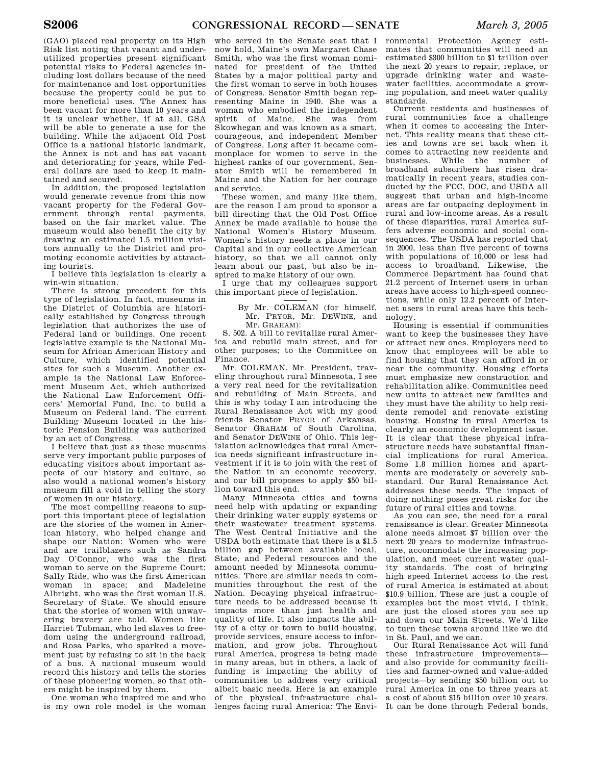(GAO) placed real property on its High Risk list noting that vacant and underutilized properties present significant potential risks to Federal agencies including lost dollars because of the need for maintenance and lost opportunities because the property could be put to more beneficial uses. The Annex has been vacant for more than 10 years and it is unclear whether, if at all, GSA will be able to generate a use for the building. While the adjacent Old Post Office is a national historic landmark, the Annex is not and has sat vacant and deteriorating for years, while Federal dollars are used to keep it maintained and secured.

In addition, the proposed legislation would generate revenue from this now vacant property for the Federal Government through rental payments, based on the fair market value. The museum would also benefit the city by drawing an estimated 1.5 million visitors annually to the District and promoting economic activities by attracting tourists.

I believe this legislation is clearly a win-win situation.

There is strong precedent for this type of legislation. In fact, museums in the District of Columbia are historically established by Congress through legislation that authorizes the use of Federal land or buildings. One recent legislative example is the National Museum for African American History and Culture, which identified potential sites for such a Museum. Another example is the National Law Enforcement Museum Act, which authorized the National Law Enforcement Officers' Memorial Fund, Inc. to build a Museum on Federal land. The current Building Museum located in the historic Pension Building was authorized by an act of Congress.

I believe that just as these museums serve very important public purposes of educating visitors about important aspects of our history and culture, so also would a national women's history museum fill a void in telling the story of women in our history.

The most compelling reasons to support this important piece of legislation are the stories of the women in American history, who helped change and shape our Nation: Women who were and are trailblazers such as Sandra Day O'Connor, who was the first woman to serve on the Supreme Court; Sally Ride, who was the first American woman in space; and Madeleine Albright, who was the first woman U.S. Secretary of State. We should ensure that the stories of women with unwavering bravery are told. Women like Harriet Tubman, who led slaves to freedom using the underground railroad, and Rosa Parks, who sparked a movement just by refusing to sit in the back of a bus. A national museum would record this history and tells the stories of these pioneering women, so that others might be inspired by them.

One woman who inspired me and who is my own role model is the woman who served in the Senate seat that I now hold, Maine's own Margaret Chase Smith, who was the first woman nominated for president of the United States by a major political party and the first woman to serve in both houses of Congress. Senator Smith began representing Maine in 1940. She was a woman who embodied the independent spirit of Maine. She was from Skowhegan and was known as a smart, courageous, and independent Member of Congress. Long after it became commonplace for women to serve in the highest ranks of our government, Senator Smith will be remembered in Maine and the Nation for her courage and service.

These women, and many like them, are the reason I am proud to sponsor a bill directing that the Old Post Office Annex be made available to house the National Women's History Museum. Women's history needs a place in our Capital and in our collective American history, so that we all cannot only learn about our past, but also be inspired to make history of our own.

I urge that my colleagues support this important piece of legislation.

---

By Mr. COLEMAN (for himself, Mr. PRYOR, Mr. DEWINE, and Mr. GRAHAM):

S. 502. A bill to revitalize rural America and rebuild main street, and for other purposes; to the Committee on Finance.

Mr. COLEMAN. Mr. President, traveling throughout rural Minnesota, I see a very real need for the revitalization and rebuilding of Main Streets, and this is why today I am introducing the Rural Renaissance Act with my good friends Senator PRYOR of Arkansas, Senator GRAHAM of South Carolina, and Senator DEWINE of Ohio. This legislation acknowledges that rural America needs significant infrastructure investment if it is to join with the rest of the Nation in an economic recovery, and our bill proposes to apply $50 billion toward this end.

Many Minnesota cities and towns need help with updating or expanding their drinking water supply systems or their wastewater treatment systems. The West Central Initiative and the USDA both estimate that there is a $1.5 billion gap between available local, State, and Federal resources and the amount needed by Minnesota communities. There are similar needs in communities throughout the rest of the Nation. Decaying physical infrastructure needs to be addressed because it impacts more than just health and quality of life. It also impacts the ability of a city or town to build housing, provide services, ensure access to information, and grow jobs. Throughout rural America, progress is being made in many areas, but in others, a lack of funding is impacting the ability of communities to address very critical albeit basic needs. Here is an example of the physical infrastructure challenges facing rural America: The Environmental Protection Agency estimates that communities will need an estimated $300 billion to $1 trillion over the next 20 years to repair, replace, or upgrade drinking water and wastewater facilities, accommodate a growing population, and meet water quality standards.

Current residents and businesses of rural communities face a challenge when it comes to accessing the Internet. This reality means that these cities and towns are set back when it comes to attracting new residents and businesses. While the number of broadband subscribers has risen dramatically in recent years, studies conducted by the FCC, DOC, and USDA all suggest that urban and high-income areas are far outpacing deployment in rural and low-income areas. As a result of these disparities, rural America suffers adverse economic and social consequences. The USDA has reported that in 2000, less than five percent of towns with populations of 10,000 or less had access to broadband. Likewise, the Commerce Department has found that 21.2 percent of Internet users in urban areas have access to high-speed connections, while only 12.2 percent of Internet users in rural areas have this technology.

Housing is essential if communities want to keep the businesses they have or attract new ones. Employers need to know that employees will be able to find housing that they can afford in or near the community. Housing efforts must emphasize new construction and rehabilitation alike. Communities need new units to attract new families and they must have the ability to help residents remodel and renovate existing housing. Housing in rural America is clearly an economic development issue. It is clear that these physical infrastructure needs have substantial financial implications for rural America. Some 1.8 million homes and apartments are moderately or severely substandard. Our Rural Renaissance Act addresses these needs. The impact of doing nothing poses great risks for the future of rural cities and towns.

As you can see, the need for a rural renaissance is clear. Greater Minnesota alone needs almost $7 billion over the next 20 years to modernize infrastructure, accommodate the increasing population, and meet current water quality standards. The cost of bringing high speed Internet access to the rest of rural America is estimated at about $10.9 billion. These are just a couple of examples but the most vivid, I think, are just the closed stores you see up and down our Main Streets. We'd like to turn these towns around like we did in St. Paul, and we can.

Our Rural Renaissance Act will fund these infrastructure improvements—and also provide for community facilities and farmer-owned and value-added projects—by sending $50 billion out to rural America in one to three years at a cost of about $15 billion over 10 years. It can be done through Federal bonds,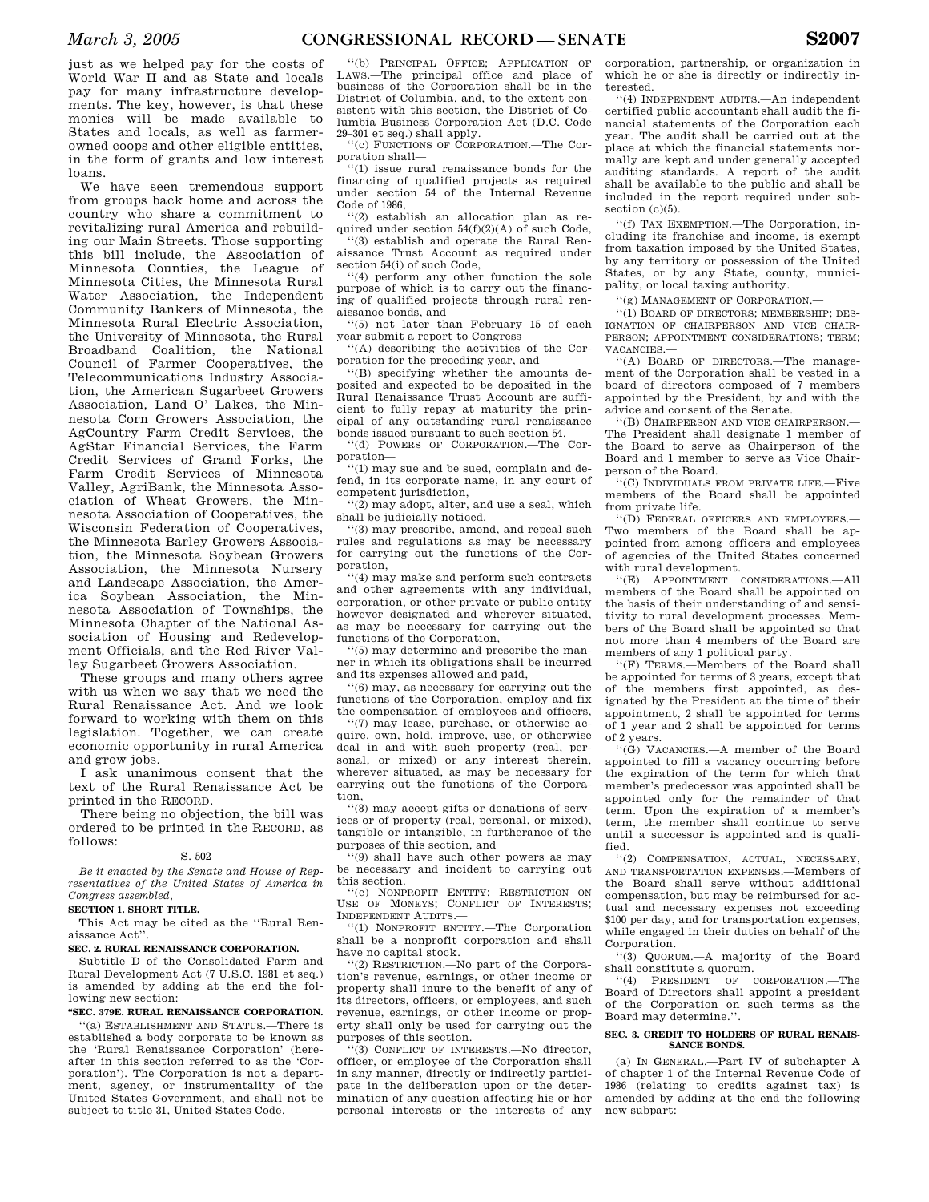just as we helped pay for the costs of World War II and as State and locals pay for many infrastructure developments. The key, however, is that these monies will be made available to States and locals, as well as farmer-owned coops and other eligible entities, in the form of grants and low interest loans.

We have seen tremendous support from groups back home and across the country who share a commitment to revitalizing rural America and rebuilding our Main Streets. Those supporting this bill include, the Association of Minnesota Counties, the League of Minnesota Cities, the Minnesota Rural Water Association, the Independent Community Bankers of Minnesota, the Minnesota Rural Electric Association, the University of Minnesota, the Rural Broadband Coalition, the National Council of Farmer Cooperatives, the Telecommunications Industry Association, the American Sugarbeet Growers Association, Land O' Lakes, the Minnesota Corn Growers Association, the AgCountry Farm Credit Services, the AgStar Financial Services, the Farm Credit Services of Grand Forks, the Farm Credit Services of Minnesota Valley, AgriBank, the Minnesota Association of Wheat Growers, the Minnesota Association of Cooperatives, the Wisconsin Federation of Cooperatives, the Minnesota Barley Growers Association, the Minnesota Soybean Growers Association, the Minnesota Nursery and Landscape Association, the America Soybean Association, the Minnesota Association of Townships, the Minnesota Chapter of the National Association of Housing and Redevelopment Officials, and the Red River Valley Sugarbeet Growers Association.

These groups and many others agree with us when we say that we need the Rural Renaissance Act. And we look forward to working with them on this legislation. Together, we can create economic opportunity in rural America and grow jobs.

I ask unanimous consent that the text of the Rural Renaissance Act be printed in the RECORD.

There being no objection, the bill was ordered to be printed in the RECORD, as follows:

S. 502

*Be it enacted by the Senate and House of Representatives of the United States of America in Congress assembled,*

**SECTION 1. SHORT TITLE.**

This Act may be cited as the ''Rural Renaissance Act''.

**SEC. 2. RURAL RENAISSANCE CORPORATION.**

Subtitle D of the Consolidated Farm and Rural Development Act (7 U.S.C. 1981 et seq.) is amended by adding at the end the following new section:

**''SEC. 379E. RURAL RENAISSANCE CORPORATION.**

''(a) ESTABLISHMENT AND STATUS.—There is established a body corporate to be known as the 'Rural Renaissance Corporation' (hereafter in this section referred to as the 'Corporation'). The Corporation is not a department, agency, or instrumentality of the United States Government, and shall not be subject to title 31, United States Code.

''(b) PRINCIPAL OFFICE; APPLICATION OF LAWS.—The principal office and place of business of the Corporation shall be in the District of Columbia, and, to the extent consistent with this section, the District of Columbia Business Corporation Act (D.C. Code 29–301 et seq.) shall apply.

''(c) FUNCTIONS OF CORPORATION.—The Corporation shall—

''(1) issue rural renaissance bonds for the financing of qualified projects as required under section 54 of the Internal Revenue Code of 1986,

''(2) establish an allocation plan as required under section 54(f)(2)(A) of such Code,

''(3) establish and operate the Rural Renaissance Trust Account as required under section 54(i) of such Code,

''(4) perform any other function the sole purpose of which is to carry out the financing of qualified projects through rural renaissance bonds, and

''(5) not later than February 15 of each year submit a report to Congress—

''(A) describing the activities of the Corporation for the preceding year, and

''(B) specifying whether the amounts deposited and expected to be deposited in the Rural Renaissance Trust Account are sufficient to fully repay at maturity the principal of any outstanding rural renaissance bonds issued pursuant to such section 54.

''(d) POWERS OF CORPORATION.—The Corporation—

''(1) may sue and be sued, complain and defend, in its corporate name, in any court of competent jurisdiction,

''(2) may adopt, alter, and use a seal, which shall be judicially noticed,

''(3) may prescribe, amend, and repeal such rules and regulations as may be necessary for carrying out the functions of the Corporation,

''(4) may make and perform such contracts and other agreements with any individual, corporation, or other private or public entity however designated and wherever situated, as may be necessary for carrying out the functions of the Corporation,

''(5) may determine and prescribe the manner in which its obligations shall be incurred and its expenses allowed and paid,

''(6) may, as necessary for carrying out the functions of the Corporation, employ and fix the compensation of employees and officers,

''(7) may lease, purchase, or otherwise acquire, own, hold, improve, use, or otherwise deal in and with such property (real, personal, or mixed) or any interest therein, wherever situated, as may be necessary for carrying out the functions of the Corporation,

''(8) may accept gifts or donations of services or of property (real, personal, or mixed), tangible or intangible, in furtherance of the purposes of this section, and

''(9) shall have such other powers as may be necessary and incident to carrying out this section.

''(e) NONPROFIT ENTITY; RESTRICTION ON USE OF MONEYS; CONFLICT OF INTERESTS; INDEPENDENT AUDITS.—

''(1) NONPROFIT ENTITY.—The Corporation shall be a nonprofit corporation and shall have no capital stock.

''(2) RESTRICTION.—No part of the Corporation's revenue, earnings, or other income or property shall inure to the benefit of any of its directors, officers, or employees, and such revenue, earnings, or other income or property shall only be used for carrying out the purposes of this section.

''(3) CONFLICT OF INTERESTS.—No director, officer, or employee of the Corporation shall in any manner, directly or indirectly participate in the deliberation upon or the determination of any question affecting his or her personal interests or the interests of any corporation, partnership, or organization in which he or she is directly or indirectly interested.

''(4) INDEPENDENT AUDITS.—An independent certified public accountant shall audit the financial statements of the Corporation each year. The audit shall be carried out at the place at which the financial statements normally are kept and under generally accepted auditing standards. A report of the audit shall be available to the public and shall be included in the report required under subsection (c)(5).

''(f) TAX EXEMPTION.—The Corporation, including its franchise and income, is exempt from taxation imposed by the United States, by any territory or possession of the United States, or by any State, county, municipality, or local taxing authority.

''(g) MANAGEMENT OF CORPORATION.—

''(1) BOARD OF DIRECTORS; MEMBERSHIP; DESIGNATION OF CHAIRPERSON AND VICE CHAIRPERSON; APPOINTMENT CONSIDERATIONS; TERM; VACANCIES.—

''(A) BOARD OF DIRECTORS.—The management of the Corporation shall be vested in a board of directors composed of 7 members appointed by the President, by and with the advice and consent of the Senate.

''(B) CHAIRPERSON AND VICE CHAIRPERSON.—The President shall designate 1 member of the Board to serve as Chairperson of the Board and 1 member to serve as Vice Chairperson of the Board.

''(C) INDIVIDUALS FROM PRIVATE LIFE.—Five members of the Board shall be appointed from private life.

''(D) FEDERAL OFFICERS AND EMPLOYEES.—Two members of the Board shall be appointed from among officers and employees of agencies of the United States concerned with rural development.

''(E) APPOINTMENT CONSIDERATIONS.—All members of the Board shall be appointed on the basis of their understanding of and sensitivity to rural development processes. Members of the Board shall be appointed so that not more than 4 members of the Board are members of any 1 political party.

''(F) TERMS.—Members of the Board shall be appointed for terms of 3 years, except that of the members first appointed, as designated by the President at the time of their appointment, 2 shall be appointed for terms of 1 year and 2 shall be appointed for terms of 2 years.

''(G) VACANCIES.—A member of the Board appointed to fill a vacancy occurring before the expiration of the term for which that member's predecessor was appointed shall be appointed only for the remainder of that term. Upon the expiration of a member's term, the member shall continue to serve until a successor is appointed and is qualified.

''(2) COMPENSATION, ACTUAL, NECESSARY, AND TRANSPORTATION EXPENSES.—Members of the Board shall serve without additional compensation, but may be reimbursed for actual and necessary expenses not exceeding $100 per day, and for transportation expenses, while engaged in their duties on behalf of the Corporation.

''(3) QUORUM.—A majority of the Board shall constitute a quorum.

''(4) PRESIDENT OF CORPORATION.—The Board of Directors shall appoint a president of the Corporation on such terms as the Board may determine.''.

**SEC. 3. CREDIT TO HOLDERS OF RURAL RENAISSANCE BONDS.**

(a) IN GENERAL.—Part IV of subchapter A of chapter 1 of the Internal Revenue Code of 1986 (relating to credits against tax) is amended by adding at the end the following new subpart: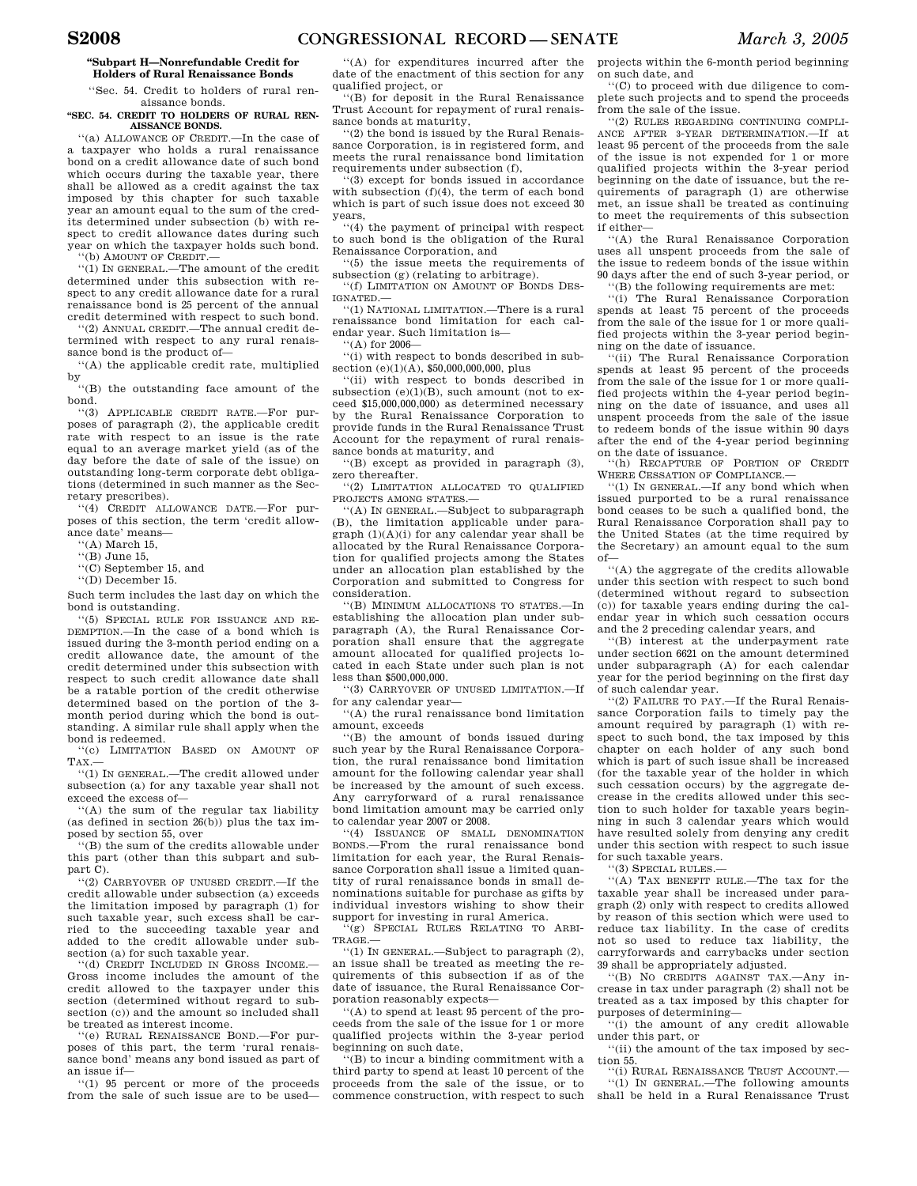**"Subpart H—Nonrefundable Credit for Holders of Rural Renaissance Bonds**

''Sec. 54. Credit to holders of rural renaissance bonds.

**"SEC. 54. CREDIT TO HOLDERS OF RURAL RENAISSANCE BONDS.**

''(a) ALLOWANCE OF CREDIT.—In the case of a taxpayer who holds a rural renaissance bond on a credit allowance date of such bond which occurs during the taxable year, there shall be allowed as a credit against the tax imposed by this chapter for such taxable year an amount equal to the sum of the credits determined under subsection (b) with respect to credit allowance dates during such year on which the taxpayer holds such bond.

''(b) AMOUNT OF CREDIT.—

''(1) IN GENERAL.—The amount of the credit determined under this subsection with respect to any credit allowance date for a rural renaissance bond is 25 percent of the annual credit determined with respect to such bond.

''(2) ANNUAL CREDIT.—The annual credit determined with respect to any rural renaissance bond is the product of—

''(A) the applicable credit rate, multiplied by

''(B) the outstanding face amount of the bond.

''(3) APPLICABLE CREDIT RATE.—For purposes of paragraph (2), the applicable credit rate with respect to an issue is the rate equal to an average market yield (as of the day before the date of sale of the issue) on outstanding long-term corporate debt obligations (determined in such manner as the Secretary prescribes).

''(4) CREDIT ALLOWANCE DATE.—For purposes of this section, the term 'credit allowance date' means—

''(A) March 15,

''(B) June 15,

''(C) September 15, and

''(D) December 15.

Such term includes the last day on which the bond is outstanding.

''(5) SPECIAL RULE FOR ISSUANCE AND REDEMPTION.—In the case of a bond which is issued during the 3-month period ending on a credit allowance date, the amount of the credit determined under this subsection with respect to such credit allowance date shall be a ratable portion of the credit otherwise determined based on the portion of the 3-month period during which the bond is outstanding. A similar rule shall apply when the bond is redeemed.

''(c) LIMITATION BASED ON AMOUNT OF TAX.—

''(1) IN GENERAL.—The credit allowed under subsection (a) for any taxable year shall not exceed the excess of—

''(A) the sum of the regular tax liability (as defined in section 26(b)) plus the tax imposed by section 55, over

''(B) the sum of the credits allowable under this part (other than this subpart and subpart C).

''(2) CARRYOVER OF UNUSED CREDIT.—If the credit allowable under subsection (a) exceeds the limitation imposed by paragraph (1) for such taxable year, such excess shall be carried to the succeeding taxable year and added to the credit allowable under subsection (a) for such taxable year.

''(d) CREDIT INCLUDED IN GROSS INCOME.—Gross income includes the amount of the credit allowed to the taxpayer under this section (determined without regard to subsection (c)) and the amount so included shall be treated as interest income.

''(e) RURAL RENAISSANCE BOND.—For purposes of this part, the term 'rural renaissance bond' means any bond issued as part of an issue if—

''(1) 95 percent or more of the proceeds from the sale of such issue are to be used—

''(A) for expenditures incurred after the date of the enactment of this section for any qualified project, or

''(B) for deposit in the Rural Renaissance Trust Account for repayment of rural renaissance bonds at maturity,

''(2) the bond is issued by the Rural Renaissance Corporation, is in registered form, and meets the rural renaissance bond limitation requirements under subsection (f),

''(3) except for bonds issued in accordance with subsection (f)(4), the term of each bond which is part of such issue does not exceed 30 years,

''(4) the payment of principal with respect to such bond is the obligation of the Rural Renaissance Corporation, and

''(5) the issue meets the requirements of subsection (g) (relating to arbitrage).

''(f) LIMITATION ON AMOUNT OF BONDS DESIGNATED.—

''(1) NATIONAL LIMITATION.—There is a rural renaissance bond limitation for each calendar year. Such limitation is—

''(A) for 2006—

''(i) with respect to bonds described in subsection (e)(1)(A), $50,000,000,000, plus

''(ii) with respect to bonds described in subsection (e)(1)(B), such amount (not to exceed $15,000,000,000) as determined necessary by the Rural Renaissance Corporation to provide funds in the Rural Renaissance Trust Account for the repayment of rural renaissance bonds at maturity, and

''(B) except as provided in paragraph (3), zero thereafter.

''(2) LIMITATION ALLOCATED TO QUALIFIED PROJECTS AMONG STATES.—

''(A) IN GENERAL.—Subject to subparagraph (B), the limitation applicable under paragraph (1)(A)(i) for any calendar year shall be allocated by the Rural Renaissance Corporation for qualified projects among the States under an allocation plan established by the Corporation and submitted to Congress for consideration.

''(B) MINIMUM ALLOCATIONS TO STATES.—In establishing the allocation plan under subparagraph (A), the Rural Renaissance Corporation shall ensure that the aggregate amount allocated for qualified projects located in each State under such plan is not less than $500,000,000.

''(3) CARRYOVER OF UNUSED LIMITATION.—If for any calendar year—

''(A) the rural renaissance bond limitation amount, exceeds

''(B) the amount of bonds issued during such year by the Rural Renaissance Corporation, the rural renaissance bond limitation amount for the following calendar year shall be increased by the amount of such excess. Any carryforward of a rural renaissance bond limitation amount may be carried only to calendar year 2007 or 2008.

''(4) ISSUANCE OF SMALL DENOMINATION BONDS.—From the rural renaissance bond limitation for each year, the Rural Renaissance Corporation shall issue a limited quantity of rural renaissance bonds in small denominations suitable for purchase as gifts by individual investors wishing to show their support for investing in rural America.

''(g) SPECIAL RULES RELATING TO ARBITRAGE.—

''(1) IN GENERAL.—Subject to paragraph (2), an issue shall be treated as meeting the requirements of this subsection if as of the date of issuance, the Rural Renaissance Corporation reasonably expects—

''(A) to spend at least 95 percent of the proceeds from the sale of the issue for 1 or more qualified projects within the 3-year period beginning on such date,

''(B) to incur a binding commitment with a third party to spend at least 10 percent of the proceeds from the sale of the issue, or to commence construction, with respect to such projects within the 6-month period beginning on such date, and

''(C) to proceed with due diligence to complete such projects and to spend the proceeds from the sale of the issue.

''(2) RULES REGARDING CONTINUING COMPLIANCE AFTER 3-YEAR DETERMINATION.—If at least 95 percent of the proceeds from the sale of the issue is not expended for 1 or more qualified projects within the 3-year period beginning on the date of issuance, but the requirements of paragraph (1) are otherwise met, an issue shall be treated as continuing to meet the requirements of this subsection if either—

''(A) the Rural Renaissance Corporation uses all unspent proceeds from the sale of the issue to redeem bonds of the issue within 90 days after the end of such 3-year period, or

''(B) the following requirements are met:

''(i) The Rural Renaissance Corporation spends at least 75 percent of the proceeds from the sale of the issue for 1 or more qualified projects within the 3-year period beginning on the date of issuance.

''(ii) The Rural Renaissance Corporation spends at least 95 percent of the proceeds from the sale of the issue for 1 or more qualified projects within the 4-year period beginning on the date of issuance, and uses all unspent proceeds from the sale of the issue to redeem bonds of the issue within 90 days after the end of the 4-year period beginning on the date of issuance.

''(h) RECAPTURE OF PORTION OF CREDIT WHERE CESSATION OF COMPLIANCE.—

''(1) IN GENERAL.—If any bond which when issued purported to be a rural renaissance bond ceases to be such a qualified bond, the Rural Renaissance Corporation shall pay to the United States (at the time required by the Secretary) an amount equal to the sum of—

''(A) the aggregate of the credits allowable under this section with respect to such bond (determined without regard to subsection (c)) for taxable years ending during the calendar year in which such cessation occurs and the 2 preceding calendar years, and

''(B) interest at the underpayment rate under section 6621 on the amount determined under subparagraph (A) for each calendar year for the period beginning on the first day of such calendar year.

''(2) FAILURE TO PAY.—If the Rural Renaissance Corporation fails to timely pay the amount required by paragraph (1) with respect to such bond, the tax imposed by this chapter on each holder of any such bond which is part of such issue shall be increased (for the taxable year of the holder in which such cessation occurs) by the aggregate decrease in the credits allowed under this section to such holder for taxable years beginning in such 3 calendar years which would have resulted solely from denying any credit under this section with respect to such issue for such taxable years.

''(3) SPECIAL RULES.—

''(A) TAX BENEFIT RULE.—The tax for the taxable year shall be increased under paragraph (2) only with respect to credits allowed by reason of this section which were used to reduce tax liability. In the case of credits not so used to reduce tax liability, the carryforwards and carrybacks under section 39 shall be appropriately adjusted.

''(B) NO CREDITS AGAINST TAX.—Any increase in tax under paragraph (2) shall not be treated as a tax imposed by this chapter for purposes of determining—

''(i) the amount of any credit allowable under this part, or

''(ii) the amount of the tax imposed by section 55.

''(i) RURAL RENAISSANCE TRUST ACCOUNT.—

''(1) IN GENERAL.—The following amounts shall be held in a Rural Renaissance Trust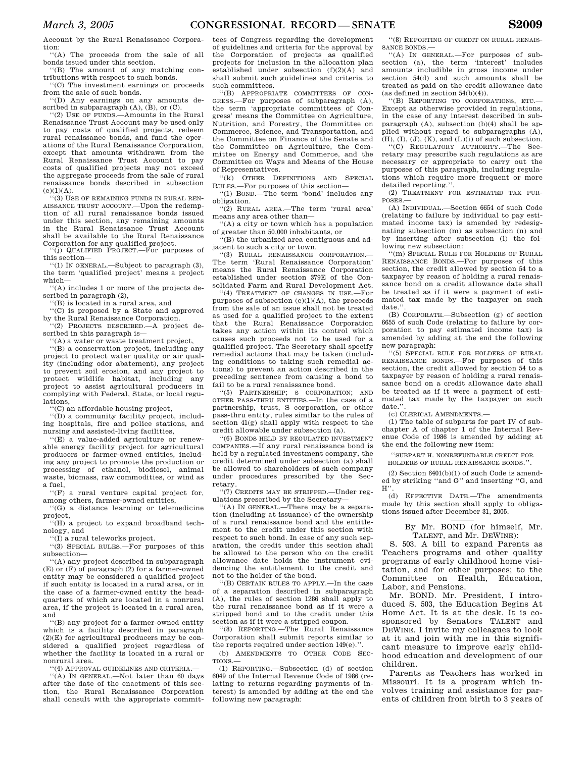Account by the Rural Renaissance Corporation:

''(A) The proceeds from the sale of all bonds issued under this section.

''(B) The amount of any matching contributions with respect to such bonds.

''(C) The investment earnings on proceeds from the sale of such bonds.

''(D) Any earnings on any amounts described in subparagraph (A), (B), or (C).

''(2) USE OF FUNDS.—Amounts in the Rural Renaissance Trust Account may be used only to pay costs of qualified projects, redeem rural renaissance bonds, and fund the operations of the Rural Renaissance Corporation, except that amounts withdrawn from the Rural Renaissance Trust Account to pay costs of qualified projects may not exceed the aggregate proceeds from the sale of rural renaissance bonds described in subsection (e)(1)(A).

''(3) USE OF REMAINING FUNDS IN RURAL RENAISSANCE TRUST ACCOUNT.—Upon the redemption of all rural renaissance bonds issued under this section, any remaining amounts in the Rural Renaissance Trust Account shall be available to the Rural Renaissance Corporation for any qualified project.

''(j) QUALIFIED PROJECT.—For purposes of this section—

''(1) IN GENERAL.—Subject to paragraph (3), the term 'qualified project' means a project which—

''(A) includes 1 or more of the projects described in paragraph (2),

''(B) is located in a rural area, and

''(C) is proposed by a State and approved by the Rural Renaissance Corporation.

''(2) PROJECTS DESCRIBED.—A project described in this paragraph is—

''(A) a water or waste treatment project,

''(B) a conservation project, including any project to protect water quality or air quality (including odor abatement), any project to prevent soil erosion, and any project to protect wildlife habitat, including any project to assist agricultural producers in complying with Federal, State, or local regulations,

''(C) an affordable housing project,

''(D) a community facility project, including hospitals, fire and police stations, and nursing and assisted-living facilities,

''(E) a value-added agriculture or renewable energy facility project for agricultural producers or farmer-owned entities, including any project to promote the production or processing of ethanol, biodiesel, animal waste, biomass, raw commodities, or wind as a fuel,

''(F) a rural venture capital project for, among others, farmer-owned entities,

''(G) a distance learning or telemedicine project,

''(H) a project to expand broadband technology, and

''(I) a rural teleworks project.

''(3) SPECIAL RULES.—For purposes of this subsection—

''(A) any project described in subparagraph (E) or (F) of paragraph (2) for a farmer-owned entity may be considered a qualified project if such entity is located in a rural area, or in the case of a farmer-owned entity the headquarters of which are located in a nonrural area, if the project is located in a rural area, and

''(B) any project for a farmer-owned entity which is a facility described in paragraph (2)(E) for agricultural producers may be considered a qualified project regardless of whether the facility is located in a rural or nonrural area.

''(4) APPROVAL GUIDELINES AND CRITERIA.—

''(A) IN GENERAL.—Not later than 60 days after the date of the enactment of this section, the Rural Renaissance Corporation shall consult with the appropriate committees of Congress regarding the development of guidelines and criteria for the approval by the Corporation of projects as qualified projects for inclusion in the allocation plan established under subsection (f)(2)(A) and shall submit such guidelines and criteria to such committees.

''(B) APPROPRIATE COMMITTEES OF CONGRESS.—For purposes of subparagraph (A), the term 'appropriate committees of Congress' means the Committee on Agriculture, Nutrition, and Forestry, the Committee on Commerce, Science, and Transportation, and the Committee on Finance of the Senate and the Committee on Agriculture, the Committee on Energy and Commerce, and the Committee on Ways and Means of the House of Representatives.

''(k) OTHER DEFINITIONS AND SPECIAL RULES.—For purposes of this section—

''(1) BOND.—The term 'bond' includes any obligation.

''(2) RURAL AREA.—The term 'rural area' means any area other than—

''(A) a city or town which has a population of greater than 50,000 inhabitants, or

''(B) the urbanized area contiguous and adjacent to such a city or town.

''(3) RURAL RENAISSANCE CORPORATION.—The term 'Rural Renaissance Corporation' means the Rural Renaissance Corporation established under section 379E of the Consolidated Farm and Rural Development Act.

''(4) TREATMENT OF CHANGES IN USE.—For purposes of subsection (e)(1)(A), the proceeds from the sale of an issue shall not be treated as used for a qualified project to the extent that the Rural Renaissance Corporation takes any action within its control which causes such proceeds not to be used for a qualified project. The Secretary shall specify remedial actions that may be taken (including conditions to taking such remedial actions) to prevent an action described in the preceding sentence from causing a bond to fail to be a rural renaissance bond.

''(5) PARTNERSHIP; S CORPORATION; AND OTHER PASS-THRU ENTITIES.—In the case of a partnership, trust, S corporation, or other pass-thru entity, rules similar to the rules of section 41(g) shall apply with respect to the credit allowable under subsection (a).

''(6) BONDS HELD BY REGULATED INVESTMENT COMPANIES.—If any rural renaissance bond is held by a regulated investment company, the credit determined under subsection (a) shall be allowed to shareholders of such company under procedures prescribed by the Secretary.

''(7) CREDITS MAY BE STRIPPED.—Under regulations prescribed by the Secretary—

''(A) IN GENERAL.—There may be a separation (including at issuance) of the ownership of a rural renaissance bond and the entitlement to the credit under this section with respect to such bond. In case of any such separation, the credit under this section shall be allowed to the person who on the credit allowance date holds the instrument evidencing the entitlement to the credit and not to the holder of the bond.

''(B) CERTAIN RULES TO APPLY.—In the case of a separation described in subparagraph (A), the rules of section 1286 shall apply to the rural renaissance bond as if it were a stripped bond and to the credit under this section as if it were a stripped coupon.

''(8) REPORTING.—The Rural Renaissance Corporation shall submit reports similar to the reports required under section 149(e).''.

(b) AMENDMENTS TO OTHER CODE SECTIONS.—

(1) REPORTING.—Subsection (d) of section 6049 of the Internal Revenue Code of 1986 (relating to returns regarding payments of interest) is amended by adding at the end the following new paragraph:

''(8) REPORTING OF CREDIT ON RURAL RENAISSANCE BONDS.—

''(A) IN GENERAL.—For purposes of subsection (a), the term 'interest' includes amounts includible in gross income under section 54(d) and such amounts shall be treated as paid on the credit allowance date (as defined in section 54(b)(4)).

''(B) REPORTING TO CORPORATIONS, ETC.—Except as otherwise provided in regulations, in the case of any interest described in subparagraph (A), subsection (b)(4) shall be applied without regard to subparagraphs (A), (H), (I), (J), (K), and (L)(i) of such subsection.

''(C) REGULATORY AUTHORITY.—The Secretary may prescribe such regulations as are necessary or appropriate to carry out the purposes of this paragraph, including regulations which require more frequent or more detailed reporting.''.

(2) TREATMENT FOR ESTIMATED TAX PURPOSES.—

(A) INDIVIDUAL.—Section 6654 of such Code (relating to failure by individual to pay estimated income tax) is amended by redesignating subsection (m) as subsection (n) and by inserting after subsection (l) the following new subsection:

''(m) SPECIAL RULE FOR HOLDERS OF RURAL RENAISSANCE BONDS.—For purposes of this section, the credit allowed by section 54 to a taxpayer by reason of holding a rural renaissance bond on a credit allowance date shall be treated as if it were a payment of estimated tax made by the taxpayer on such date.''.

(B) CORPORATE.—Subsection (g) of section 6655 of such Code (relating to failure by corporation to pay estimated income tax) is amended by adding at the end the following new paragraph:

''(5) SPECIAL RULE FOR HOLDERS OF RURAL RENAISSANCE BONDS.—For purposes of this section, the credit allowed by section 54 to a taxpayer by reason of holding a rural renaissance bond on a credit allowance date shall be treated as if it were a payment of estimated tax made by the taxpayer on such date.''.

(c) CLERICAL AMENDMENTS.—

(1) The table of subparts for part IV of subchapter A of chapter 1 of the Internal Revenue Code of 1986 is amended by adding at the end the following new item:

''SUBPART H. NONREFUNDABLE CREDIT FOR HOLDERS OF RURAL RENAISSANCE BONDS.''.

(2) Section 6401(b)(1) of such Code is amended by striking ''and G'' and inserting ''G, and H''.

(d) EFFECTIVE DATE.—The amendments made by this section shall apply to obligations issued after December 31, 2005.

---

By Mr. BOND (for himself, Mr. TALENT, and Mr. DEWINE):

S. 503. A bill to expand Parents as Teachers programs and other quality programs of early childhood home visitation, and for other purposes; to the Committee on Health, Education, Labor, and Pensions.

Mr. BOND. Mr. President, I introduced S. 503, the Education Begins At Home Act. It is at the desk. It is cosponsored by Senators TALENT and DEWINE. I invite my colleagues to look at it and join with me in this significant measure to improve early childhood education and development of our children.

Parents as Teachers has worked in Missouri. It is a program which involves training and assistance for parents of children from birth to 3 years of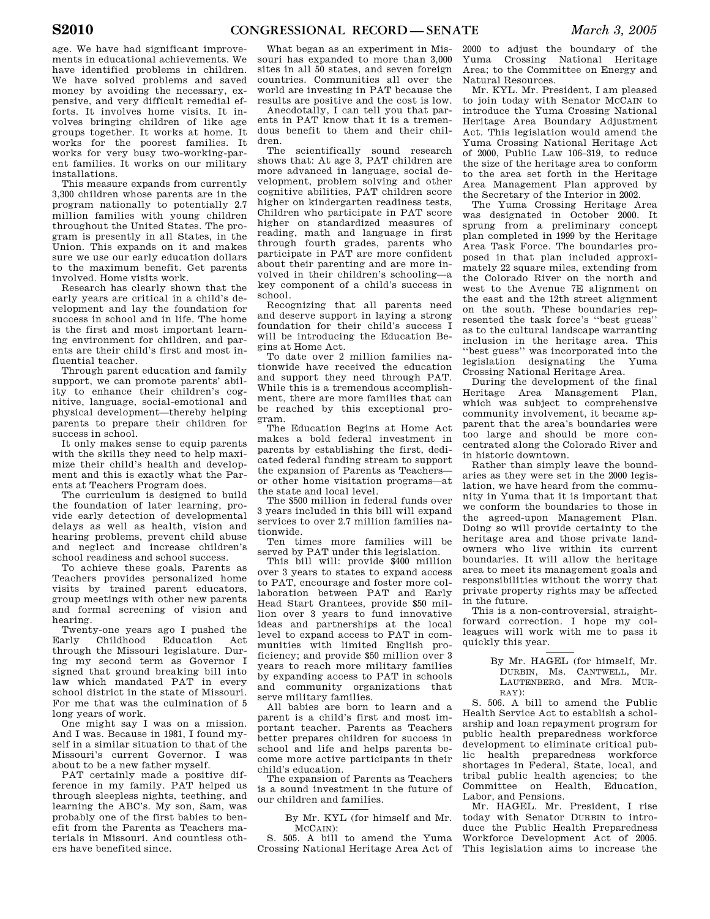age. We have had significant improvements in educational achievements. We have identified problems in children. We have solved problems and saved money by avoiding the necessary, expensive, and very difficult remedial efforts. It involves home visits. It involves bringing children of like age groups together. It works at home. It works for the poorest families. It works for very busy two-working-parent families. It works on our military installations.

This measure expands from currently 3,300 children whose parents are in the program nationally to potentially 2.7 million families with young children throughout the United States. The program is presently in all States, in the Union. This expands on it and makes sure we use our early education dollars to the maximum benefit. Get parents involved. Home visits work.

Research has clearly shown that the early years are critical in a child's development and lay the foundation for success in school and in life. The home is the first and most important learning environment for children, and parents are their child's first and most influential teacher.

Through parent education and family support, we can promote parents' ability to enhance their children's cognitive, language, social-emotional and physical development—thereby helping parents to prepare their children for success in school.

It only makes sense to equip parents with the skills they need to help maximize their child's health and development and this is exactly what the Parents at Teachers Program does.

The curriculum is designed to build the foundation of later learning, provide early detection of developmental delays as well as health, vision and hearing problems, prevent child abuse and neglect and increase children's school readiness and school success.

To achieve these goals, Parents as Teachers provides personalized home visits by trained parent educators, group meetings with other new parents and formal screening of vision and hearing.

Twenty-one years ago I pushed the Early Childhood Education Act through the Missouri legislature. During my second term as Governor I signed that ground breaking bill into law which mandated PAT in every school district in the state of Missouri. For me that was the culmination of 5 long years of work.

One might say I was on a mission. And I was. Because in 1981, I found myself in a similar situation to that of the Missouri's current Governor. I was about to be a new father myself.

PAT certainly made a positive difference in my family. PAT helped us through sleepless nights, teething, and learning the ABC's. My son, Sam, was probably one of the first babies to benefit from the Parents as Teachers materials in Missouri. And countless others have benefited since.

What began as an experiment in Missouri has expanded to more than 3,000 sites in all 50 states, and seven foreign countries. Communities all over the world are investing in PAT because the results are positive and the cost is low.

Anecdotally, I can tell you that parents in PAT know that it is a tremendous benefit to them and their children.

The scientifically sound research shows that: At age 3, PAT children are more advanced in language, social development, problem solving and other cognitive abilities, PAT children score higher on kindergarten readiness tests, Children who participate in PAT score higher on standardized measures of reading, math and language in first through fourth grades, parents who participate in PAT are more confident about their parenting and are more involved in their children's schooling—a key component of a child's success in school.

Recognizing that all parents need and deserve support in laying a strong foundation for their child's success I will be introducing the Education Begins at Home Act.

To date over 2 million families nationwide have received the education and support they need through PAT. While this is a tremendous accomplishment, there are more families that can be reached by this exceptional program.

The Education Begins at Home Act makes a bold federal investment in parents by establishing the first, dedicated federal funding stream to support the expansion of Parents as Teachers—or other home visitation programs—at the state and local level.

The $500 million in federal funds over 3 years included in this bill will expand services to over 2.7 million families nationwide.

Ten times more families will be served by PAT under this legislation.

This bill will: provide $400 million over 3 years to states to expand access to PAT, encourage and foster more collaboration between PAT and Early Head Start Grantees, provide $50 million over 3 years to fund innovative ideas and partnerships at the local level to expand access to PAT in communities with limited English proficiency; and provide $50 million over 3 years to reach more military families by expanding access to PAT in schools and community organizations that serve military families.

All babies are born to learn and a parent is a child's first and most important teacher. Parents as Teachers better prepares children for success in school and life and helps parents become more active participants in their child's education.

The expansion of Parents as Teachers is a sound investment in the future of our children and families.

---

By Mr. KYL (for himself and Mr. MCCAIN):

S. 505. A bill to amend the Yuma Crossing National Heritage Area Act of 2000 to adjust the boundary of the Yuma Crossing National Heritage Area; to the Committee on Energy and Natural Resources.

Mr. KYL. Mr. President, I am pleased to join today with Senator MCCAIN to introduce the Yuma Crossing National Heritage Area Boundary Adjustment Act. This legislation would amend the Yuma Crossing National Heritage Act of 2000, Public Law 106–319, to reduce the size of the heritage area to conform to the area set forth in the Heritage Area Management Plan approved by the Secretary of the Interior in 2002.

The Yuma Crossing Heritage Area was designated in October 2000. It sprung from a preliminary concept plan completed in 1999 by the Heritage Area Task Force. The boundaries proposed in that plan included approximately 22 square miles, extending from the Colorado River on the north and west to the Avenue 7E alignment on the east and the 12th street alignment on the south. These boundaries represented the task force's ''best guess'' as to the cultural landscape warranting inclusion in the heritage area. This ''best guess'' was incorporated into the legislation designating the Yuma Crossing National Heritage Area.

During the development of the final Heritage Area Management Plan, which was subject to comprehensive community involvement, it became apparent that the area's boundaries were too large and should be more concentrated along the Colorado River and in historic downtown.

Rather than simply leave the boundaries as they were set in the 2000 legislation, we have heard from the community in Yuma that it is important that we conform the boundaries to those in the agreed-upon Management Plan. Doing so will provide certainty to the heritage area and those private landowners who live within its current boundaries. It will allow the heritage area to meet its management goals and responsibilities without the worry that private property rights may be affected in the future.

This is a non-controversial, straightforward correction. I hope my colleagues will work with me to pass it quickly this year.

---

By Mr. HAGEL (for himself, Mr. DURBIN, Ms. CANTWELL, Mr. LAUTENBERG, and Mrs. MURRAY):

S. 506. A bill to amend the Public Health Service Act to establish a scholarship and loan repayment program for public health preparedness workforce development to eliminate critical public health preparedness workforce shortages in Federal, State, local, and tribal public health agencies; to the Committee on Health, Education, Labor, and Pensions.

Mr. HAGEL. Mr. President, I rise today with Senator DURBIN to introduce the Public Health Preparedness Workforce Development Act of 2005. This legislation aims to increase the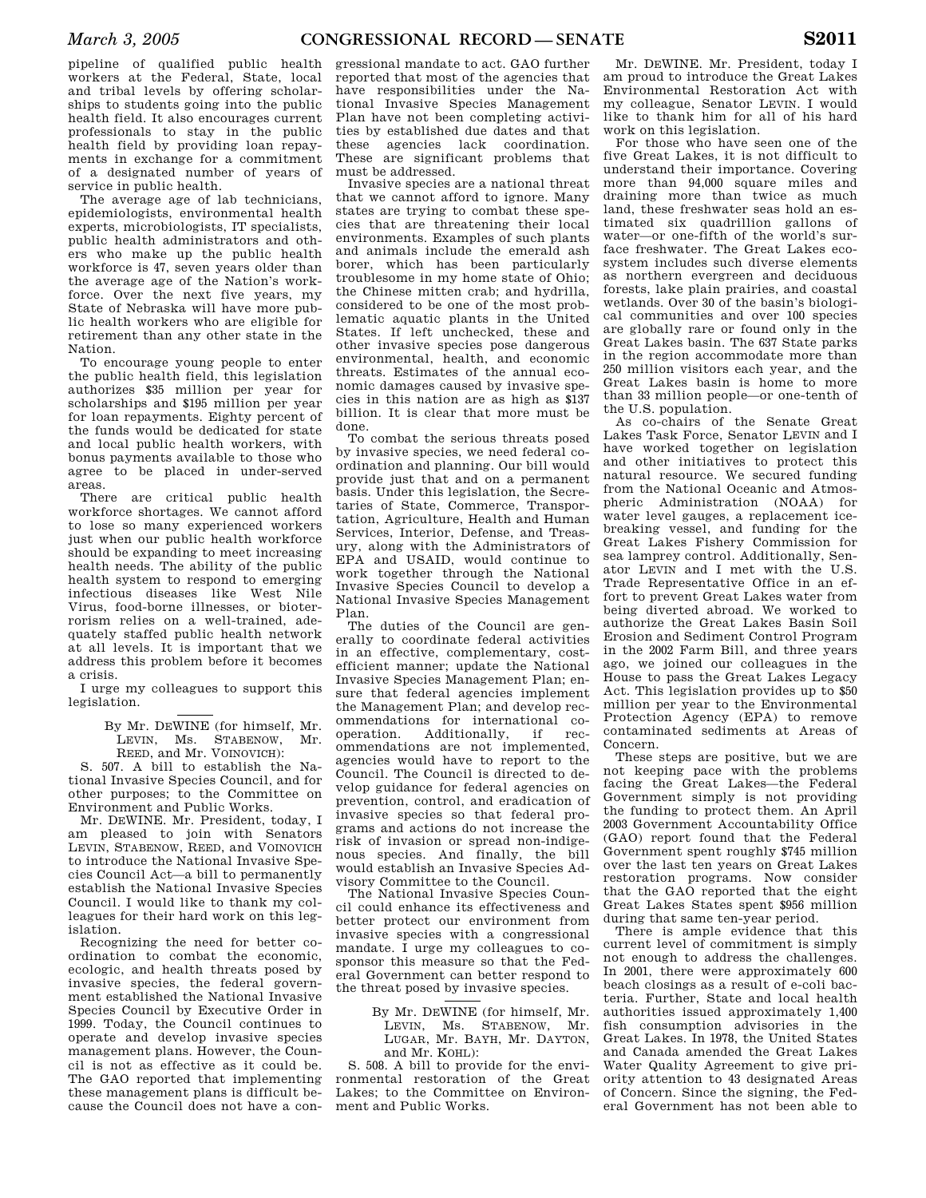pipeline of qualified public health workers at the Federal, State, local and tribal levels by offering scholarships to students going into the public health field. It also encourages current professionals to stay in the public health field by providing loan repayments in exchange for a commitment of a designated number of years of service in public health.

The average age of lab technicians, epidemiologists, environmental health experts, microbiologists, IT specialists, public health administrators and others who make up the public health workforce is 47, seven years older than the average age of the Nation's workforce. Over the next five years, my State of Nebraska will have more public health workers who are eligible for retirement than any other state in the Nation.

To encourage young people to enter the public health field, this legislation authorizes $35 million per year for scholarships and $195 million per year for loan repayments. Eighty percent of the funds would be dedicated for state and local public health workers, with bonus payments available to those who agree to be placed in under-served areas.

There are critical public health workforce shortages. We cannot afford to lose so many experienced workers just when our public health workforce should be expanding to meet increasing health needs. The ability of the public health system to respond to emerging infectious diseases like West Nile Virus, food-borne illnesses, or bioterrorism relies on a well-trained, adequately staffed public health network at all levels. It is important that we address this problem before it becomes a crisis.

I urge my colleagues to support this legislation.

By Mr. DEWINE (for himself, Mr. LEVIN, Ms. STABENOW, Mr. REED, and Mr. VOINOVICH):

S. 507. A bill to establish the National Invasive Species Council, and for other purposes; to the Committee on Environment and Public Works.

Mr. DEWINE. Mr. President, today, I am pleased to join with Senators LEVIN, STABENOW, REED, and VOINOVICH to introduce the National Invasive Species Council Act—a bill to permanently establish the National Invasive Species Council. I would like to thank my colleagues for their hard work on this legislation.

Recognizing the need for better coordination to combat the economic, ecologic, and health threats posed by invasive species, the federal government established the National Invasive Species Council by Executive Order in 1999. Today, the Council continues to operate and develop invasive species management plans. However, the Council is not as effective as it could be. The GAO reported that implementing these management plans is difficult because the Council does not have a congressional mandate to act. GAO further reported that most of the agencies that have responsibilities under the National Invasive Species Management Plan have not been completing activities by established due dates and that these agencies lack coordination. These are significant problems that must be addressed.

Invasive species are a national threat that we cannot afford to ignore. Many states are trying to combat these species that are threatening their local environments. Examples of such plants and animals include the emerald ash borer, which has been particularly troublesome in my home state of Ohio; the Chinese mitten crab; and hydrilla, considered to be one of the most problematic aquatic plants in the United States. If left unchecked, these and other invasive species pose dangerous environmental, health, and economic threats. Estimates of the annual economic damages caused by invasive species in this nation are as high as $137 billion. It is clear that more must be done.

To combat the serious threats posed by invasive species, we need federal coordination and planning. Our bill would provide just that and on a permanent basis. Under this legislation, the Secretaries of State, Commerce, Transportation, Agriculture, Health and Human Services, Interior, Defense, and Treasury, along with the Administrators of EPA and USAID, would continue to work together through the National Invasive Species Council to develop a National Invasive Species Management Plan.

The duties of the Council are generally to coordinate federal activities in an effective, complementary, cost-efficient manner; update the National Invasive Species Management Plan; ensure that federal agencies implement the Management Plan; and develop recommendations for international cooperation. Additionally, if recommendations are not implemented, agencies would have to report to the Council. The Council is directed to develop guidance for federal agencies on prevention, control, and eradication of invasive species so that federal programs and actions do not increase the risk of invasion or spread non-indigenous species. And finally, the bill would establish an Invasive Species Advisory Committee to the Council.

The National Invasive Species Council could enhance its effectiveness and better protect our environment from invasive species with a congressional mandate. I urge my colleagues to cosponsor this measure so that the Federal Government can better respond to the threat posed by invasive species.

By Mr. DEWINE (for himself, Mr. LEVIN, Ms. STABENOW, Mr. LUGAR, Mr. BAYH, Mr. DAYTON, and Mr. KOHL):

S. 508. A bill to provide for the environmental restoration of the Great Lakes; to the Committee on Environment and Public Works.

Mr. DEWINE. Mr. President, today I am proud to introduce the Great Lakes Environmental Restoration Act with my colleague, Senator LEVIN. I would like to thank him for all of his hard work on this legislation.

For those who have seen one of the five Great Lakes, it is not difficult to understand their importance. Covering more than 94,000 square miles and draining more than twice as much land, these freshwater seas hold an estimated six quadrillion gallons of water—or one-fifth of the world's surface freshwater. The Great Lakes ecosystem includes such diverse elements as northern evergreen and deciduous forests, lake plain prairies, and coastal wetlands. Over 30 of the basin's biological communities and over 100 species are globally rare or found only in the Great Lakes basin. The 637 State parks in the region accommodate more than 250 million visitors each year, and the Great Lakes basin is home to more than 33 million people—or one-tenth of the U.S. population.

As co-chairs of the Senate Great Lakes Task Force, Senator LEVIN and I have worked together on legislation and other initiatives to protect this natural resource. We secured funding from the National Oceanic and Atmospheric Administration (NOAA) for water level gauges, a replacement icebreaking vessel, and funding for the Great Lakes Fishery Commission for sea lamprey control. Additionally, Senator LEVIN and I met with the U.S. Trade Representative Office in an effort to prevent Great Lakes water from being diverted abroad. We worked to authorize the Great Lakes Basin Soil Erosion and Sediment Control Program in the 2002 Farm Bill, and three years ago, we joined our colleagues in the House to pass the Great Lakes Legacy Act. This legislation provides up to $50 million per year to the Environmental Protection Agency (EPA) to remove contaminated sediments at Areas of Concern.

These steps are positive, but we are not keeping pace with the problems facing the Great Lakes—the Federal Government simply is not providing the funding to protect them. An April 2003 Government Accountability Office (GAO) report found that the Federal Government spent roughly $745 million over the last ten years on Great Lakes restoration programs. Now consider that the GAO reported that the eight Great Lakes States spent $956 million during that same ten-year period.

There is ample evidence that this current level of commitment is simply not enough to address the challenges. In 2001, there were approximately 600 beach closings as a result of e-coli bacteria. Further, State and local health authorities issued approximately 1,400 fish consumption advisories in the Great Lakes. In 1978, the United States and Canada amended the Great Lakes Water Quality Agreement to give priority attention to 43 designated Areas of Concern. Since the signing, the Federal Government has not been able to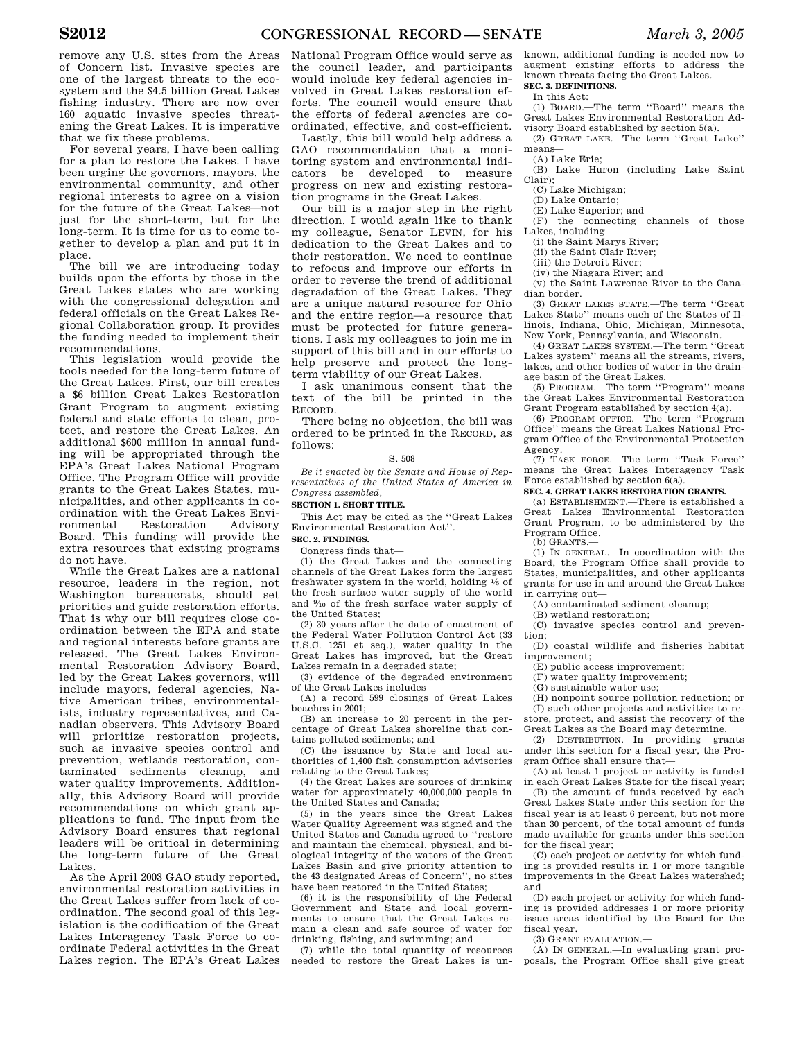remove any U.S. sites from the Areas of Concern list. Invasive species are one of the largest threats to the ecosystem and the $4.5 billion Great Lakes fishing industry. There are now over 160 aquatic invasive species threatening the Great Lakes. It is imperative that we fix these problems.

For several years, I have been calling for a plan to restore the Lakes. I have been urging the governors, mayors, the environmental community, and other regional interests to agree on a vision for the future of the Great Lakes—not just for the short-term, but for the long-term. It is time for us to come together to develop a plan and put it in place.

The bill we are introducing today builds upon the efforts by those in the Great Lakes states who are working with the congressional delegation and federal officials on the Great Lakes Regional Collaboration group. It provides the funding needed to implement their recommendations.

This legislation would provide the tools needed for the long-term future of the Great Lakes. First, our bill creates a $6 billion Great Lakes Restoration Grant Program to augment existing federal and state efforts to clean, protect, and restore the Great Lakes. An additional $600 million in annual funding will be appropriated through the EPA's Great Lakes National Program Office. The Program Office will provide grants to the Great Lakes States, municipalities, and other applicants in coordination with the Great Lakes Environmental Restoration Advisory Board. This funding will provide the extra resources that existing programs do not have.

While the Great Lakes are a national resource, leaders in the region, not Washington bureaucrats, should set priorities and guide restoration efforts. That is why our bill requires close coordination between the EPA and state and regional interests before grants are released. The Great Lakes Environmental Restoration Advisory Board, led by the Great Lakes governors, will include mayors, federal agencies, Native American tribes, environmentalists, industry representatives, and Canadian observers. This Advisory Board will prioritize restoration projects, such as invasive species control and prevention, wetlands restoration, contaminated sediments cleanup, and water quality improvements. Additionally, this Advisory Board will provide recommendations on which grant applications to fund. The input from the Advisory Board ensures that regional leaders will be critical in determining the long-term future of the Great Lakes.

As the April 2003 GAO study reported, environmental restoration activities in the Great Lakes suffer from lack of coordination. The second goal of this legislation is the codification of the Great Lakes Interagency Task Force to coordinate Federal activities in the Great Lakes region. The EPA's Great Lakes National Program Office would serve as the council leader, and participants would include key federal agencies involved in Great Lakes restoration efforts. The council would ensure that the efforts of federal agencies are coordinated, effective, and cost-efficient.

Lastly, this bill would help address a GAO recommendation that a monitoring system and environmental indicators be developed to measure progress on new and existing restoration programs in the Great Lakes.

Our bill is a major step in the right direction. I would again like to thank my colleague, Senator LEVIN, for his dedication to the Great Lakes and to their restoration. We need to continue to refocus and improve our efforts in order to reverse the trend of additional degradation of the Great Lakes. They are a unique natural resource for Ohio and the entire region—a resource that must be protected for future generations. I ask my colleagues to join me in support of this bill and in our efforts to help preserve and protect the long-term viability of our Great Lakes.

I ask unanimous consent that the text of the bill be printed in the RECORD.

There being no objection, the bill was ordered to be printed in the RECORD, as follows:

S. 508

*Be it enacted by the Senate and House of Representatives of the United States of America in Congress assembled,*

**SECTION 1. SHORT TITLE.**

This Act may be cited as the "Great Lakes Environmental Restoration Act".

**SEC. 2. FINDINGS.**

Congress finds that—

(1) the Great Lakes and the connecting channels of the Great Lakes form the largest freshwater system in the world, holding ⅕ of the fresh surface water supply of the world and 9/10 of the fresh surface water supply of the United States;

(2) 30 years after the date of enactment of the Federal Water Pollution Control Act (33 U.S.C. 1251 et seq.), water quality in the Great Lakes has improved, but the Great Lakes remain in a degraded state;

(3) evidence of the degraded environment of the Great Lakes includes—

(A) a record 599 closings of Great Lakes beaches in 2001;

(B) an increase to 20 percent in the percentage of Great Lakes shoreline that contains polluted sediments; and

(C) the issuance by State and local authorities of 1,400 fish consumption advisories relating to the Great Lakes;

(4) the Great Lakes are sources of drinking water for approximately 40,000,000 people in the United States and Canada;

(5) in the years since the Great Lakes Water Quality Agreement was signed and the United States and Canada agreed to "restore and maintain the chemical, physical, and biological integrity of the waters of the Great Lakes Basin and give priority attention to the 43 designated Areas of Concern", no sites have been restored in the United States;

(6) it is the responsibility of the Federal Government and State and local governments to ensure that the Great Lakes remain a clean and safe source of water for drinking, fishing, and swimming; and

(7) while the total quantity of resources needed to restore the Great Lakes is unknown, additional funding is needed now to augment existing efforts to address the known threats facing the Great Lakes.

**SEC. 3. DEFINITIONS.**

In this Act:

(1) BOARD.—The term "Board" means the Great Lakes Environmental Restoration Advisory Board established by section 5(a).

(2) GREAT LAKE.—The term "Great Lake" means—

(A) Lake Erie;

(B) Lake Huron (including Lake Saint Clair);

(C) Lake Michigan;

(D) Lake Ontario;

(E) Lake Superior; and

(F) the connecting channels of those Lakes, including—

(i) the Saint Marys River;

(ii) the Saint Clair River;

(iii) the Detroit River;

(iv) the Niagara River; and

(v) the Saint Lawrence River to the Canadian border.

(3) GREAT LAKES STATE.—The term "Great Lakes State" means each of the States of Illinois, Indiana, Ohio, Michigan, Minnesota, New York, Pennsylvania, and Wisconsin.

(4) GREAT LAKES SYSTEM.—The term "Great Lakes system" means all the streams, rivers, lakes, and other bodies of water in the drainage basin of the Great Lakes.

(5) PROGRAM.—The term "Program" means the Great Lakes Environmental Restoration Grant Program established by section 4(a).

(6) PROGRAM OFFICE.—The term "Program Office" means the Great Lakes National Program Office of the Environmental Protection Agency.

(7) TASK FORCE.—The term "Task Force" means the Great Lakes Interagency Task Force established by section 6(a).

**SEC. 4. GREAT LAKES RESTORATION GRANTS.**

(a) ESTABLISHMENT.—There is established a Great Lakes Environmental Restoration Grant Program, to be administered by the Program Office.

(b) GRANTS.—

(1) IN GENERAL.—In coordination with the Board, the Program Office shall provide to States, municipalities, and other applicants grants for use in and around the Great Lakes in carrying out—

(A) contaminated sediment cleanup;

(B) wetland restoration;

(C) invasive species control and prevention;

(D) coastal wildlife and fisheries habitat improvement;

(E) public access improvement;

(F) water quality improvement;

(G) sustainable water use;

(H) nonpoint source pollution reduction; or

(I) such other projects and activities to restore, protect, and assist the recovery of the Great Lakes as the Board may determine.

(2) DISTRIBUTION.—In providing grants under this section for a fiscal year, the Program Office shall ensure that—

(A) at least 1 project or activity is funded in each Great Lakes State for the fiscal year;

(B) the amount of funds received by each Great Lakes State under this section for the fiscal year is at least 6 percent, but not more than 30 percent, of the total amount of funds made available for grants under this section for the fiscal year;

(C) each project or activity for which funding is provided results in 1 or more tangible improvements in the Great Lakes watershed; and

(D) each project or activity for which funding is provided addresses 1 or more priority issue areas identified by the Board for the fiscal year.

(3) GRANT EVALUATION.—

(A) IN GENERAL.—In evaluating grant proposals, the Program Office shall give great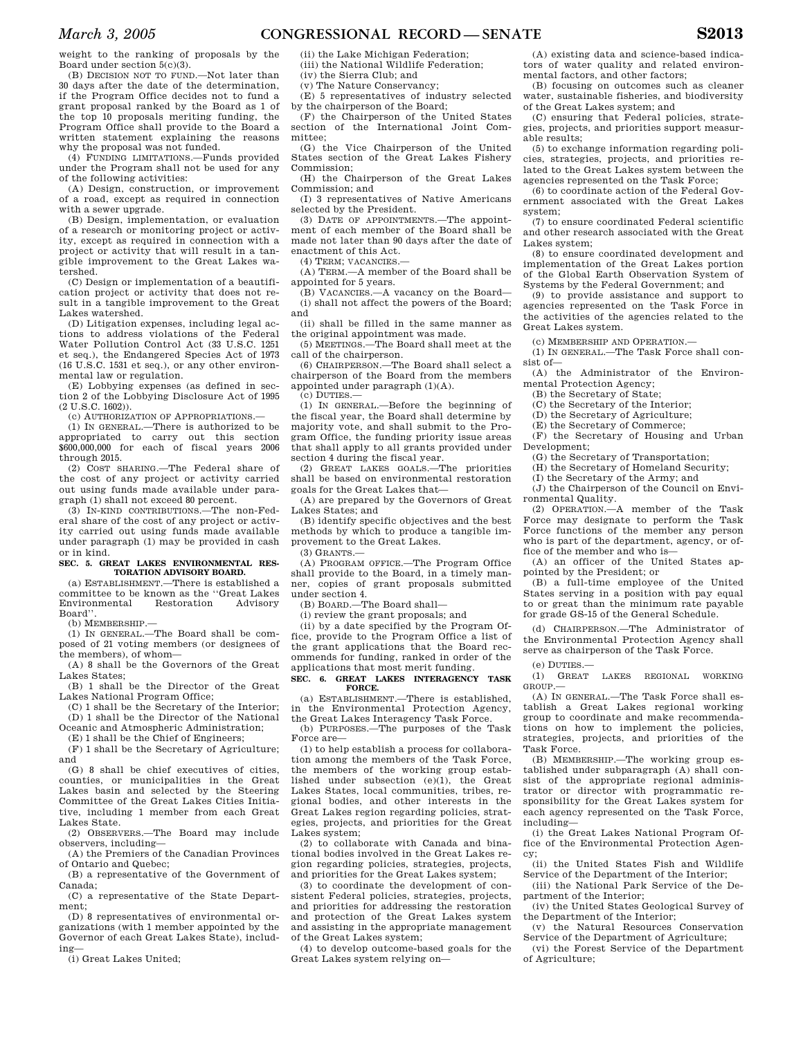weight to the ranking of proposals by the Board under section 5(c)(3).

(B) DECISION NOT TO FUND.—Not later than 30 days after the date of the determination, if the Program Office decides not to fund a grant proposal ranked by the Board as 1 of the top 10 proposals meriting funding, the Program Office shall provide to the Board a written statement explaining the reasons why the proposal was not funded.

(4) FUNDING LIMITATIONS.—Funds provided under the Program shall not be used for any of the following activities:

(A) Design, construction, or improvement of a road, except as required in connection with a sewer upgrade.

(B) Design, implementation, or evaluation of a research or monitoring project or activity, except as required in connection with a project or activity that will result in a tangible improvement to the Great Lakes watershed.

(C) Design or implementation of a beautification project or activity that does not result in a tangible improvement to the Great Lakes watershed.

(D) Litigation expenses, including legal actions to address violations of the Federal Water Pollution Control Act (33 U.S.C. 1251 et seq.), the Endangered Species Act of 1973 (16 U.S.C. 1531 et seq.), or any other environmental law or regulation.

(E) Lobbying expenses (as defined in section 2 of the Lobbying Disclosure Act of 1995 (2 U.S.C. 1602)).

(c) AUTHORIZATION OF APPROPRIATIONS.—

(1) IN GENERAL.—There is authorized to be appropriated to carry out this section $600,000,000 for each of fiscal years 2006 through 2015.

(2) COST SHARING.—The Federal share of the cost of any project or activity carried out using funds made available under paragraph (1) shall not exceed 80 percent.

(3) IN-KIND CONTRIBUTIONS.—The non-Federal share of the cost of any project or activity carried out using funds made available under paragraph (1) may be provided in cash or in kind.

**SEC. 5. GREAT LAKES ENVIRONMENTAL RESTORATION ADVISORY BOARD.**

(a) ESTABLISHMENT.—There is established a committee to be known as the ''Great Lakes Environmental Restoration Advisory Board''.

(b) MEMBERSHIP.—

(1) IN GENERAL.—The Board shall be composed of 21 voting members (or designees of the members), of whom—

(A) 8 shall be the Governors of the Great Lakes States;

(B) 1 shall be the Director of the Great Lakes National Program Office;

(C) 1 shall be the Secretary of the Interior;

(D) 1 shall be the Director of the National Oceanic and Atmospheric Administration;

(E) 1 shall be the Chief of Engineers;

(F) 1 shall be the Secretary of Agriculture; and

(G) 8 shall be chief executives of cities, counties, or municipalities in the Great Lakes basin and selected by the Steering Committee of the Great Lakes Cities Initiative, including 1 member from each Great Lakes State.

(2) OBSERVERS.—The Board may include observers, including—

(A) the Premiers of the Canadian Provinces of Ontario and Quebec;

(B) a representative of the Government of Canada;

(C) a representative of the State Department;

(D) 8 representatives of environmental organizations (with 1 member appointed by the Governor of each Great Lakes State), including—

(i) Great Lakes United;

(ii) the Lake Michigan Federation;

(iii) the National Wildlife Federation;

(iv) the Sierra Club; and

(v) The Nature Conservancy;

(E) 5 representatives of industry selected by the chairperson of the Board;

(F) the Chairperson of the United States section of the International Joint Committee;

(G) the Vice Chairperson of the United States section of the Great Lakes Fishery Commission;

(H) the Chairperson of the Great Lakes Commission; and

(I) 3 representatives of Native Americans selected by the President.

(3) DATE OF APPOINTMENTS.—The appointment of each member of the Board shall be made not later than 90 days after the date of enactment of this Act.

(4) TERM; VACANCIES.—

(A) TERM.—A member of the Board shall be appointed for 5 years.

(B) VACANCIES.—A vacancy on the Board—

(i) shall not affect the powers of the Board; and

(ii) shall be filled in the same manner as the original appointment was made.

(5) MEETINGS.—The Board shall meet at the call of the chairperson.

(6) CHAIRPERSON.—The Board shall select a chairperson of the Board from the members appointed under paragraph (1)(A).

(c) DUTIES.—

(1) IN GENERAL.—Before the beginning of the fiscal year, the Board shall determine by majority vote, and shall submit to the Program Office, the funding priority issue areas that shall apply to all grants provided under section 4 during the fiscal year.

(2) GREAT LAKES GOALS.—The priorities shall be based on environmental restoration goals for the Great Lakes that—

(A) are prepared by the Governors of Great Lakes States; and

(B) identify specific objectives and the best methods by which to produce a tangible improvement to the Great Lakes.

(3) GRANTS.—

(A) PROGRAM OFFICE.—The Program Office shall provide to the Board, in a timely manner, copies of grant proposals submitted under section 4.

(B) BOARD.—The Board shall—

(i) review the grant proposals; and

(ii) by a date specified by the Program Office, provide to the Program Office a list of the grant applications that the Board recommends for funding, ranked in order of the applications that most merit funding.

**SEC. 6. GREAT LAKES INTERAGENCY TASK FORCE.**

(a) ESTABLISHMENT.—There is established, in the Environmental Protection Agency, the Great Lakes Interagency Task Force.

(b) PURPOSES.—The purposes of the Task Force are—

(1) to help establish a process for collaboration among the members of the Task Force, the members of the working group established under subsection (e)(1), the Great Lakes States, local communities, tribes, regional bodies, and other interests in the Great Lakes region regarding policies, strategies, projects, and priorities for the Great Lakes system;

(2) to collaborate with Canada and binational bodies involved in the Great Lakes region regarding policies, strategies, projects, and priorities for the Great Lakes system;

(3) to coordinate the development of consistent Federal policies, strategies, projects, and priorities for addressing the restoration and protection of the Great Lakes system and assisting in the appropriate management of the Great Lakes system;

(4) to develop outcome-based goals for the Great Lakes system relying on—

(A) existing data and science-based indicators of water quality and related environmental factors, and other factors;

(B) focusing on outcomes such as cleaner water, sustainable fisheries, and biodiversity of the Great Lakes system; and

(C) ensuring that Federal policies, strategies, projects, and priorities support measurable results;

(5) to exchange information regarding policies, strategies, projects, and priorities related to the Great Lakes system between the agencies represented on the Task Force;

(6) to coordinate action of the Federal Government associated with the Great Lakes system;

(7) to ensure coordinated Federal scientific and other research associated with the Great Lakes system;

(8) to ensure coordinated development and implementation of the Great Lakes portion of the Global Earth Observation System of Systems by the Federal Government; and

(9) to provide assistance and support to agencies represented on the Task Force in the activities of the agencies related to the Great Lakes system.

(c) MEMBERSHIP AND OPERATION.—

(1) IN GENERAL.—The Task Force shall consist of—

(A) the Administrator of the Environmental Protection Agency;

(B) the Secretary of State;

(C) the Secretary of the Interior;

(D) the Secretary of Agriculture;

(E) the Secretary of Commerce;

(F) the Secretary of Housing and Urban Development;

(G) the Secretary of Transportation;

(H) the Secretary of Homeland Security;

(I) the Secretary of the Army; and

(J) the Chairperson of the Council on Environmental Quality.

(2) OPERATION.—A member of the Task Force may designate to perform the Task Force functions of the member any person who is part of the department, agency, or office of the member and who is—

(A) an officer of the United States appointed by the President; or

(B) a full-time employee of the United States serving in a position with pay equal to or greater than the minimum rate payable for grade GS-15 of the General Schedule.

(d) CHAIRPERSON.—The Administrator of the Environmental Protection Agency shall serve as chairperson of the Task Force.

(e) DUTIES.—

(1) GREAT LAKES REGIONAL WORKING GROUP.—

(A) IN GENERAL.—The Task Force shall establish a Great Lakes regional working group to coordinate and make recommendations on how to implement the policies, strategies, projects, and priorities of the Task Force.

(B) MEMBERSHIP.—The working group established under subparagraph (A) shall consist of the appropriate regional administrator or director with programmatic responsibility for the Great Lakes system for each agency represented on the Task Force, including—

(i) the Great Lakes National Program Office of the Environmental Protection Agency;

(ii) the United States Fish and Wildlife Service of the Department of the Interior;

(iii) the National Park Service of the Department of the Interior;

(iv) the United States Geological Survey of the Department of the Interior;

(v) the Natural Resources Conservation Service of the Department of Agriculture;

(vi) the Forest Service of the Department of Agriculture;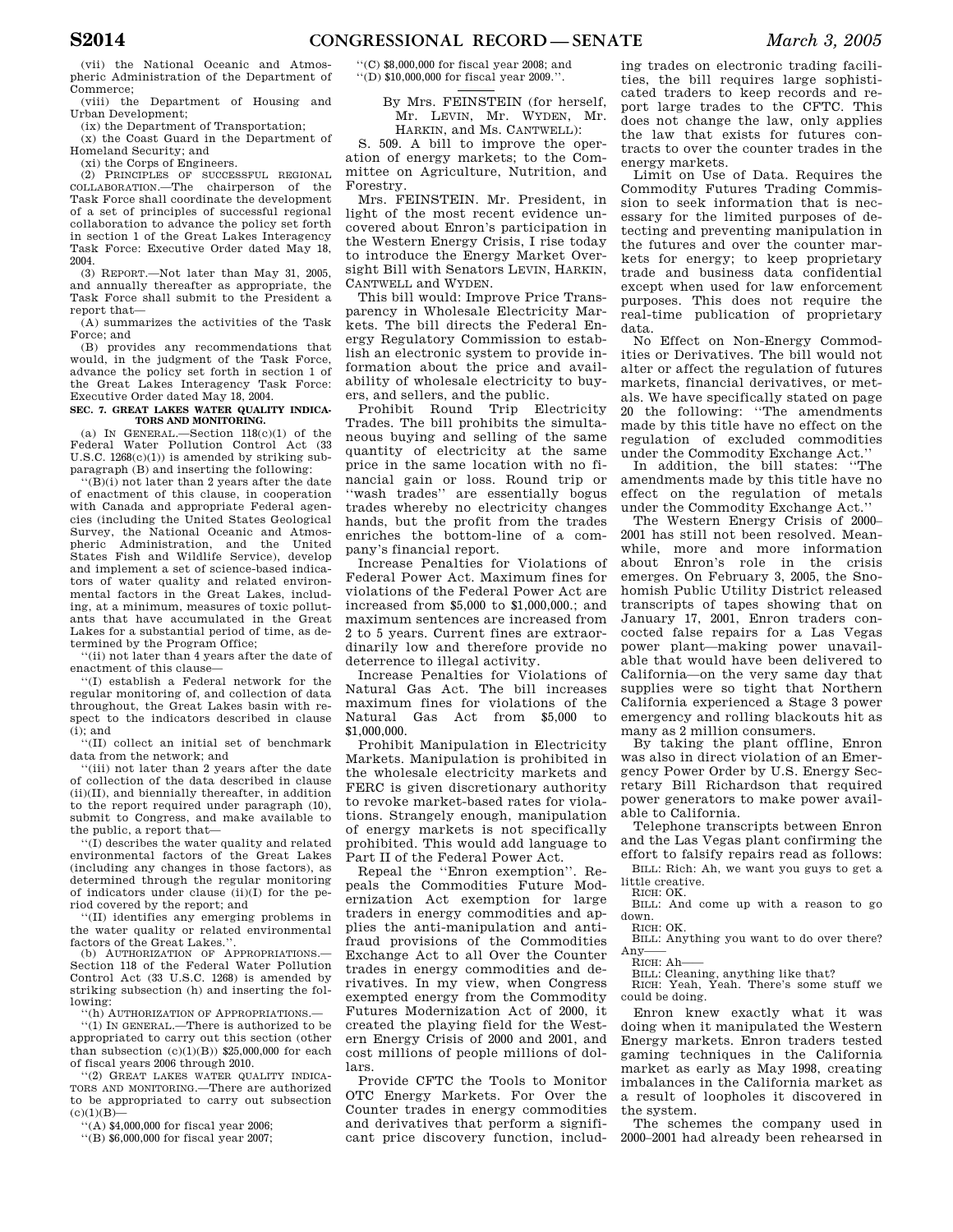(vii) the National Oceanic and Atmospheric Administration of the Department of Commerce;

(viii) the Department of Housing and Urban Development;

(ix) the Department of Transportation;

(x) the Coast Guard in the Department of Homeland Security; and

(xi) the Corps of Engineers.

(2) PRINCIPLES OF SUCCESSFUL REGIONAL COLLABORATION.—The chairperson of the Task Force shall coordinate the development of a set of principles of successful regional collaboration to advance the policy set forth in section 1 of the Great Lakes Interagency Task Force: Executive Order dated May 18, 2004.

(3) REPORT.—Not later than May 31, 2005, and annually thereafter as appropriate, the Task Force shall submit to the President a report that—

(A) summarizes the activities of the Task Force; and

(B) provides any recommendations that would, in the judgment of the Task Force, advance the policy set forth in section 1 of the Great Lakes Interagency Task Force: Executive Order dated May 18, 2004.

**SEC. 7. GREAT LAKES WATER QUALITY INDICATORS AND MONITORING.**

(a) IN GENERAL.—Section 118(c)(1) of the Federal Water Pollution Control Act (33 U.S.C. 1268(c)(1)) is amended by striking subparagraph (B) and inserting the following:

''(B)(i) not later than 2 years after the date of enactment of this clause, in cooperation with Canada and appropriate Federal agencies (including the United States Geological Survey, the National Oceanic and Atmospheric Administration, and the United States Fish and Wildlife Service), develop and implement a set of science-based indicators of water quality and related environmental factors in the Great Lakes, including, at a minimum, measures of toxic pollutants that have accumulated in the Great Lakes for a substantial period of time, as determined by the Program Office;

''(ii) not later than 4 years after the date of enactment of this clause—

''(I) establish a Federal network for the regular monitoring of, and collection of data throughout, the Great Lakes basin with respect to the indicators described in clause (i); and

''(II) collect an initial set of benchmark data from the network; and

''(iii) not later than 2 years after the date of collection of the data described in clause (ii)(II), and biennially thereafter, in addition to the report required under paragraph (10), submit to Congress, and make available to the public, a report that—

''(I) describes the water quality and related environmental factors of the Great Lakes (including any changes in those factors), as determined through the regular monitoring of indicators under clause (ii)(I) for the period covered by the report; and

''(II) identifies any emerging problems in the water quality or related environmental factors of the Great Lakes.''.

(b) AUTHORIZATION OF APPROPRIATIONS.—Section 118 of the Federal Water Pollution Control Act (33 U.S.C. 1268) is amended by striking subsection (h) and inserting the following:

''(h) AUTHORIZATION OF APPROPRIATIONS.—

''(1) IN GENERAL.—There is authorized to be appropriated to carry out this section (other than subsection (c)(1)(B)) $25,000,000 for each of fiscal years 2006 through 2010.

''(2) GREAT LAKES WATER QUALITY INDICATORS AND MONITORING.—There are authorized to be appropriated to carry out subsection (c)(1)(B)—

''(A) $4,000,000 for fiscal year 2006;

''(B) $6,000,000 for fiscal year 2007;

''(C) $8,000,000 for fiscal year 2008; and

''(D) $10,000,000 for fiscal year 2009.''.

---

By Mrs. FEINSTEIN (for herself, Mr. LEVIN, Mr. WYDEN, Mr. HARKIN, and Ms. CANTWELL):

S. 509. A bill to improve the operation of energy markets; to the Committee on Agriculture, Nutrition, and Forestry.

Mrs. FEINSTEIN. Mr. President, in light of the most recent evidence uncovered about Enron's participation in the Western Energy Crisis, I rise today to introduce the Energy Market Oversight Bill with Senators LEVIN, HARKIN, CANTWELL and WYDEN.

This bill would: Improve Price Transparency in Wholesale Electricity Markets. The bill directs the Federal Energy Regulatory Commission to establish an electronic system to provide information about the price and availability of wholesale electricity to buyers, and sellers, and the public.

Prohibit Round Trip Electricity Trades. The bill prohibits the simultaneous buying and selling of the same quantity of electricity at the same price in the same location with no financial gain or loss. Round trip or ''wash trades'' are essentially bogus trades whereby no electricity changes hands, but the profit from the trades enriches the bottom-line of a company's financial report.

Increase Penalties for Violations of Federal Power Act. Maximum fines for violations of the Federal Power Act are increased from $5,000 to $1,000,000.; and maximum sentences are increased from 2 to 5 years. Current fines are extraordinarily low and therefore provide no deterrence to illegal activity.

Increase Penalties for Violations of Natural Gas Act. The bill increases maximum fines for violations of the Natural Gas Act from $5,000 to $1,000,000.

Prohibit Manipulation in Electricity Markets. Manipulation is prohibited in the wholesale electricity markets and FERC is given discretionary authority to revoke market-based rates for violations. Strangely enough, manipulation of energy markets is not specifically prohibited. This would add language to Part II of the Federal Power Act.

Repeal the ''Enron exemption''. Repeals the Commodities Future Modernization Act exemption for large traders in energy commodities and applies the anti-manipulation and anti-fraud provisions of the Commodities Exchange Act to all Over the Counter trades in energy commodities and derivatives. In my view, when Congress exempted energy from the Commodity Futures Modernization Act of 2000, it created the playing field for the Western Energy Crisis of 2000 and 2001, and cost millions of people millions of dollars.

Provide CFTC the Tools to Monitor OTC Energy Markets. For Over the Counter trades in energy commodities and derivatives that perform a significant price discovery function, including trades on electronic trading facilities, the bill requires large sophisticated traders to keep records and report large trades to the CFTC. This does not change the law, only applies the law that exists for futures contracts to over the counter trades in the energy markets.

Limit on Use of Data. Requires the Commodity Futures Trading Commission to seek information that is necessary for the limited purposes of detecting and preventing manipulation in the futures and over the counter markets for energy; to keep proprietary trade and business data confidential except when used for law enforcement purposes. This does not require the real-time publication of proprietary data.

No Effect on Non-Energy Commodities or Derivatives. The bill would not alter or affect the regulation of futures markets, financial derivatives, or metals. We have specifically stated on page 20 the following: ''The amendments made by this title have no effect on the regulation of excluded commodities under the Commodity Exchange Act.''

In addition, the bill states: ''The amendments made by this title have no effect on the regulation of metals under the Commodity Exchange Act.''

The Western Energy Crisis of 2000–2001 has still not been resolved. Meanwhile, more and more information about Enron's role in the crisis emerges. On February 3, 2005, the Snohomish Public Utility District released transcripts of tapes showing that on January 17, 2001, Enron traders concocted false repairs for a Las Vegas power plant—making power unavailable that would have been delivered to California—on the very same day that supplies were so tight that Northern California experienced a Stage 3 power emergency and rolling blackouts hit as many as 2 million consumers.

By taking the plant offline, Enron was also in direct violation of an Emergency Power Order by U.S. Energy Secretary Bill Richardson that required power generators to make power available to California.

Telephone transcripts between Enron and the Las Vegas plant confirming the effort to falsify repairs read as follows:

BILL: Rich: Ah, we want you guys to get a little creative.

RICH: OK.

BILL: And come up with a reason to go down.

RICH: OK.

BILL: Anything you want to do over there? Any——

RICH: Ah——

BILL: Cleaning, anything like that?

RICH: Yeah, Yeah. There's some stuff we could be doing.

Enron knew exactly what it was doing when it manipulated the Western Energy markets. Enron traders tested gaming techniques in the California market as early as May 1998, creating imbalances in the California market as a result of loopholes it discovered in the system.

The schemes the company used in 2000–2001 had already been rehearsed in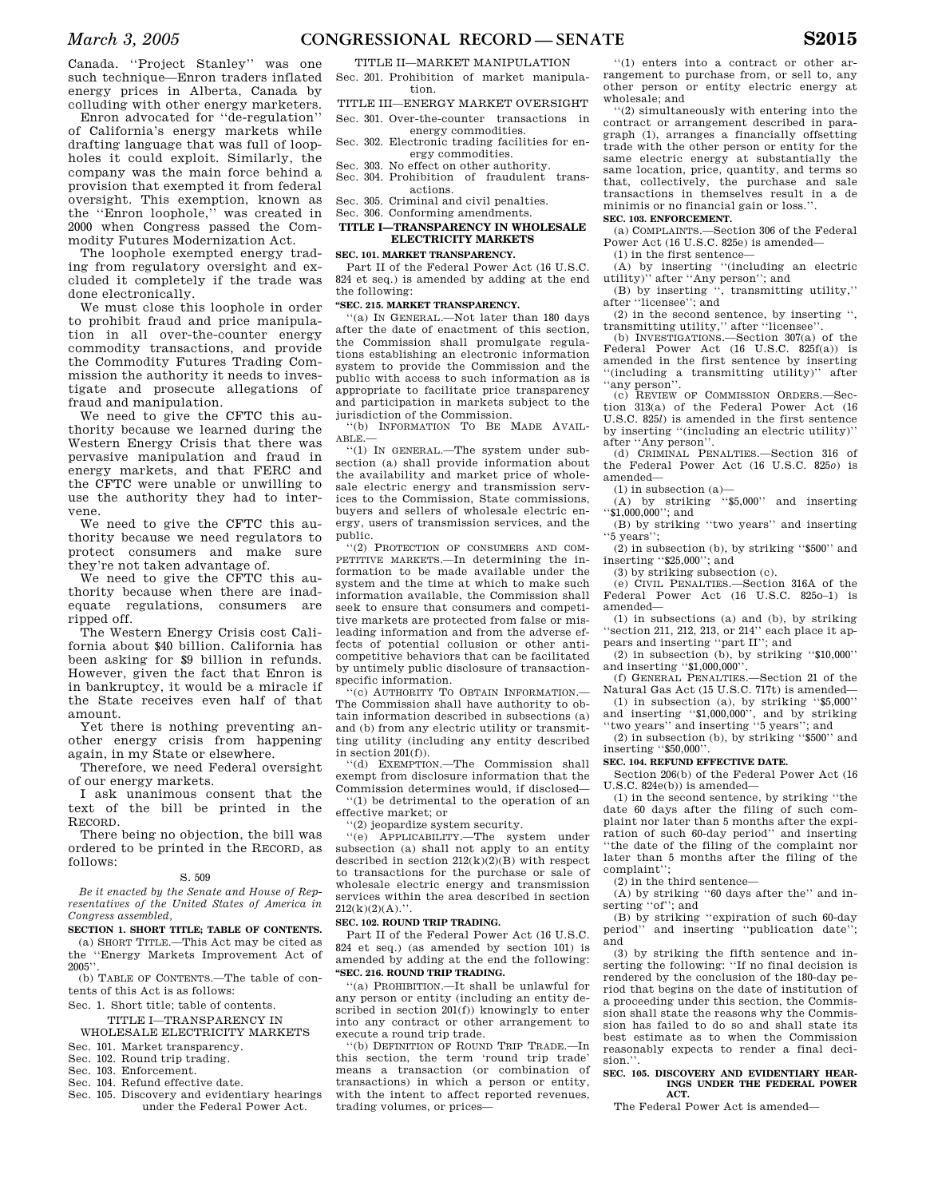Canada. ''Project Stanley'' was one such technique—Enron traders inflated energy prices in Alberta, Canada by colluding with other energy marketers.

Enron advocated for ''de-regulation'' of California's energy markets while drafting language that was full of loopholes it could exploit. Similarly, the company was the main force behind a provision that exempted it from federal oversight. This exemption, known as the ''Enron loophole,'' was created in 2000 when Congress passed the Commodity Futures Modernization Act.

The loophole exempted energy trading from regulatory oversight and excluded it completely if the trade was done electronically.

We must close this loophole in order to prohibit fraud and price manipulation in all over-the-counter energy commodity transactions, and provide the Commodity Futures Trading Commission the authority it needs to investigate and prosecute allegations of fraud and manipulation.

We need to give the CFTC this authority because we learned during the Western Energy Crisis that there was pervasive manipulation and fraud in energy markets, and that FERC and the CFTC were unable or unwilling to use the authority they had to intervene.

We need to give the CFTC this authority because we need regulators to protect consumers and make sure they're not taken advantage of.

We need to give the CFTC this authority because when there are inadequate regulations, consumers are ripped off.

The Western Energy Crisis cost California about $40 billion. California has been asking for $9 billion in refunds. However, given the fact that Enron is in bankruptcy, it would be a miracle if the State receives even half of that amount.

Yet there is nothing preventing another energy crisis from happening again, in my State or elsewhere.

Therefore, we need Federal oversight of our energy markets.

I ask unanimous consent that the text of the bill be printed in the RECORD.

There being no objection, the bill was ordered to be printed in the RECORD, as follows:

S. 509

*Be it enacted by the Senate and House of Representatives of the United States of America in Congress assembled,*

**SECTION 1. SHORT TITLE; TABLE OF CONTENTS.**

(a) SHORT TITLE.—This Act may be cited as the ''Energy Markets Improvement Act of 2005''.

(b) TABLE OF CONTENTS.—The table of contents of this Act is as follows:

Sec. 1. Short title; table of contents.

TITLE I—TRANSPARENCY IN WHOLESALE ELECTRICITY MARKETS

Sec. 101. Market transparency.
Sec. 102. Round trip trading.
Sec. 103. Enforcement.
Sec. 104. Refund effective date.
Sec. 105. Discovery and evidentiary hearings under the Federal Power Act.

TITLE II—MARKET MANIPULATION

Sec. 201. Prohibition of market manipulation.

TITLE III—ENERGY MARKET OVERSIGHT

Sec. 301. Over-the-counter transactions in energy commodities.
Sec. 302. Electronic trading facilities for energy commodities.
Sec. 303. No effect on other authority.
Sec. 304. Prohibition of fraudulent transactions.
Sec. 305. Criminal and civil penalties.
Sec. 306. Conforming amendments.

**TITLE I—TRANSPARENCY IN WHOLESALE ELECTRICITY MARKETS**

**SEC. 101. MARKET TRANSPARENCY.**

Part II of the Federal Power Act (16 U.S.C. 824 et seq.) is amended by adding at the end the following:

**''SEC. 215. MARKET TRANSPARENCY.**

''(a) IN GENERAL.—Not later than 180 days after the date of enactment of this section, the Commission shall promulgate regulations establishing an electronic information system to provide the Commission and the public with access to such information as is appropriate to facilitate price transparency and participation in markets subject to the jurisdiction of the Commission.

''(b) INFORMATION TO BE MADE AVAILABLE.—

''(1) IN GENERAL.—The system under subsection (a) shall provide information about the availability and market price of wholesale electric energy and transmission services to the Commission, State commissions, buyers and sellers of wholesale electric energy, users of transmission services, and the public.

''(2) PROTECTION OF CONSUMERS AND COMPETITIVE MARKETS.—In determining the information to be made available under the system and the time at which to make such information available, the Commission shall seek to ensure that consumers and competitive markets are protected from false or misleading information and from the adverse effects of potential collusion or other anticompetitive behaviors that can be facilitated by untimely public disclosure of transaction-specific information.

''(c) AUTHORITY TO OBTAIN INFORMATION.—The Commission shall have authority to obtain information described in subsections (a) and (b) from any electric utility or transmitting utility (including any entity described in section 201(f)).

''(d) EXEMPTION.—The Commission shall exempt from disclosure information that the Commission determines would, if disclosed—

''(1) be detrimental to the operation of an effective market; or

''(2) jeopardize system security.

''(e) APPLICABILITY.—The system under subsection (a) shall not apply to an entity described in section 212(k)(2)(B) with respect to transactions for the purchase or sale of wholesale electric energy and transmission services within the area described in section 212(k)(2)(A).''.

**SEC. 102. ROUND TRIP TRADING.**

Part II of the Federal Power Act (16 U.S.C. 824 et seq.) (as amended by section 101) is amended by adding at the end the following:

**''SEC. 216. ROUND TRIP TRADING.**

''(a) PROHIBITION.—It shall be unlawful for any person or entity (including an entity described in section 201(f)) knowingly to enter into any contract or other arrangement to execute a round trip trade.

''(b) DEFINITION OF ROUND TRIP TRADE.—In this section, the term 'round trip trade' means a transaction (or combination of transactions) in which a person or entity, with the intent to affect reported revenues, trading volumes, or prices—

''(1) enters into a contract or other arrangement to purchase from, or sell to, any other person or entity electric energy at wholesale; and

''(2) simultaneously with entering into the contract or arrangement described in paragraph (1), arranges a financially offsetting trade with the other person or entity for the same electric energy at substantially the same location, price, quantity, and terms so that, collectively, the purchase and sale transactions in themselves result in a de minimis or no financial gain or loss.''.

**SEC. 103. ENFORCEMENT.**

(a) COMPLAINTS.—Section 306 of the Federal Power Act (16 U.S.C. 825e) is amended—

(1) in the first sentence—

(A) by inserting ''(including an electric utility)'' after ''Any person''; and

(B) by inserting '', transmitting utility,'' after ''licensee''; and

(2) in the second sentence, by inserting '', transmitting utility,'' after ''licensee''.

(b) INVESTIGATIONS.—Section 307(a) of the Federal Power Act (16 U.S.C. 825f(a)) is amended in the first sentence by inserting ''(including a transmitting utility)'' after ''any person''.

(c) REVIEW OF COMMISSION ORDERS.—Section 313(a) of the Federal Power Act (16 U.S.C. 825*l*) is amended in the first sentence by inserting ''(including an electric utility)'' after ''Any person''.

(d) CRIMINAL PENALTIES.—Section 316 of the Federal Power Act (16 U.S.C. 825*o*) is amended—

(1) in subsection (a)—

(A) by striking ''$5,000'' and inserting ''$1,000,000''; and

(B) by striking ''two years'' and inserting ''5 years'';

(2) in subsection (b), by striking ''$500'' and inserting ''$25,000''; and

(3) by striking subsection (c).

(e) CIVIL PENALTIES.—Section 316A of the Federal Power Act (16 U.S.C. 825o–1) is amended—

(1) in subsections (a) and (b), by striking ''section 211, 212, 213, or 214'' each place it appears and inserting ''part II''; and

(2) in subsection (b), by striking ''$10,000'' and inserting ''$1,000,000''.

(f) GENERAL PENALTIES.—Section 21 of the Natural Gas Act (15 U.S.C. 717t) is amended—

(1) in subsection (a), by striking ''$5,000'' and inserting ''$1,000,000'', and by striking ''two years'' and inserting ''5 years''; and

(2) in subsection (b), by striking ''$500'' and inserting ''$50,000''.

**SEC. 104. REFUND EFFECTIVE DATE.**

Section 206(b) of the Federal Power Act (16 U.S.C. 824e(b)) is amended—

(1) in the second sentence, by striking ''the date 60 days after the filing of such complaint nor later than 5 months after the expiration of such 60-day period'' and inserting ''the date of the filing of the complaint nor later than 5 months after the filing of the complaint'';

(2) in the third sentence—

(A) by striking ''60 days after the'' and inserting ''of''; and

(B) by striking ''expiration of such 60-day period'' and inserting ''publication date''; and

(3) by striking the fifth sentence and inserting the following: ''If no final decision is rendered by the conclusion of the 180-day period that begins on the date of institution of a proceeding under this section, the Commission shall state the reasons why the Commission has failed to do so and shall state its best estimate as to when the Commission reasonably expects to render a final decision.''.

**SEC. 105. DISCOVERY AND EVIDENTIARY HEARINGS UNDER THE FEDERAL POWER ACT.**

The Federal Power Act is amended—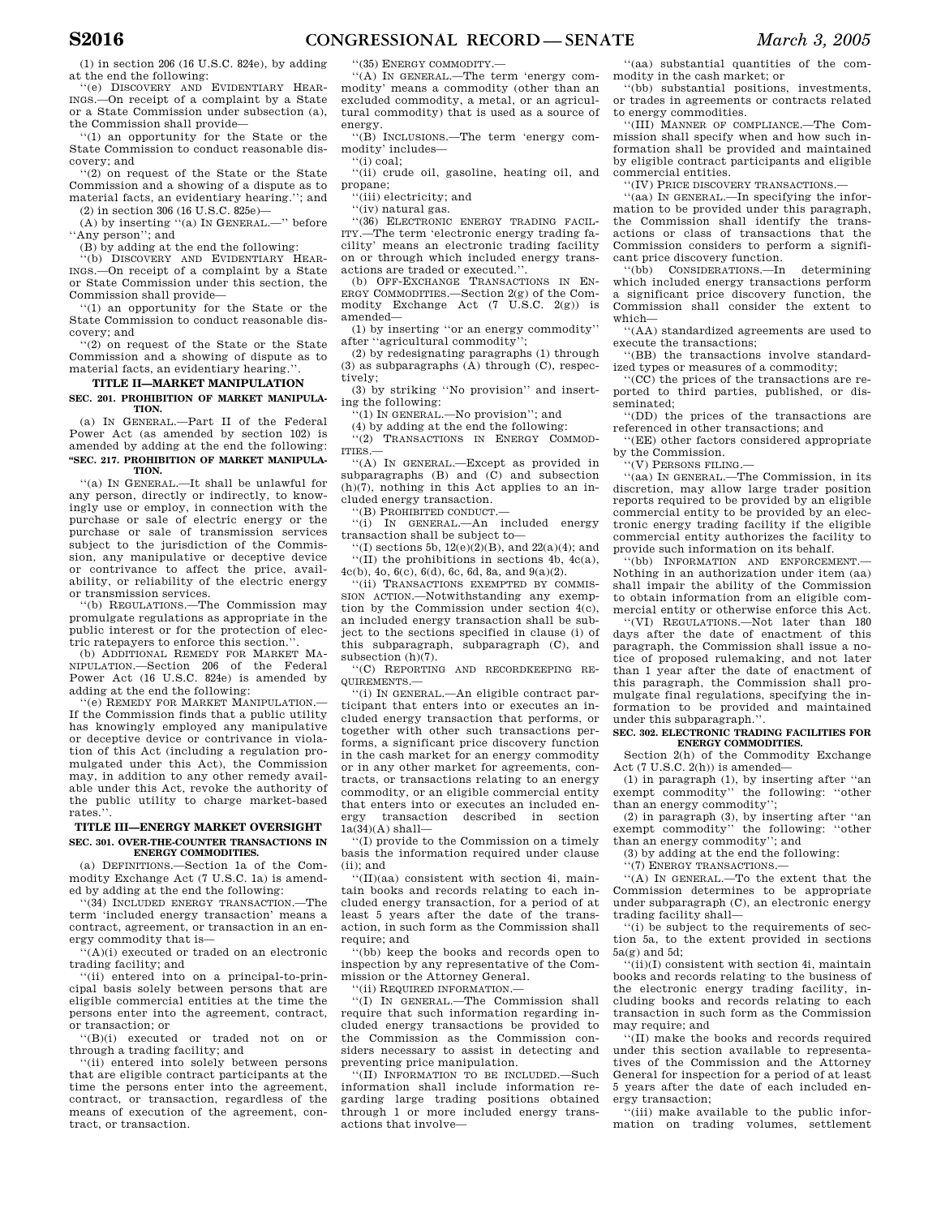(1) in section 206 (16 U.S.C. 824e), by adding at the end the following:

''(e) DISCOVERY AND EVIDENTIARY HEARINGS.—On receipt of a complaint by a State or a State Commission under subsection (a), the Commission shall provide—

''(1) an opportunity for the State or the State Commission to conduct reasonable discovery; and

''(2) on request of the State or the State Commission and a showing of a dispute as to material facts, an evidentiary hearing.''; and

(2) in section 306 (16 U.S.C. 825e)—

(A) by inserting ''(a) IN GENERAL.—'' before ''Any person''; and

(B) by adding at the end the following:

''(b) DISCOVERY AND EVIDENTIARY HEARINGS.—On receipt of a complaint by a State or State Commission under this section, the Commission shall provide—

''(1) an opportunity for the State or the State Commission to conduct reasonable discovery; and

''(2) on request of the State or the State Commission and a showing of dispute as to material facts, an evidentiary hearing.''.

## TITLE II—MARKET MANIPULATION

### SEC. 201. PROHIBITION OF MARKET MANIPULATION.

(a) IN GENERAL.—Part II of the Federal Power Act (as amended by section 102) is amended by adding at the end the following:

**''SEC. 217. PROHIBITION OF MARKET MANIPULATION.**

''(a) IN GENERAL.—It shall be unlawful for any person, directly or indirectly, to knowingly use or employ, in connection with the purchase or sale of electric energy or the purchase or sale of transmission services subject to the jurisdiction of the Commission, any manipulative or deceptive device or contrivance to affect the price, availability, or reliability of the electric energy or transmission services.

''(b) REGULATIONS.—The Commission may promulgate regulations as appropriate in the public interest or for the protection of electric ratepayers to enforce this section.''.

(b) ADDITIONAL REMEDY FOR MARKET MANIPULATION.—Section 206 of the Federal Power Act (16 U.S.C. 824e) is amended by adding at the end the following:

''(e) REMEDY FOR MARKET MANIPULATION.—If the Commission finds that a public utility has knowingly employed any manipulative or deceptive device or contrivance in violation of this Act (including a regulation promulgated under this Act), the Commission may, in addition to any other remedy available under this Act, revoke the authority of the public utility to charge market-based rates.''.

## TITLE III—ENERGY MARKET OVERSIGHT

### SEC. 301. OVER-THE-COUNTER TRANSACTIONS IN ENERGY COMMODITIES.

(a) DEFINITIONS.—Section 1a of the Commodity Exchange Act (7 U.S.C. 1a) is amended by adding at the end the following:

''(34) INCLUDED ENERGY TRANSACTION.—The term 'included energy transaction' means a contract, agreement, or transaction in an energy commodity that is—

''(A)(i) executed or traded on an electronic trading facility; and

''(ii) entered into on a principal-to-principal basis solely between persons that are eligible commercial entities at the time the persons enter into the agreement, contract, or transaction; or

''(B)(i) executed or traded not on or through a trading facility; and

''(ii) entered into solely between persons that are eligible contract participants at the time the persons enter into the agreement, contract, or transaction, regardless of the means of execution of the agreement, contract, or transaction.

''(35) ENERGY COMMODITY.—

''(A) IN GENERAL.—The term 'energy commodity' means a commodity (other than an excluded commodity, a metal, or an agricultural commodity) that is used as a source of energy.

''(B) INCLUSIONS.—The term 'energy commodity' includes—

''(i) coal;

''(ii) crude oil, gasoline, heating oil, and propane;

''(iii) electricity; and

''(iv) natural gas.

''(36) ELECTRONIC ENERGY TRADING FACILITY.—The term 'electronic energy trading facility' means an electronic trading facility on or through which included energy transactions are traded or executed.''.

(b) OFF-EXCHANGE TRANSACTIONS IN ENERGY COMMODITIES.—Section 2(g) of the Commodity Exchange Act (7 U.S.C. 2(g)) is amended—

(1) by inserting ''or an energy commodity'' after ''agricultural commodity'';

(2) by redesignating paragraphs (1) through (3) as subparagraphs (A) through (C), respectively;

(3) by striking ''No provision'' and inserting the following:

''(1) IN GENERAL.—No provision''; and

(4) by adding at the end the following:

''(2) TRANSACTIONS IN ENERGY COMMODITIES.—

''(A) IN GENERAL.—Except as provided in subparagraphs (B) and (C) and subsection (h)(7), nothing in this Act applies to an included energy transaction.

''(B) PROHIBITED CONDUCT.—

''(i) IN GENERAL.—An included energy transaction shall be subject to—

''(I) sections 5b, 12(e)(2)(B), and 22(a)(4); and

''(II) the prohibitions in sections 4b, 4c(a), 4c(b), 4o, 6(c), 6(d), 6c, 6d, 8a, and 9(a)(2).

''(ii) TRANSACTIONS EXEMPTED BY COMMISSION ACTION.—Notwithstanding any exemption by the Commission under section 4(c), an included energy transaction shall be subject to the sections specified in clause (i) of this subparagraph, subparagraph (C), and subsection (h)(7).

''(C) REPORTING AND RECORDKEEPING REQUIREMENTS.—

''(i) IN GENERAL.—An eligible contract participant that enters into or executes an included energy transaction that performs, or together with other such transactions performs, a significant price discovery function in the cash market for an energy commodity or in any other market for agreements, contracts, or transactions relating to an energy commodity, or an eligible commercial entity that enters into or executes an included energy transaction described in section 1a(34)(A) shall—

''(I) provide to the Commission on a timely basis the information required under clause (ii); and

''(II)(aa) consistent with section 4i, maintain books and records relating to each included energy transaction, for a period of at least 5 years after the date of the transaction, in such form as the Commission shall require; and

''(bb) keep the books and records open to inspection by any representative of the Commission or the Attorney General.

''(ii) REQUIRED INFORMATION.—

''(I) IN GENERAL.—The Commission shall require that such information regarding included energy transactions be provided to the Commission as the Commission considers necessary to assist in detecting and preventing price manipulation.

''(II) INFORMATION TO BE INCLUDED.—Such information shall include information regarding large trading positions obtained through 1 or more included energy transactions that involve—

''(aa) substantial quantities of the commodity in the cash market; or

''(bb) substantial positions, investments, or trades in agreements or contracts related to energy commodities.

''(III) MANNER OF COMPLIANCE.—The Commission shall specify when and how such information shall be provided and maintained by eligible contract participants and eligible commercial entities.

''(IV) PRICE DISCOVERY TRANSACTIONS.—

''(aa) IN GENERAL.—In specifying the information to be provided under this paragraph, the Commission shall identify the transactions or class of transactions that the Commission considers to perform a significant price discovery function.

''(bb) CONSIDERATIONS.—In determining which included energy transactions perform a significant price discovery function, the Commission shall consider the extent to which—

''(AA) standardized agreements are used to execute the transactions;

''(BB) the transactions involve standardized types or measures of a commodity;

''(CC) the prices of the transactions are reported to third parties, published, or disseminated;

''(DD) the prices of the transactions are referenced in other transactions; and

''(EE) other factors considered appropriate by the Commission.

''(V) PERSONS FILING.—

''(aa) IN GENERAL.—The Commission, in its discretion, may allow large trader position reports required to be provided by an eligible commercial entity to be provided by an electronic energy trading facility if the eligible commercial entity authorizes the facility to provide such information on its behalf.

''(bb) INFORMATION AND ENFORCEMENT.—Nothing in an authorization under item (aa) shall impair the ability of the Commission to obtain information from an eligible commercial entity or otherwise enforce this Act.

''(VI) REGULATIONS.—Not later than 180 days after the date of enactment of this paragraph, the Commission shall issue a notice of proposed rulemaking, and not later than 1 year after the date of enactment of this paragraph, the Commission shall promulgate final regulations, specifying the information to be provided and maintained under this subparagraph.''.

### SEC. 302. ELECTRONIC TRADING FACILITIES FOR ENERGY COMMODITIES.

Section 2(h) of the Commodity Exchange Act (7 U.S.C. 2(h)) is amended—

(1) in paragraph (1), by inserting after ''an exempt commodity'' the following: ''other than an energy commodity'';

(2) in paragraph (3), by inserting after ''an exempt commodity'' the following: ''other than an energy commodity''; and

(3) by adding at the end the following:

''(7) ENERGY TRANSACTIONS.—

''(A) IN GENERAL.—To the extent that the Commission determines to be appropriate under subparagraph (C), an electronic energy trading facility shall—

''(i) be subject to the requirements of section 5a, to the extent provided in sections 5a(g) and 5d;

''(ii)(I) consistent with section 4i, maintain books and records relating to the business of the electronic energy trading facility, including books and records relating to each transaction in such form as the Commission may require; and

''(II) make the books and records required under this section available to representatives of the Commission and the Attorney General for inspection for a period of at least 5 years after the date of each included energy transaction;

''(iii) make available to the public information on trading volumes, settlement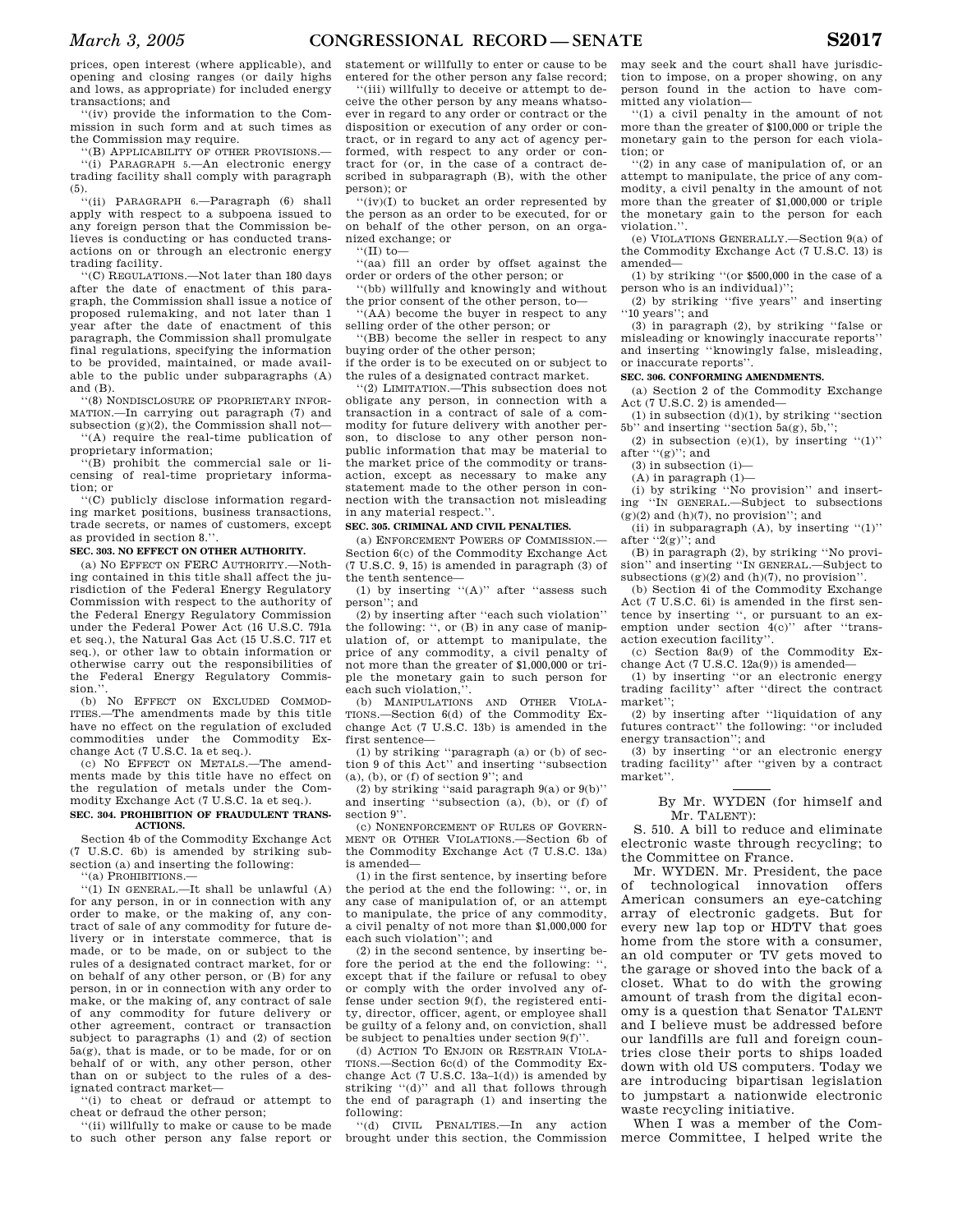prices, open interest (where applicable), and opening and closing ranges (or daily highs and lows, as appropriate) for included energy transactions; and

''(iv) provide the information to the Commission in such form and at such times as the Commission may require.

''(B) APPLICABILITY OF OTHER PROVISIONS.—

''(i) PARAGRAPH 5.—An electronic energy trading facility shall comply with paragraph (5).

''(ii) PARAGRAPH 6.—Paragraph (6) shall apply with respect to a subpoena issued to any foreign person that the Commission believes is conducting or has conducted transactions on or through an electronic energy trading facility.

''(C) REGULATIONS.—Not later than 180 days after the date of enactment of this paragraph, the Commission shall issue a notice of proposed rulemaking, and not later than 1 year after the date of enactment of this paragraph, the Commission shall promulgate final regulations, specifying the information to be provided, maintained, or made available to the public under subparagraphs (A) and (B).

''(8) NONDISCLOSURE OF PROPRIETARY INFORMATION.—In carrying out paragraph (7) and subsection (g)(2), the Commission shall not—

''(A) require the real-time publication of proprietary information;

''(B) prohibit the commercial sale or licensing of real-time proprietary information; or

''(C) publicly disclose information regarding market positions, business transactions, trade secrets, or names of customers, except as provided in section 8.''.

**SEC. 303. NO EFFECT ON OTHER AUTHORITY.**

(a) NO EFFECT ON FERC AUTHORITY.—Nothing contained in this title shall affect the jurisdiction of the Federal Energy Regulatory Commission with respect to the authority of the Federal Energy Regulatory Commission under the Federal Power Act (16 U.S.C. 791a et seq.), the Natural Gas Act (15 U.S.C. 717 et seq.), or other law to obtain information or otherwise carry out the responsibilities of the Federal Energy Regulatory Commission.''.

(b) NO EFFECT ON EXCLUDED COMMODITIES.—The amendments made by this title have no effect on the regulation of excluded commodities under the Commodity Exchange Act (7 U.S.C. 1a et seq.).

(c) NO EFFECT ON METALS.—The amendments made by this title have no effect on the regulation of metals under the Commodity Exchange Act (7 U.S.C. 1a et seq.).

**SEC. 304. PROHIBITION OF FRAUDULENT TRANSACTIONS.**

Section 4b of the Commodity Exchange Act (7 U.S.C. 6b) is amended by striking subsection (a) and inserting the following:

''(a) PROHIBITIONS.—

''(1) IN GENERAL.—It shall be unlawful (A) for any person, in or in connection with any order to make, or the making of, any contract of sale of any commodity for future delivery or in interstate commerce, that is made, or to be made, on or subject to the rules of a designated contract market, for or on behalf of any other person, or (B) for any person, in or in connection with any order to make, or the making of, any contract of sale of any commodity for future delivery or other agreement, contract or transaction subject to paragraphs (1) and (2) of section 5a(g), that is made, or to be made, for or on behalf of or with, any other person, other than on or subject to the rules of a designated contract market—

''(i) to cheat or defraud or attempt to cheat or defraud the other person;

''(ii) willfully to make or cause to be made to such other person any false report or statement or willfully to enter or cause to be entered for the other person any false record;

''(iii) willfully to deceive or attempt to deceive the other person by any means whatsoever in regard to any order or contract or the disposition or execution of any order or contract, or in regard to any act of agency performed, with respect to any order or contract for (or, in the case of a contract described in subparagraph (B), with the other person); or

''(iv)(I) to bucket an order represented by the person as an order to be executed, for or on behalf of the other person, on an organized exchange; or

''(II) to—

''(aa) fill an order by offset against the order or orders of the other person; or

''(bb) willfully and knowingly and without the prior consent of the other person, to—

''(AA) become the buyer in respect to any selling order of the other person; or

''(BB) become the seller in respect to any buying order of the other person;

if the order is to be executed on or subject to the rules of a designated contract market.

''(2) LIMITATION.—This subsection does not obligate any person, in connection with a transaction in a contract of sale of a commodity for future delivery with another person, to disclose to any other person nonpublic information that may be material to the market price of the commodity or transaction, except as necessary to make any statement made to the other person in connection with the transaction not misleading in any material respect.''.

**SEC. 305. CRIMINAL AND CIVIL PENALTIES.**

(a) ENFORCEMENT POWERS OF COMMISSION.—Section 6(c) of the Commodity Exchange Act (7 U.S.C. 9, 15) is amended in paragraph (3) of the tenth sentence—

(1) by inserting ''(A)'' after ''assess such person''; and

(2) by inserting after ''each such violation'' the following: '', or (B) in any case of manipulation of, or attempt to manipulate, the price of any commodity, a civil penalty of not more than the greater of $1,000,000 or triple the monetary gain to such person for each such violation,''.

(b) MANIPULATIONS AND OTHER VIOLATIONS.—Section 6(d) of the Commodity Exchange Act (7 U.S.C. 13b) is amended in the first sentence—

(1) by striking ''paragraph (a) or (b) of section 9 of this Act'' and inserting ''subsection (a), (b), or (f) of section 9''; and

(2) by striking ''said paragraph 9(a) or 9(b)'' and inserting ''subsection (a), (b), or (f) of section 9''.

(c) NONENFORCEMENT OF RULES OF GOVERNMENT OR OTHER VIOLATIONS.—Section 6b of the Commodity Exchange Act (7 U.S.C. 13a) is amended—

(1) in the first sentence, by inserting before the period at the end the following: '', or, in any case of manipulation of, or an attempt to manipulate, the price of any commodity, a civil penalty of not more than $1,000,000 for each such violation''; and

(2) in the second sentence, by inserting before the period at the end the following: '', except that if the failure or refusal to obey or comply with the order involved any offense under section 9(f), the registered entity, director, officer, agent, or employee shall be guilty of a felony and, on conviction, shall be subject to penalties under section 9(f)''.

(d) ACTION TO ENJOIN OR RESTRAIN VIOLATIONS.—Section 6c(d) of the Commodity Exchange Act (7 U.S.C. 13a–1(d)) is amended by striking ''(d)'' and all that follows through the end of paragraph (1) and inserting the following:

''(d) CIVIL PENALTIES.—In any action brought under this section, the Commission may seek and the court shall have jurisdiction to impose, on a proper showing, on any person found in the action to have committed any violation—

''(1) a civil penalty in the amount of not more than the greater of $100,000 or triple the monetary gain to the person for each violation; or

''(2) in any case of manipulation of, or an attempt to manipulate, the price of any commodity, a civil penalty in the amount of not more than the greater of $1,000,000 or triple the monetary gain to the person for each violation.''.

(e) VIOLATIONS GENERALLY.—Section 9(a) of the Commodity Exchange Act (7 U.S.C. 13) is amended—

(1) by striking ''(or $500,000 in the case of a person who is an individual)'';

(2) by striking ''five years'' and inserting ''10 years''; and

(3) in paragraph (2), by striking ''false or misleading or knowingly inaccurate reports'' and inserting ''knowingly false, misleading, or inaccurate reports''.

**SEC. 306. CONFORMING AMENDMENTS.**

(a) Section 2 of the Commodity Exchange Act (7 U.S.C. 2) is amended—

(1) in subsection (d)(1), by striking ''section 5b'' and inserting ''section 5a(g), 5b,'';

(2) in subsection (e)(1), by inserting ''(1)'' after ''(g)''; and

(3) in subsection (i)—

(A) in paragraph (1)—

(i) by striking ''No provision'' and inserting ''IN GENERAL.—Subject to subsections (g)(2) and (h)(7), no provision''; and

(ii) in subparagraph (A), by inserting ''(1)'' after ''2(g)''; and

(B) in paragraph (2), by striking ''No provision'' and inserting ''IN GENERAL.—Subject to subsections (g)(2) and (h)(7), no provision''.

(b) Section 4i of the Commodity Exchange Act (7 U.S.C. 6i) is amended in the first sentence by inserting '', or pursuant to an exemption under section 4(c)'' after ''transaction execution facility''.

(c) Section 8a(9) of the Commodity Exchange Act (7 U.S.C. 12a(9)) is amended—

(1) by inserting ''or an electronic energy trading facility'' after ''direct the contract market'';

(2) by inserting after ''liquidation of any futures contract'' the following: ''or included energy transaction''; and

(3) by inserting ''or an electronic energy trading facility'' after ''given by a contract market''.

---

By Mr. WYDEN (for himself and Mr. TALENT):

S. 510. A bill to reduce and eliminate electronic waste through recycling; to the Committee on France.

Mr. WYDEN. Mr. President, the pace of technological innovation offers American consumers an eye-catching array of electronic gadgets. But for every new lap top or HDTV that goes home from the store with a consumer, an old computer or TV gets moved to the garage or shoved into the back of a closet. What to do with the growing amount of trash from the digital economy is a question that Senator TALENT and I believe must be addressed before our landfills are full and foreign countries close their ports to ships loaded down with old US computers. Today we are introducing bipartisan legislation to jumpstart a nationwide electronic waste recycling initiative.

When I was a member of the Commerce Committee, I helped write the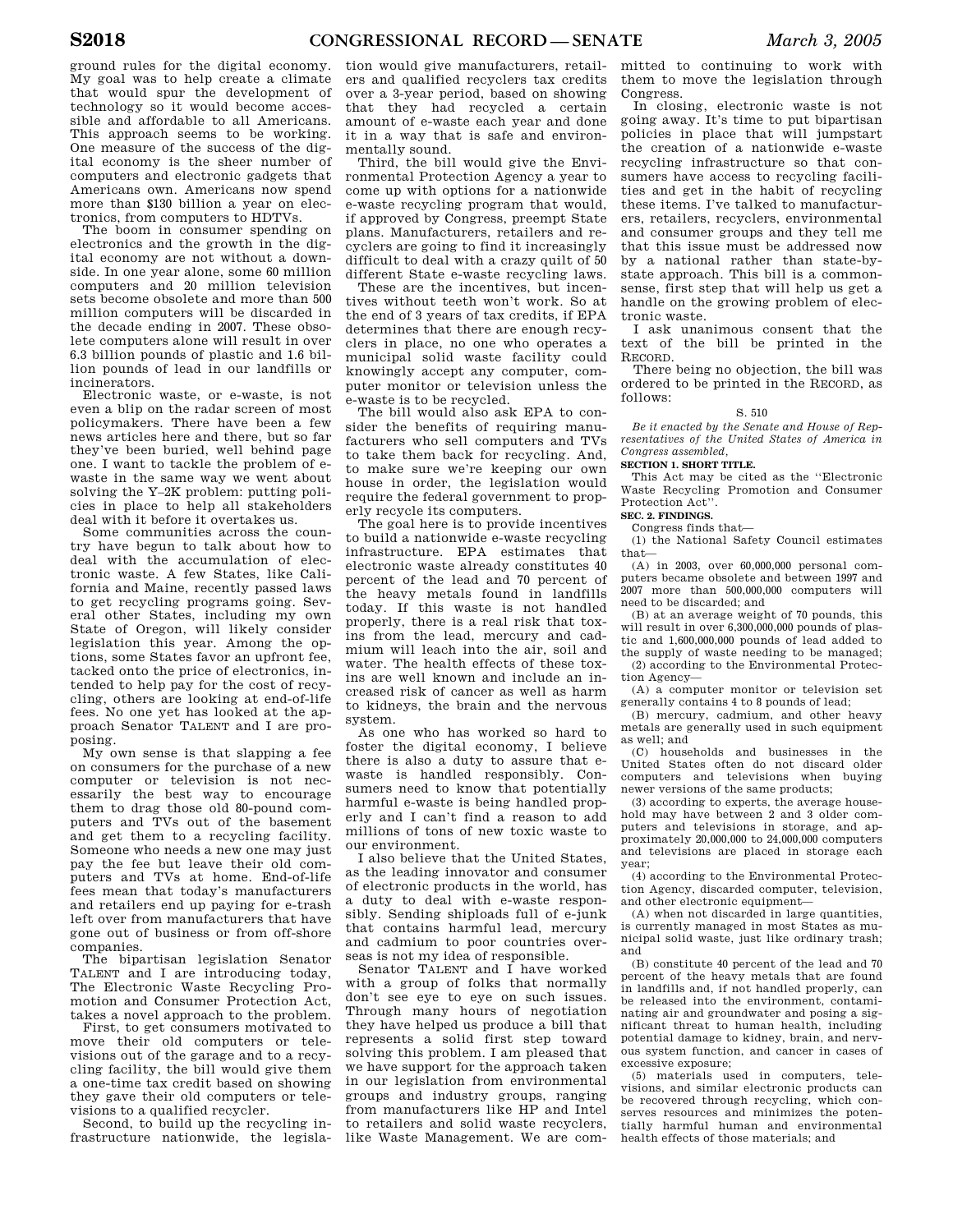ground rules for the digital economy. My goal was to help create a climate that would spur the development of technology so it would become accessible and affordable to all Americans. This approach seems to be working. One measure of the success of the digital economy is the sheer number of computers and electronic gadgets that Americans own. Americans now spend more than $130 billion a year on electronics, from computers to HDTVs.

The boom in consumer spending on electronics and the growth in the digital economy are not without a downside. In one year alone, some 60 million computers and 20 million television sets become obsolete and more than 500 million computers will be discarded in the decade ending in 2007. These obsolete computers alone will result in over 6.3 billion pounds of plastic and 1.6 billion pounds of lead in our landfills or incinerators.

Electronic waste, or e-waste, is not even a blip on the radar screen of most policymakers. There have been a few news articles here and there, but so far they've been buried, well behind page one. I want to tackle the problem of e-waste in the same way we went about solving the Y–2K problem: putting policies in place to help all stakeholders deal with it before it overtakes us.

Some communities across the country have begun to talk about how to deal with the accumulation of electronic waste. A few States, like California and Maine, recently passed laws to get recycling programs going. Several other States, including my own State of Oregon, will likely consider legislation this year. Among the options, some States favor an upfront fee, tacked onto the price of electronics, intended to help pay for the cost of recycling, others are looking at end-of-life fees. No one yet has looked at the approach Senator TALENT and I are proposing.

My own sense is that slapping a fee on consumers for the purchase of a new computer or television is not necessarily the best way to encourage them to drag those old 80-pound computers and TVs out of the basement and get them to a recycling facility. Someone who needs a new one may just pay the fee but leave their old computers and TVs at home. End-of-life fees mean that today's manufacturers and retailers end up paying for e-trash left over from manufacturers that have gone out of business or from off-shore companies.

The bipartisan legislation Senator TALENT and I are introducing today, The Electronic Waste Recycling Promotion and Consumer Protection Act, takes a novel approach to the problem.

First, to get consumers motivated to move their old computers or televisions out of the garage and to a recycling facility, the bill would give them a one-time tax credit based on showing they gave their old computers or televisions to a qualified recycler.

Second, to build up the recycling infrastructure nationwide, the legislation would give manufacturers, retailers and qualified recyclers tax credits over a 3-year period, based on showing that they had recycled a certain amount of e-waste each year and done it in a way that is safe and environmentally sound.

Third, the bill would give the Environmental Protection Agency a year to come up with options for a nationwide e-waste recycling program that would, if approved by Congress, preempt State plans. Manufacturers, retailers and recyclers are going to find it increasingly difficult to deal with a crazy quilt of 50 different State e-waste recycling laws.

These are the incentives, but incentives without teeth won't work. So at the end of 3 years of tax credits, if EPA determines that there are enough recyclers in place, no one who operates a municipal solid waste facility could knowingly accept any computer, computer monitor or television unless the e-waste is to be recycled.

The bill would also ask EPA to consider the benefits of requiring manufacturers who sell computers and TVs to take them back for recycling. And, to make sure we're keeping our own house in order, the legislation would require the federal government to properly recycle its computers.

The goal here is to provide incentives to build a nationwide e-waste recycling infrastructure. EPA estimates that electronic waste already constitutes 40 percent of the lead and 70 percent of the heavy metals found in landfills today. If this waste is not handled properly, there is a real risk that toxins from the lead, mercury and cadmium will leach into the air, soil and water. The health effects of these toxins are well known and include an increased risk of cancer as well as harm to kidneys, the brain and the nervous system.

As one who has worked so hard to foster the digital economy, I believe there is also a duty to assure that e-waste is handled responsibly. Consumers need to know that potentially harmful e-waste is being handled properly and I can't find a reason to add millions of tons of new toxic waste to our environment.

I also believe that the United States, as the leading innovator and consumer of electronic products in the world, has a duty to deal with e-waste responsibly. Sending shiploads full of e-junk that contains harmful lead, mercury and cadmium to poor countries overseas is not my idea of responsible.

Senator TALENT and I have worked with a group of folks that normally don't see eye to eye on such issues. Through many hours of negotiation they have helped us produce a bill that represents a solid first step toward solving this problem. I am pleased that we have support for the approach taken in our legislation from environmental groups and industry groups, ranging from manufacturers like HP and Intel to retailers and solid waste recyclers, like Waste Management. We are committed to continuing to work with them to move the legislation through Congress.

In closing, electronic waste is not going away. It's time to put bipartisan policies in place that will jumpstart the creation of a nationwide e-waste recycling infrastructure so that consumers have access to recycling facilities and get in the habit of recycling these items. I've talked to manufacturers, retailers, recyclers, environmental and consumer groups and they tell me that this issue must be addressed now by a national rather than state-by-state approach. This bill is a commonsense, first step that will help us get a handle on the growing problem of electronic waste.

I ask unanimous consent that the text of the bill be printed in the RECORD.

There being no objection, the bill was ordered to be printed in the RECORD, as follows:

S. 510

*Be it enacted by the Senate and House of Representatives of the United States of America in Congress assembled,*

**SECTION 1. SHORT TITLE.**

This Act may be cited as the ''Electronic Waste Recycling Promotion and Consumer Protection Act''.

**SEC. 2. FINDINGS.**

Congress finds that—

(1) the National Safety Council estimates that—

(A) in 2003, over 60,000,000 personal computers became obsolete and between 1997 and 2007 more than 500,000,000 computers will need to be discarded; and

(B) at an average weight of 70 pounds, this will result in over 6,300,000,000 pounds of plastic and 1,600,000,000 pounds of lead added to the supply of waste needing to be managed;

(2) according to the Environmental Protection Agency—

(A) a computer monitor or television set generally contains 4 to 8 pounds of lead;

(B) mercury, cadmium, and other heavy metals are generally used in such equipment as well; and

(C) households and businesses in the United States often do not discard older computers and televisions when buying newer versions of the same products;

(3) according to experts, the average household may have between 2 and 3 older computers and televisions in storage, and approximately 20,000,000 to 24,000,000 computers and televisions are placed in storage each year;

(4) according to the Environmental Protection Agency, discarded computer, television, and other electronic equipment—

(A) when not discarded in large quantities, is currently managed in most States as municipal solid waste, just like ordinary trash; and

(B) constitute 40 percent of the lead and 70 percent of the heavy metals that are found in landfills and, if not handled properly, can be released into the environment, contaminating air and groundwater and posing a significant threat to human health, including potential damage to kidney, brain, and nervous system function, and cancer in cases of excessive exposure;

(5) materials used in computers, televisions, and similar electronic products can be recovered through recycling, which conserves resources and minimizes the potentially harmful human and environmental health effects of those materials; and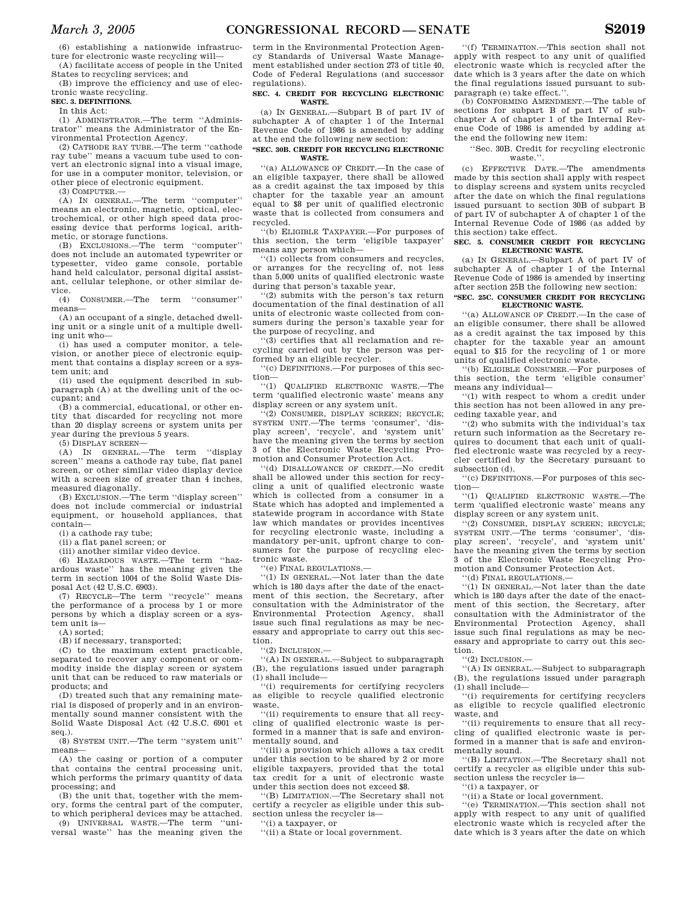(6) establishing a nationwide infrastructure for electronic waste recycling will—

(A) facilitate access of people in the United States to recycling services; and

(B) improve the efficiency and use of electronic waste recycling.

**SEC. 3. DEFINITIONS.**

In this Act:

(1) ADMINISTRATOR.—The term ''Administrator'' means the Administrator of the Environmental Protection Agency.

(2) CATHODE RAY TUBE.—The term ''cathode ray tube'' means a vacuum tube used to convert an electronic signal into a visual image, for use in a computer monitor, television, or other piece of electronic equipment.

(3) COMPUTER.—

(A) IN GENERAL.—The term ''computer'' means an electronic, magnetic, optical, electrochemical, or other high speed data processing device that performs logical, arithmetic, or storage functions.

(B) EXCLUSIONS.—The term ''computer'' does not include an automated typewriter or typesetter, video game console, portable hand held calculator, personal digital assistant, cellular telephone, or other similar device.

(4) CONSUMER.—The term ''consumer'' means—

(A) an occupant of a single, detached dwelling unit or a single unit of a multiple dwelling unit who—

(i) has used a computer monitor, a television, or another piece of electronic equipment that contains a display screen or a system unit; and

(ii) used the equipment described in subparagraph (A) at the dwelling unit of the occupant; and

(B) a commercial, educational, or other entity that discarded for recycling not more than 20 display screens or system units per year during the previous 5 years.

(5) DISPLAY SCREEN—

(A) IN GENERAL.—The term ''display screen'' means a cathode ray tube, flat panel screen, or other similar video display device with a screen size of greater than 4 inches, measured diagonally.

(B) EXCLUSION.—The term ''display screen'' does not include commercial or industrial equipment, or household appliances, that contain—

(i) a cathode ray tube;

(ii) a flat panel screen; or

(iii) another similar video device.

(6) HAZARDOUS WASTE.—The term ''hazardous waste'' has the meaning given the term in section 1004 of the Solid Waste Disposal Act (42 U.S.C. 6903).

(7) RECYCLE—The term ''recycle'' means the performance of a process by 1 or more persons by which a display screen or a system unit is—

(A) sorted;

(B) if necessary, transported;

(C) to the maximum extent practicable, separated to recover any component or commodity inside the display screen or system unit that can be reduced to raw materials or products; and

(D) treated such that any remaining material is disposed of properly and in an environmentally sound manner consistent with the Solid Waste Disposal Act (42 U.S.C. 6901 et seq.).

(8) SYSTEM UNIT.—The term ''system unit'' means—

(A) the casing or portion of a computer that contains the central processing unit, which performs the primary quantity of data processing; and

(B) the unit that, together with the memory, forms the central part of the computer, to which peripheral devices may be attached.

(9) UNIVERSAL WASTE.—The term ''universal waste'' has the meaning given the term in the Environmental Protection Agency Standards of Universal Waste Management established under section 273 of title 40, Code of Federal Regulations (and successor regulations).

**SEC. 4. CREDIT FOR RECYCLING ELECTRONIC WASTE.**

(a) IN GENERAL.—Subpart B of part IV of subchapter A of chapter 1 of the Internal Revenue Code of 1986 is amended by adding at the end the following new section:

**''SEC. 30B. CREDIT FOR RECYCLING ELECTRONIC WASTE.**

''(a) ALLOWANCE OF CREDIT.—In the case of an eligible taxpayer, there shall be allowed as a credit against the tax imposed by this chapter for the taxable year an amount equal to $8 per unit of qualified electronic waste that is collected from consumers and recycled.

''(b) ELIGIBLE TAXPAYER.—For purposes of this section, the term 'eligible taxpayer' means any person which—

''(1) collects from consumers and recycles, or arranges for the recycling of, not less than 5,000 units of qualified electronic waste during that person's taxable year,

''(2) submits with the person's tax return documentation of the final destination of all units of electronic waste collected from consumers during the person's taxable year for the purpose of recycling, and

''(3) certifies that all reclamation and recycling carried out by the person was performed by an eligible recycler.

''(c) DEFINITIONS.—For purposes of this section—

''(1) QUALIFIED ELECTRONIC WASTE.—The term 'qualified electronic waste' means any display screen or any system unit.

''(2) CONSUMER, DISPLAY SCREEN; RECYCLE; SYSTEM UNIT.—The terms 'consumer', 'display screen', 'recycle', and 'system unit' have the meaning given the terms by section 3 of the Electronic Waste Recycling Promotion and Consumer Protection Act.

''(d) DISALLOWANCE OF CREDIT.—No credit shall be allowed under this section for recycling a unit of qualified electronic waste which is collected from a consumer in a State which has adopted and implemented a statewide program in accordance with State law which mandates or provides incentives for recycling electronic waste, including a mandatory per-unit, upfront charge to consumers for the purpose of recycling electronic waste.

''(e) FINAL REGULATIONS.—

''(1) IN GENERAL.—Not later than the date which is 180 days after the date of the enactment of this section, the Secretary, after consultation with the Administrator of the Environmental Protection Agency, shall issue such final regulations as may be necessary and appropriate to carry out this section.

''(2) INCLUSION.—

''(A) IN GENERAL.—Subject to subparagraph (B), the regulations issued under paragraph (1) shall include—

''(i) requirements for certifying recyclers as eligible to recycle qualified electronic waste,

''(ii) requirements to ensure that all recycling of qualified electronic waste is performed in a manner that is safe and environmentally sound, and

''(iii) a provision which allows a tax credit under this section to be shared by 2 or more eligible taxpayers, provided that the total tax credit for a unit of electronic waste under this section does not exceed $8.

''(B) LIMITATION.—The Secretary shall not certify a recycler as eligible under this subsection unless the recycler is—

''(i) a taxpayer, or

''(ii) a State or local government.

''(f) TERMINATION.—This section shall not apply with respect to any unit of qualified electronic waste which is recycled after the date which is 3 years after the date on which the final regulations issued pursuant to subparagraph (e) take effect.''.

(b) CONFORMING AMENDMENT.—The table of sections for subpart B of part IV of subchapter A of chapter 1 of the Internal Revenue Code of 1986 is amended by adding at the end the following new item:

''Sec. 30B. Credit for recycling electronic waste.''.

(c) EFFECTIVE DATE.—The amendments made by this section shall apply with respect to display screens and system units recycled after the date on which the final regulations issued pursuant to section 30B of subpart B of part IV of subchapter A of chapter 1 of the Internal Revenue Code of 1986 (as added by this section) take effect.

**SEC. 5. CONSUMER CREDIT FOR RECYCLING ELECTRONIC WASTE.**

(a) IN GENERAL.—Subpart A of part IV of subchapter A of chapter 1 of the Internal Revenue Code of 1986 is amended by inserting after section 25B the following new section:

**''SEC. 25C. CONSUMER CREDIT FOR RECYCLING ELECTRONIC WASTE.**

''(a) ALLOWANCE OF CREDIT.—In the case of an eligible consumer, there shall be allowed as a credit against the tax imposed by this chapter for the taxable year an amount equal to $15 for the recycling of 1 or more units of qualified electronic waste.

''(b) ELIGIBLE CONSUMER.—For purposes of this section, the term 'eligible consumer' means any individual—

''(1) with respect to whom a credit under this section has not been allowed in any preceding taxable year, and

''(2) who submits with the individual's tax return such information as the Secretary requires to document that each unit of qualified electronic waste was recycled by a recycler certified by the Secretary pursuant to subsection (d).

''(c) DEFINITIONS.—For purposes of this section—

''(1) QUALIFIED ELECTRONIC WASTE.—The term 'qualified electronic waste' means any display screen or any system unit.

''(2) CONSUMER, DISPLAY SCREEN; RECYCLE; SYSTEM UNIT.—The terms 'consumer', 'display screen', 'recycle', and 'system unit' have the meaning given the terms by section 3 of the Electronic Waste Recycling Promotion and Consumer Protection Act.

''(d) FINAL REGULATIONS.—

''(1) IN GENERAL.—Not later than the date which is 180 days after the date of the enactment of this section, the Secretary, after consultation with the Administrator of the Environmental Protection Agency, shall issue such final regulations as may be necessary and appropriate to carry out this section.

''(2) INCLUSION.—

''(A) IN GENERAL.—Subject to subparagraph (B), the regulations issued under paragraph (1) shall include—

''(i) requirements for certifying recyclers as eligible to recycle qualified electronic waste, and

''(ii) requirements to ensure that all recycling of qualified electronic waste is performed in a manner that is safe and environmentally sound.

''(B) LIMITATION.—The Secretary shall not certify a recycler as eligible under this subsection unless the recycler is—

''(i) a taxpayer, or

''(ii) a State or local government.

''(e) TERMINATION.—This section shall not apply with respect to any unit of qualified electronic waste which is recycled after the date which is 3 years after the date on which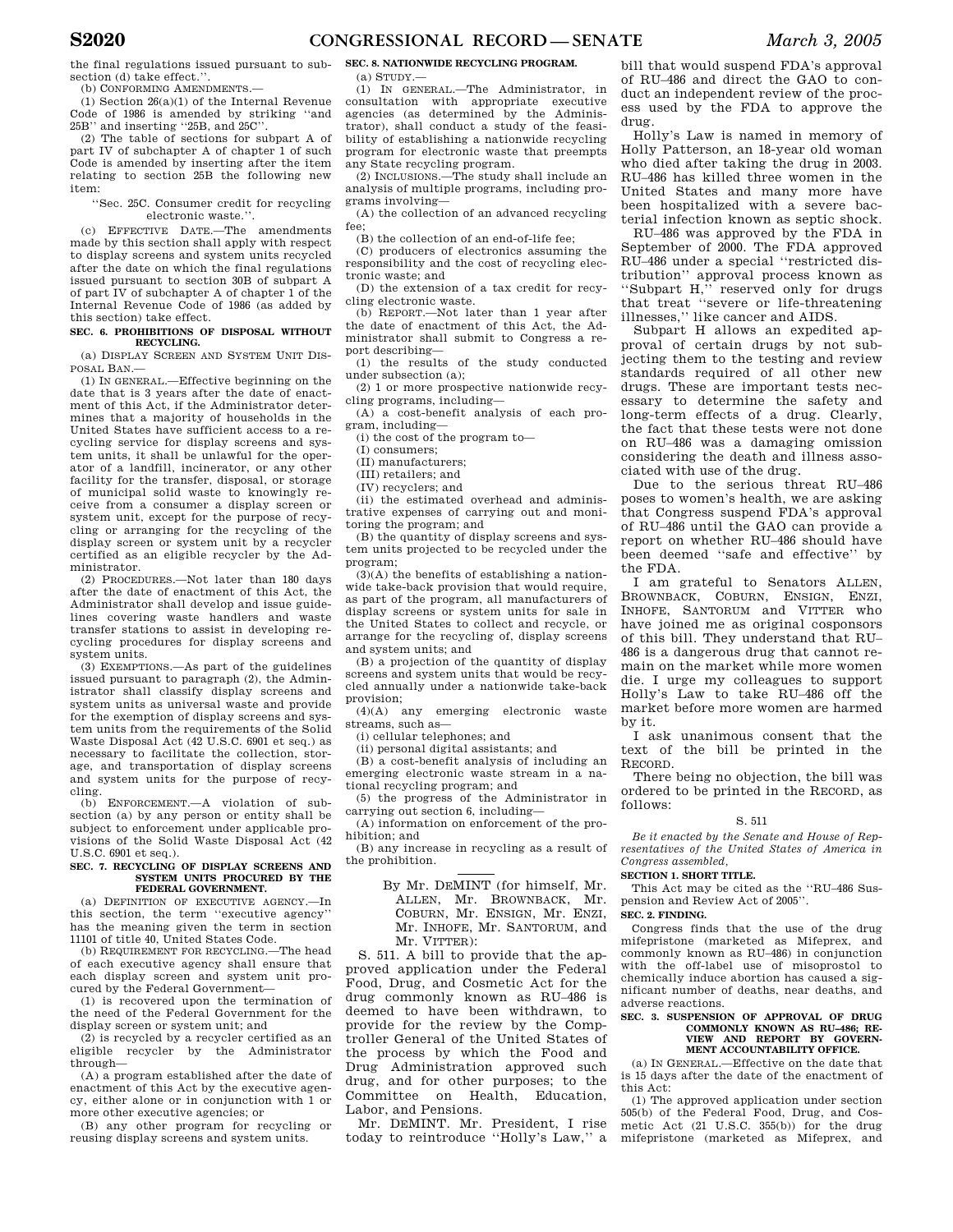the final regulations issued pursuant to subsection (d) take effect.''.

(b) CONFORMING AMENDMENTS.—

(1) Section 26(a)(1) of the Internal Revenue Code of 1986 is amended by striking ''and 25B'' and inserting ''25B, and 25C''.

(2) The table of sections for subpart A of part IV of subchapter A of chapter 1 of such Code is amended by inserting after the item relating to section 25B the following new item:

''Sec. 25C. Consumer credit for recycling electronic waste.''.

(c) EFFECTIVE DATE.—The amendments made by this section shall apply with respect to display screens and system units recycled after the date on which the final regulations issued pursuant to section 30B of subpart A of part IV of subchapter A of chapter 1 of the Internal Revenue Code of 1986 (as added by this section) take effect.

**SEC. 6. PROHIBITIONS OF DISPOSAL WITHOUT RECYCLING.**

(a) DISPLAY SCREEN AND SYSTEM UNIT DISPOSAL BAN.—

(1) IN GENERAL.—Effective beginning on the date that is 3 years after the date of enactment of this Act, if the Administrator determines that a majority of households in the United States have sufficient access to a recycling service for display screens and system units, it shall be unlawful for the operator of a landfill, incinerator, or any other facility for the transfer, disposal, or storage of municipal solid waste to knowingly receive from a consumer a display screen or system unit, except for the purpose of recycling or arranging for the recycling of the display screen or system unit by a recycler certified as an eligible recycler by the Administrator.

(2) PROCEDURES.—Not later than 180 days after the date of enactment of this Act, the Administrator shall develop and issue guidelines covering waste handlers and waste transfer stations to assist in developing recycling procedures for display screens and system units.

(3) EXEMPTIONS.—As part of the guidelines issued pursuant to paragraph (2), the Administrator shall classify display screens and system units as universal waste and provide for the exemption of display screens and system units from the requirements of the Solid Waste Disposal Act (42 U.S.C. 6901 et seq.) as necessary to facilitate the collection, storage, and transportation of display screens and system units for the purpose of recycling.

(b) ENFORCEMENT.—A violation of subsection (a) by any person or entity shall be subject to enforcement under applicable provisions of the Solid Waste Disposal Act (42 U.S.C. 6901 et seq.).

**SEC. 7. RECYCLING OF DISPLAY SCREENS AND SYSTEM UNITS PROCURED BY THE FEDERAL GOVERNMENT.**

(a) DEFINITION OF EXECUTIVE AGENCY.—In this section, the term ''executive agency'' has the meaning given the term in section 11101 of title 40, United States Code.

(b) REQUIREMENT FOR RECYCLING.—The head of each executive agency shall ensure that each display screen and system unit procured by the Federal Government—

(1) is recovered upon the termination of the need of the Federal Government for the display screen or system unit; and

(2) is recycled by a recycler certified as an eligible recycler by the Administrator through—

(A) a program established after the date of enactment of this Act by the executive agency, either alone or in conjunction with 1 or more other executive agencies; or

(B) any other program for recycling or reusing display screens and system units.

**SEC. 8. NATIONWIDE RECYCLING PROGRAM.**

(a) STUDY.—

(1) IN GENERAL.—The Administrator, in consultation with appropriate executive agencies (as determined by the Administrator), shall conduct a study of the feasibility of establishing a nationwide recycling program for electronic waste that preempts any State recycling program.

(2) INCLUSIONS.—The study shall include an analysis of multiple programs, including programs involving—

(A) the collection of an advanced recycling fee;

(B) the collection of an end-of-life fee;

(C) producers of electronics assuming the responsibility and the cost of recycling electronic waste; and

(D) the extension of a tax credit for recycling electronic waste.

(b) REPORT.—Not later than 1 year after the date of enactment of this Act, the Administrator shall submit to Congress a report describing—

(1) the results of the study conducted under subsection (a);

(2) 1 or more prospective nationwide recycling programs, including—

(A) a cost-benefit analysis of each program, including—

(i) the cost of the program to—

(I) consumers;

(II) manufacturers;

(III) retailers; and

(IV) recyclers; and

(ii) the estimated overhead and administrative expenses of carrying out and monitoring the program; and

(B) the quantity of display screens and system units projected to be recycled under the program;

(3)(A) the benefits of establishing a nationwide take-back provision that would require, as part of the program, all manufacturers of display screens or system units for sale in the United States to collect and recycle, or arrange for the recycling of, display screens and system units; and

(B) a projection of the quantity of display screens and system units that would be recycled annually under a nationwide take-back provision;

(4)(A) any emerging electronic waste streams, such as—

(i) cellular telephones; and

(ii) personal digital assistants; and

(B) a cost-benefit analysis of including an emerging electronic waste stream in a national recycling program; and

(5) the progress of the Administrator in carrying out section 6, including—

(A) information on enforcement of the prohibition; and

(B) any increase in recycling as a result of the prohibition.

---

By Mr. DEMINT (for himself, Mr. ALLEN, Mr. BROWNBACK, Mr. COBURN, Mr. ENSIGN, Mr. ENZI, Mr. INHOFE, Mr. SANTORUM, and Mr. VITTER):

S. 511. A bill to provide that the approved application under the Federal Food, Drug, and Cosmetic Act for the drug commonly known as RU–486 is deemed to have been withdrawn, to provide for the review by the Comptroller General of the United States of the process by which the Food and Drug Administration approved such drug, and for other purposes; to the Committee on Health, Education, Labor, and Pensions.

Mr. DEMINT. Mr. President, I rise today to reintroduce ''Holly's Law,'' a bill that would suspend FDA's approval of RU–486 and direct the GAO to conduct an independent review of the process used by the FDA to approve the drug.

Holly's Law is named in memory of Holly Patterson, an 18-year old woman who died after taking the drug in 2003. RU–486 has killed three women in the United States and many more have been hospitalized with a severe bacterial infection known as septic shock.

RU–486 was approved by the FDA in September of 2000. The FDA approved RU–486 under a special ''restricted distribution'' approval process known as ''Subpart H,'' reserved only for drugs that treat ''severe or life-threatening illnesses,'' like cancer and AIDS.

Subpart H allows an expedited approval of certain drugs by not subjecting them to the testing and review standards required of all other new drugs. These are important tests necessary to determine the safety and long-term effects of a drug. Clearly, the fact that these tests were not done on RU–486 was a damaging omission considering the death and illness associated with use of the drug.

Due to the serious threat RU–486 poses to women's health, we are asking that Congress suspend FDA's approval of RU–486 until the GAO can provide a report on whether RU–486 should have been deemed ''safe and effective'' by the FDA.

I am grateful to Senators ALLEN, BROWNBACK, COBURN, ENSIGN, ENZI, INHOFE, SANTORUM and VITTER who have joined me as original cosponsors of this bill. They understand that RU–486 is a dangerous drug that cannot remain on the market while more women die. I urge my colleagues to support Holly's Law to take RU–486 off the market before more women are harmed by it.

I ask unanimous consent that the text of the bill be printed in the RECORD.

There being no objection, the bill was ordered to be printed in the RECORD, as follows:

S. 511

*Be it enacted by the Senate and House of Representatives of the United States of America in Congress assembled,*

**SECTION 1. SHORT TITLE.**

This Act may be cited as the ''RU–486 Suspension and Review Act of 2005''.

**SEC. 2. FINDING.**

Congress finds that the use of the drug mifepristone (marketed as Mifeprex, and commonly known as RU–486) in conjunction with the off-label use of misoprostol to chemically induce abortion has caused a significant number of deaths, near deaths, and adverse reactions.

**SEC. 3. SUSPENSION OF APPROVAL OF DRUG COMMONLY KNOWN AS RU–486; REVIEW AND REPORT BY GOVERNMENT ACCOUNTABILITY OFFICE.**

(a) IN GENERAL.—Effective on the date that is 15 days after the date of the enactment of this Act:

(1) The approved application under section 505(b) of the Federal Food, Drug, and Cosmetic Act (21 U.S.C. 355(b)) for the drug mifepristone (marketed as Mifeprex, and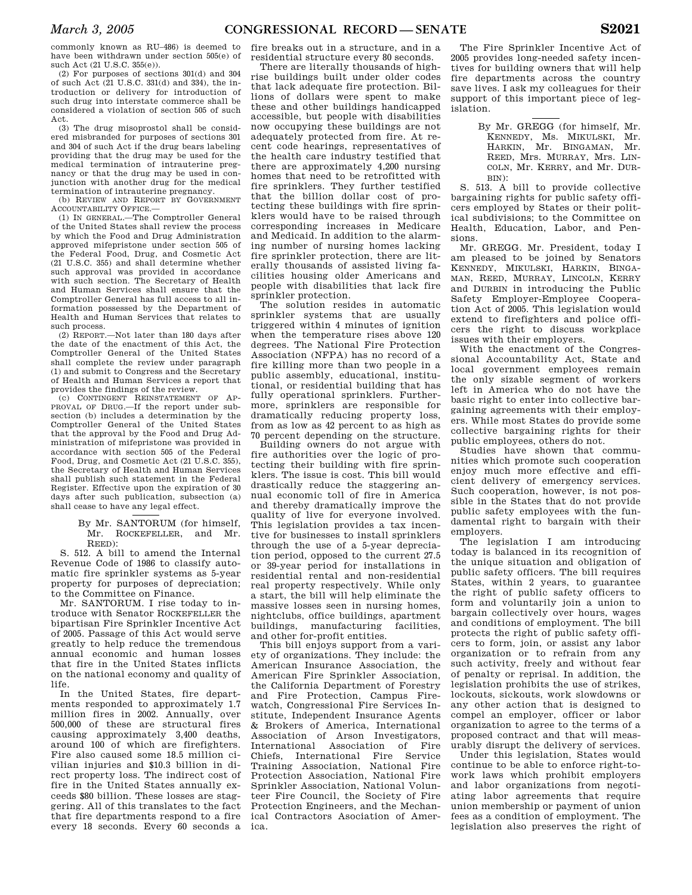commonly known as RU–486) is deemed to have been withdrawn under section 505(e) of such Act (21 U.S.C. 355(e)).

(2) For purposes of sections 301(d) and 304 of such Act (21 U.S.C. 331(d) and 334), the introduction or delivery for introduction of such drug into interstate commerce shall be considered a violation of section 505 of such Act.

(3) The drug misoprostol shall be considered misbranded for purposes of sections 301 and 304 of such Act if the drug bears labeling providing that the drug may be used for the medical termination of intrauterine pregnancy or that the drug may be used in conjunction with another drug for the medical termination of intrauterine pregnancy.

(b) REVIEW AND REPORT BY GOVERNMENT ACCOUNTABILITY OFFICE.—

(1) IN GENERAL.—The Comptroller General of the United States shall review the process by which the Food and Drug Administration approved mifepristone under section 505 of the Federal Food, Drug, and Cosmetic Act (21 U.S.C. 355) and shall determine whether such approval was provided in accordance with such section. The Secretary of Health and Human Services shall ensure that the Comptroller General has full access to all information possessed by the Department of Health and Human Services that relates to such process.

(2) REPORT.—Not later than 180 days after the date of the enactment of this Act, the Comptroller General of the United States shall complete the review under paragraph (1) and submit to Congress and the Secretary of Health and Human Services a report that provides the findings of the review.

(c) CONTINGENT REINSTATEMENT OF APPROVAL OF DRUG.—If the report under subsection (b) includes a determination by the Comptroller General of the United States that the approval by the Food and Drug Administration of mifepristone was provided in accordance with section 505 of the Federal Food, Drug, and Cosmetic Act (21 U.S.C. 355), the Secretary of Health and Human Services shall publish such statement in the Federal Register. Effective upon the expiration of 30 days after such publication, subsection (a) shall cease to have any legal effect.

---

By Mr. SANTORUM (for himself, Mr. ROCKEFELLER, and Mr. REED):

S. 512. A bill to amend the Internal Revenue Code of 1986 to classify automatic fire sprinkler systems as 5-year property for purposes of depreciation; to the Committee on Finance.

Mr. SANTORUM. I rise today to introduce with Senator ROCKEFELLER the bipartisan Fire Sprinkler Incentive Act of 2005. Passage of this Act would serve greatly to help reduce the tremendous annual economic and human losses that fire in the United States inflicts on the national economy and quality of life.

In the United States, fire departments responded to approximately 1.7 million fires in 2002. Annually, over 500,000 of these are structural fires causing approximately 3,400 deaths, around 100 of which are firefighters. Fire also caused some 18.5 million civilian injuries and $10.3 billion in direct property loss. The indirect cost of fire in the United States annually exceeds $80 billion. These losses are staggering. All of this translates to the fact that fire departments respond to a fire every 18 seconds. Every 60 seconds a fire breaks out in a structure, and in a residential structure every 80 seconds.

There are literally thousands of high-rise buildings built under older codes that lack adequate fire protection. Billions of dollars were spent to make these and other buildings handicapped accessible, but people with disabilities now occupying these buildings are not adequately protected from fire. At recent code hearings, representatives of the health care industry testified that there are approximately 4,200 nursing homes that need to be retrofitted with fire sprinklers. They further testified that the billion dollar cost of protecting these buildings with fire sprinklers would have to be raised through corresponding increases in Medicare and Medicaid. In addition to the alarming number of nursing homes lacking fire sprinkler protection, there are literally thousands of assisted living facilities housing older Americans and people with disabilities that lack fire sprinkler protection.

The solution resides in automatic sprinkler systems that are usually triggered within 4 minutes of ignition when the temperature rises above 120 degrees. The National Fire Protection Association (NFPA) has no record of a fire killing more than two people in a public assembly, educational, institutional, or residential building that has fully operational sprinklers. Furthermore, sprinklers are responsible for dramatically reducing property loss, from as low as 42 percent to as high as 70 percent depending on the structure.

Building owners do not argue with fire authorities over the logic of protecting their building with fire sprinklers. The issue is cost. This bill would drastically reduce the staggering annual economic toll of fire in America and thereby dramatically improve the quality of live for everyone involved. This legislation provides a tax incentive for businesses to install sprinklers through the use of a 5-year depreciation period, opposed to the current 27.5 or 39-year period for installations in residential rental and non-residential real property respectively. While only a start, the bill will help eliminate the massive losses seen in nursing homes, nightclubs, office buildings, apartment buildings, manufacturing facilities, and other for-profit entities.

This bill enjoys support from a variety of organizations. They include: the American Insurance Association, the American Fire Sprinkler Association, the California Department of Forestry and Fire Protection, Campus Firewatch, Congressional Fire Services Institute, Independent Insurance Agents & Brokers of America, International Association of Arson Investigators, International Association of Fire Chiefs, International Fire Service Training Association, National Fire Protection Association, National Fire Sprinkler Association, National Volunteer Fire Council, the Society of Fire Protection Engineers, and the Mechanical Contractors Association of America.

The Fire Sprinkler Incentive Act of 2005 provides long-needed safety incentives for building owners that will help fire departments across the country save lives. I ask my colleagues for their support of this important piece of legislation.

---

By Mr. GREGG (for himself, Mr. KENNEDY, Ms. MIKULSKI, Mr. HARKIN, Mr. BINGAMAN, Mr. REED, Mrs. MURRAY, Mrs. LINCOLN, Mr. KERRY, and Mr. DURBIN):

S. 513. A bill to provide collective bargaining rights for public safety officers employed by States or their political subdivisions; to the Committee on Health, Education, Labor, and Pensions.

Mr. GREGG. Mr. President, today I am pleased to be joined by Senators KENNEDY, MIKULSKI, HARKIN, BINGAMAN, REED, MURRAY, LINCOLN, KERRY and DURBIN in introducing the Public Safety Employer-Employee Cooperation Act of 2005. This legislation would extend to firefighters and police officers the right to discuss workplace issues with their employers.

With the enactment of the Congressional Accountability Act, State and local government employees remain the only sizable segment of workers left in America who do not have the basic right to enter into collective bargaining agreements with their employers. While most States do provide some collective bargaining rights for their public employees, others do not.

Studies have shown that communities which promote such cooperation enjoy much more effective and efficient delivery of emergency services. Such cooperation, however, is not possible in the States that do not provide public safety employees with the fundamental right to bargain with their employers.

The legislation I am introducing today is balanced in its recognition of the unique situation and obligation of public safety officers. The bill requires States, within 2 years, to guarantee the right of public safety officers to form and voluntarily join a union to bargain collectively over hours, wages and conditions of employment. The bill protects the right of public safety officers to form, join, or assist any labor organization or to refrain from any such activity, freely and without fear of penalty or reprisal. In addition, the legislation prohibits the use of strikes, lockouts, sickouts, work slowdowns or any other action that is designed to compel an employer, officer or labor organization to agree to the terms of a proposed contract and that will measurably disrupt the delivery of services.

Under this legislation, States would continue to be able to enforce right-to-work laws which prohibit employers and labor organizations from negotiating labor agreements that require union membership or payment of union fees as a condition of employment. The legislation also preserves the right of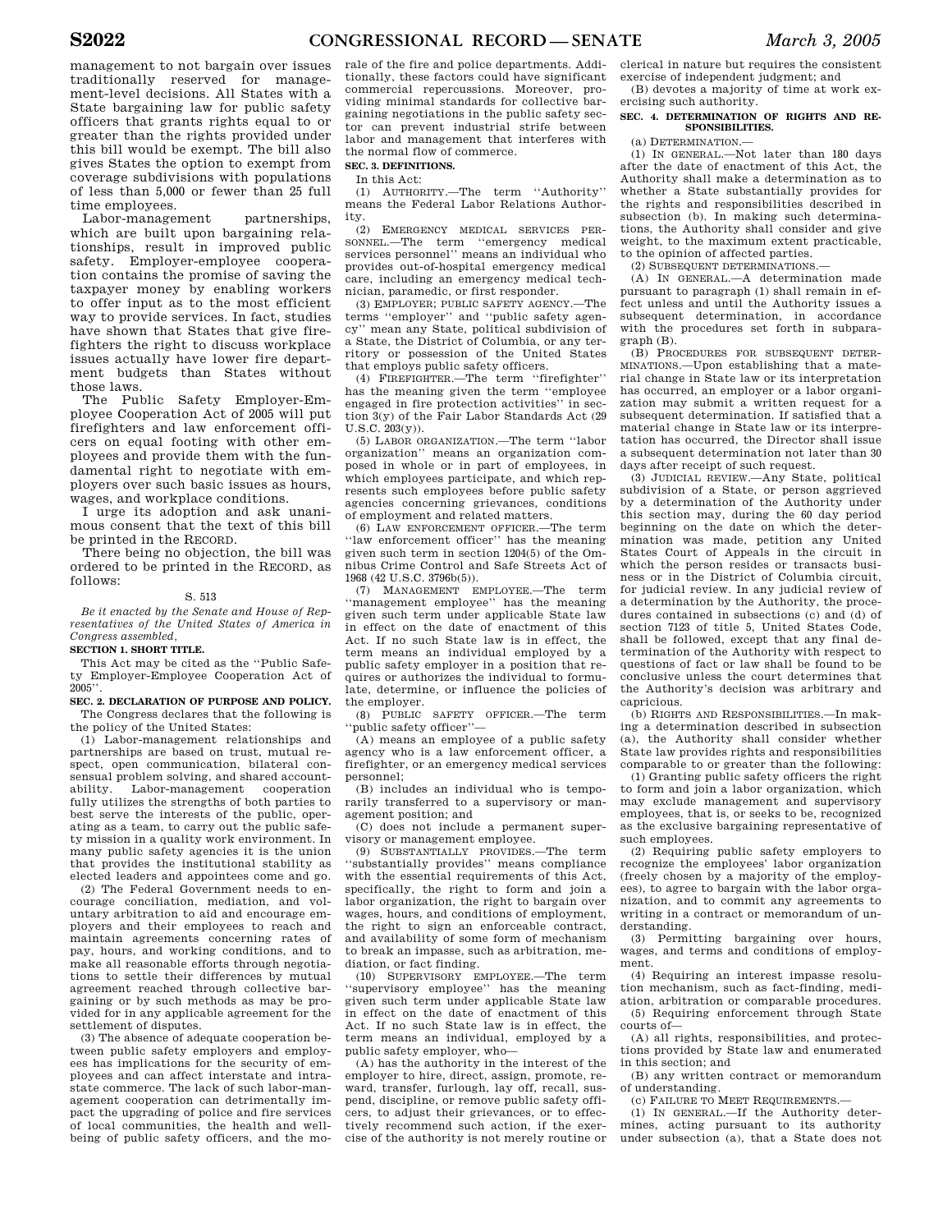management to not bargain over issues traditionally reserved for management-level decisions. All States with a State bargaining law for public safety officers that grants rights equal to or greater than the rights provided under this bill would be exempt. The bill also gives States the option to exempt from coverage subdivisions with populations of less than 5,000 or fewer than 25 full time employees.

Labor-management partnerships, which are built upon bargaining relationships, result in improved public safety. Employer-employee cooperation contains the promise of saving the taxpayer money by enabling workers to offer input as to the most efficient way to provide services. In fact, studies have shown that States that give firefighters the right to discuss workplace issues actually have lower fire department budgets than States without those laws.

The Public Safety Employer-Employee Cooperation Act of 2005 will put firefighters and law enforcement officers on equal footing with other employees and provide them with the fundamental right to negotiate with employers over such basic issues as hours, wages, and workplace conditions.

I urge its adoption and ask unanimous consent that the text of this bill be printed in the RECORD.

There being no objection, the bill was ordered to be printed in the RECORD, as follows:

S. 513

*Be it enacted by the Senate and House of Representatives of the United States of America in Congress assembled,*

**SECTION 1. SHORT TITLE.**

This Act may be cited as the ''Public Safety Employer-Employee Cooperation Act of 2005''.

**SEC. 2. DECLARATION OF PURPOSE AND POLICY.**

The Congress declares that the following is the policy of the United States:

(1) Labor-management relationships and partnerships are based on trust, mutual respect, open communication, bilateral consensual problem solving, and shared accountability. Labor-management cooperation fully utilizes the strengths of both parties to best serve the interests of the public, operating as a team, to carry out the public safety mission in a quality work environment. In many public safety agencies it is the union that provides the institutional stability as elected leaders and appointees come and go.

(2) The Federal Government needs to encourage conciliation, mediation, and voluntary arbitration to aid and encourage employers and their employees to reach and maintain agreements concerning rates of pay, hours, and working conditions, and to make all reasonable efforts through negotiations to settle their differences by mutual agreement reached through collective bargaining or by such methods as may be provided for in any applicable agreement for the settlement of disputes.

(3) The absence of adequate cooperation between public safety employers and employees has implications for the security of employees and can affect interstate and intrastate commerce. The lack of such labor-management cooperation can detrimentally impact the upgrading of police and fire services of local communities, the health and well-being of public safety officers, and the morale of the fire and police departments. Additionally, these factors could have significant commercial repercussions. Moreover, providing minimal standards for collective bargaining negotiations in the public safety sector can prevent industrial strife between labor and management that interferes with the normal flow of commerce.

**SEC. 3. DEFINITIONS.**

In this Act:

(1) AUTHORITY.—The term ''Authority'' means the Federal Labor Relations Authority.

(2) EMERGENCY MEDICAL SERVICES PERSONNEL.—The term ''emergency medical services personnel'' means an individual who provides out-of-hospital emergency medical care, including an emergency medical technician, paramedic, or first responder.

(3) EMPLOYER; PUBLIC SAFETY AGENCY.—The terms ''employer'' and ''public safety agency'' mean any State, political subdivision of a State, the District of Columbia, or any territory or possession of the United States that employs public safety officers.

(4) FIREFIGHTER.—The term ''firefighter'' has the meaning given the term ''employee engaged in fire protection activities'' in section 3(y) of the Fair Labor Standards Act (29 U.S.C. 203(y)).

(5) LABOR ORGANIZATION.—The term ''labor organization'' means an organization composed in whole or in part of employees, in which employees participate, and which represents such employees before public safety agencies concerning grievances, conditions of employment and related matters.

(6) LAW ENFORCEMENT OFFICER.—The term ''law enforcement officer'' has the meaning given such term in section 1204(5) of the Omnibus Crime Control and Safe Streets Act of 1968 (42 U.S.C. 3796b(5)).

(7) MANAGEMENT EMPLOYEE.—The term ''management employee'' has the meaning given such term under applicable State law in effect on the date of enactment of this Act. If no such State law is in effect, the term means an individual employed by a public safety employer in a position that requires or authorizes the individual to formulate, determine, or influence the policies of the employer.

(8) PUBLIC SAFETY OFFICER.—The term ''public safety officer''—

(A) means an employee of a public safety agency who is a law enforcement officer, a firefighter, or an emergency medical services personnel;

(B) includes an individual who is temporarily transferred to a supervisory or management position; and

(C) does not include a permanent supervisory or management employee.

(9) SUBSTANTIALLY PROVIDES.—The term ''substantially provides'' means compliance with the essential requirements of this Act, specifically, the right to form and join a labor organization, the right to bargain over wages, hours, and conditions of employment, the right to sign an enforceable contract, and availability of some form of mechanism to break an impasse, such as arbitration, mediation, or fact finding.

(10) SUPERVISORY EMPLOYEE.—The term ''supervisory employee'' has the meaning given such term under applicable State law in effect on the date of enactment of this Act. If no such State law is in effect, the term means an individual, employed by a public safety employer, who—

(A) has the authority in the interest of the employer to hire, direct, assign, promote, reward, transfer, furlough, lay off, recall, suspend, discipline, or remove public safety officers, to adjust their grievances, or to effectively recommend such action, if the exercise of the authority is not merely routine or clerical in nature but requires the consistent exercise of independent judgment; and

(B) devotes a majority of time at work exercising such authority.

**SEC. 4. DETERMINATION OF RIGHTS AND RESPONSIBILITIES.**

(a) DETERMINATION.—

(1) IN GENERAL.—Not later than 180 days after the date of enactment of this Act, the Authority shall make a determination as to whether a State substantially provides for the rights and responsibilities described in subsection (b). In making such determinations, the Authority shall consider and give weight, to the maximum extent practicable, to the opinion of affected parties.

(2) SUBSEQUENT DETERMINATIONS.—

(A) IN GENERAL.—A determination made pursuant to paragraph (1) shall remain in effect unless and until the Authority issues a subsequent determination, in accordance with the procedures set forth in subparagraph (B).

(B) PROCEDURES FOR SUBSEQUENT DETERMINATIONS.—Upon establishing that a material change in State law or its interpretation has occurred, an employer or a labor organization may submit a written request for a subsequent determination. If satisfied that a material change in State law or its interpretation has occurred, the Director shall issue a subsequent determination not later than 30 days after receipt of such request.

(3) JUDICIAL REVIEW.—Any State, political subdivision of a State, or person aggrieved by a determination of the Authority under this section may, during the 60 day period beginning on the date on which the determination was made, petition any United States Court of Appeals in the circuit in which the person resides or transacts business or in the District of Columbia circuit, for judicial review. In any judicial review of a determination by the Authority, the procedures contained in subsections (c) and (d) of section 7123 of title 5, United States Code, shall be followed, except that any final determination of the Authority with respect to questions of fact or law shall be found to be conclusive unless the court determines that the Authority's decision was arbitrary and capricious.

(b) RIGHTS AND RESPONSIBILITIES.—In making a determination described in subsection (a), the Authority shall consider whether State law provides rights and responsibilities comparable to or greater than the following:

(1) Granting public safety officers the right to form and join a labor organization, which may exclude management and supervisory employees, that is, or seeks to be, recognized as the exclusive bargaining representative of such employees.

(2) Requiring public safety employers to recognize the employees' labor organization (freely chosen by a majority of the employees), to agree to bargain with the labor organization, and to commit any agreements to writing in a contract or memorandum of understanding.

(3) Permitting bargaining over hours, wages, and terms and conditions of employment.

(4) Requiring an interest impasse resolution mechanism, such as fact-finding, mediation, arbitration or comparable procedures.

(5) Requiring enforcement through State courts of—

(A) all rights, responsibilities, and protections provided by State law and enumerated in this section; and

(B) any written contract or memorandum of understanding.

(c) FAILURE TO MEET REQUIREMENTS.—

(1) IN GENERAL.—If the Authority determines, acting pursuant to its authority under subsection (a), that a State does not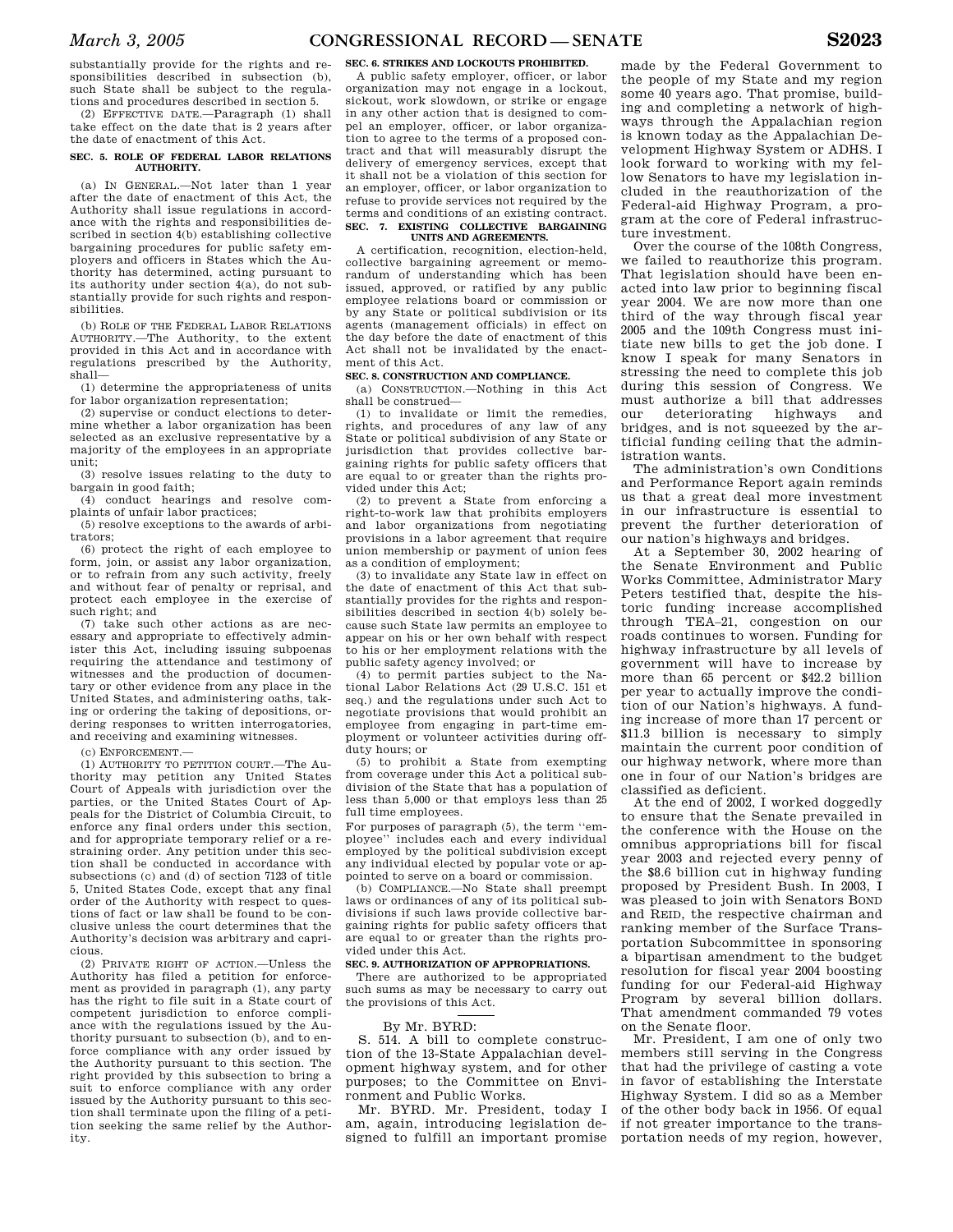substantially provide for the rights and responsibilities described in subsection (b), such State shall be subject to the regulations and procedures described in section 5.

(2) EFFECTIVE DATE.—Paragraph (1) shall take effect on the date that is 2 years after the date of enactment of this Act.

**SEC. 5. ROLE OF FEDERAL LABOR RELATIONS AUTHORITY.**

(a) IN GENERAL.—Not later than 1 year after the date of enactment of this Act, the Authority shall issue regulations in accordance with the rights and responsibilities described in section 4(b) establishing collective bargaining procedures for public safety employers and officers in States which the Authority has determined, acting pursuant to its authority under section 4(a), do not substantially provide for such rights and responsibilities.

(b) ROLE OF THE FEDERAL LABOR RELATIONS AUTHORITY.—The Authority, to the extent provided in this Act and in accordance with regulations prescribed by the Authority, shall—

(1) determine the appropriateness of units for labor organization representation;

(2) supervise or conduct elections to determine whether a labor organization has been selected as an exclusive representative by a majority of the employees in an appropriate unit;

(3) resolve issues relating to the duty to bargain in good faith;

(4) conduct hearings and resolve complaints of unfair labor practices;

(5) resolve exceptions to the awards of arbitrators;

(6) protect the right of each employee to form, join, or assist any labor organization, or to refrain from any such activity, freely and without fear of penalty or reprisal, and protect each employee in the exercise of such right; and

(7) take such other actions as are necessary and appropriate to effectively administer this Act, including issuing subpoenas requiring the attendance and testimony of witnesses and the production of documentary or other evidence from any place in the United States, and administering oaths, taking or ordering the taking of depositions, ordering responses to written interrogatories, and receiving and examining witnesses.

(c) ENFORCEMENT.—

(1) AUTHORITY TO PETITION COURT.—The Authority may petition any United States Court of Appeals with jurisdiction over the parties, or the United States Court of Appeals for the District of Columbia Circuit, to enforce any final orders under this section, and for appropriate temporary relief or a restraining order. Any petition under this section shall be conducted in accordance with subsections (c) and (d) of section 7123 of title 5, United States Code, except that any final order of the Authority with respect to questions of fact or law shall be found to be conclusive unless the court determines that the Authority's decision was arbitrary and capricious.

(2) PRIVATE RIGHT OF ACTION.—Unless the Authority has filed a petition for enforcement as provided in paragraph (1), any party has the right to file suit in a State court of competent jurisdiction to enforce compliance with the regulations issued by the Authority pursuant to subsection (b), and to enforce compliance with any order issued by the Authority pursuant to this section. The right provided by this subsection to bring a suit to enforce compliance with any order issued by the Authority pursuant to this section shall terminate upon the filing of a petition seeking the same relief by the Authority.

**SEC. 6. STRIKES AND LOCKOUTS PROHIBITED.**

A public safety employer, officer, or labor organization may not engage in a lockout, sickout, work slowdown, or strike or engage in any other action that is designed to compel an employer, officer, or labor organization to agree to the terms of a proposed contract and that will measurably disrupt the delivery of emergency services, except that it shall not be a violation of this section for an employer, officer, or labor organization to refuse to provide services not required by the terms and conditions of an existing contract.

**SEC. 7. EXISTING COLLECTIVE BARGAINING UNITS AND AGREEMENTS.**

A certification, recognition, election-held, collective bargaining agreement or memorandum of understanding which has been issued, approved, or ratified by any public employee relations board or commission or by any State or political subdivision or its agents (management officials) in effect on the day before the date of enactment of this Act shall not be invalidated by the enactment of this Act.

**SEC. 8. CONSTRUCTION AND COMPLIANCE.**

(a) CONSTRUCTION.—Nothing in this Act shall be construed—

(1) to invalidate or limit the remedies, rights, and procedures of any law of any State or political subdivision of any State or jurisdiction that provides collective bargaining rights for public safety officers that are equal to or greater than the rights provided under this Act;

(2) to prevent a State from enforcing a right-to-work law that prohibits employers and labor organizations from negotiating provisions in a labor agreement that require union membership or payment of union fees as a condition of employment;

(3) to invalidate any State law in effect on the date of enactment of this Act that substantially provides for the rights and responsibilities described in section 4(b) solely because such State law permits an employee to appear on his or her own behalf with respect to his or her employment relations with the public safety agency involved; or

(4) to permit parties subject to the National Labor Relations Act (29 U.S.C. 151 et seq.) and the regulations under such Act to negotiate provisions that would prohibit an employee from engaging in part-time employment or volunteer activities during off-duty hours; or

(5) to prohibit a State from exempting from coverage under this Act a political subdivision of the State that has a population of less than 5,000 or that employs less than 25 full time employees.

For purposes of paragraph (5), the term "employee" includes each and every individual employed by the political subdivision except any individual elected by popular vote or appointed to serve on a board or commission.

(b) COMPLIANCE.—No State shall preempt laws or ordinances of any of its political subdivisions if such laws provide collective bargaining rights for public safety officers that are equal to or greater than the rights provided under this Act.

**SEC. 9. AUTHORIZATION OF APPROPRIATIONS.**

There are authorized to be appropriated such sums as may be necessary to carry out the provisions of this Act.

By Mr. BYRD:

S. 514. A bill to complete construction of the 13-State Appalachian development highway system, and for other purposes; to the Committee on Environment and Public Works.

Mr. BYRD. Mr. President, today I am, again, introducing legislation designed to fulfill an important promise made by the Federal Government to the people of my State and my region some 40 years ago. That promise, building and completing a network of highways through the Appalachian region is known today as the Appalachian Development Highway System or ADHS. I look forward to working with my fellow Senators to have my legislation included in the reauthorization of the Federal-aid Highway Program, a program at the core of Federal infrastructure investment.

Over the course of the 108th Congress, we failed to reauthorize this program. That legislation should have been enacted into law prior to beginning fiscal year 2004. We are now more than one third of the way through fiscal year 2005 and the 109th Congress must initiate new bills to get the job done. I know I speak for many Senators in stressing the need to complete this job during this session of Congress. We must authorize a bill that addresses our deteriorating highways and bridges, and is not squeezed by the artificial funding ceiling that the administration wants.

The administration's own Conditions and Performance Report again reminds us that a great deal more investment in our infrastructure is essential to prevent the further deterioration of our nation's highways and bridges.

At a September 30, 2002 hearing of the Senate Environment and Public Works Committee, Administrator Mary Peters testified that, despite the historic funding increase accomplished through TEA–21, congestion on our roads continues to worsen. Funding for highway infrastructure by all levels of government will have to increase by more than 65 percent or $42.2 billion per year to actually improve the condition of our Nation's highways. A funding increase of more than 17 percent or $11.3 billion is necessary to simply maintain the current poor condition of our highway network, where more than one in four of our Nation's bridges are classified as deficient.

At the end of 2002, I worked doggedly to ensure that the Senate prevailed in the conference with the House on the omnibus appropriations bill for fiscal year 2003 and rejected every penny of the $8.6 billion cut in highway funding proposed by President Bush. In 2003, I was pleased to join with Senators BOND and REID, the respective chairman and ranking member of the Surface Transportation Subcommittee in sponsoring a bipartisan amendment to the budget resolution for fiscal year 2004 boosting funding for our Federal-aid Highway Program by several billion dollars. That amendment commanded 79 votes on the Senate floor.

Mr. President, I am one of only two members still serving in the Congress that had the privilege of casting a vote in favor of establishing the Interstate Highway System. I did so as a Member of the other body back in 1956. Of equal if not greater importance to the transportation needs of my region, however,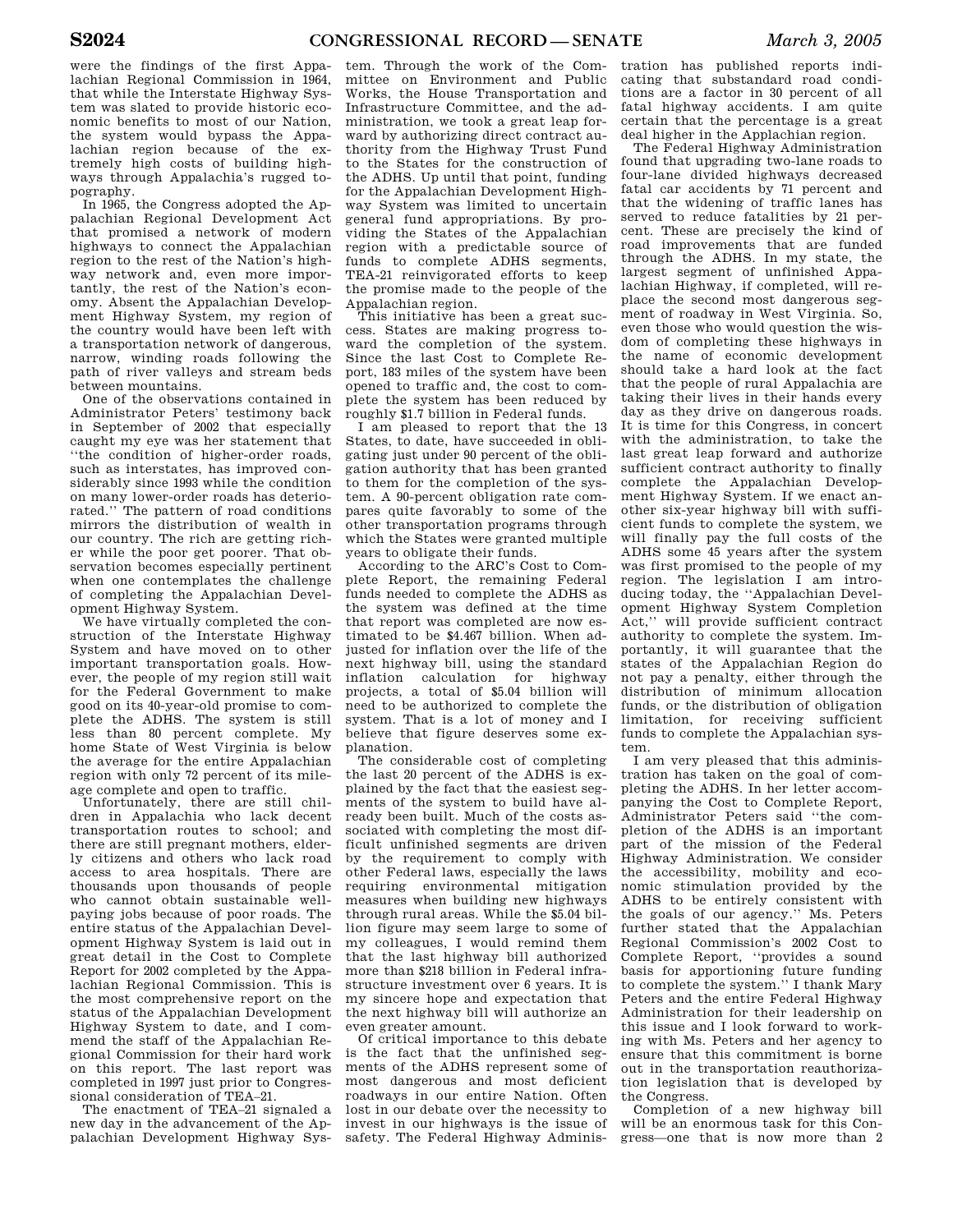were the findings of the first Appalachian Regional Commission in 1964, that while the Interstate Highway System was slated to provide historic economic benefits to most of our Nation, the system would bypass the Appalachian region because of the extremely high costs of building highways through Appalachia's rugged topography.

In 1965, the Congress adopted the Appalachian Regional Development Act that promised a network of modern highways to connect the Appalachian region to the rest of the Nation's highway network and, even more importantly, the rest of the Nation's economy. Absent the Appalachian Development Highway System, my region of the country would have been left with a transportation network of dangerous, narrow, winding roads following the path of river valleys and stream beds between mountains.

One of the observations contained in Administrator Peters' testimony back in September of 2002 that especially caught my eye was her statement that "the condition of higher-order roads, such as interstates, has improved considerably since 1993 while the condition on many lower-order roads has deteriorated." The pattern of road conditions mirrors the distribution of wealth in our country. The rich are getting richer while the poor get poorer. That observation becomes especially pertinent when one contemplates the challenge of completing the Appalachian Development Highway System.

We have virtually completed the construction of the Interstate Highway System and have moved on to other important transportation goals. However, the people of my region still wait for the Federal Government to make good on its 40-year-old promise to complete the ADHS. The system is still less than 80 percent complete. My home State of West Virginia is below the average for the entire Appalachian region with only 72 percent of its mileage complete and open to traffic.

Unfortunately, there are still children in Appalachia who lack decent transportation routes to school; and there are still pregnant mothers, elderly citizens and others who lack road access to area hospitals. There are thousands upon thousands of people who cannot obtain sustainable well-paying jobs because of poor roads. The entire status of the Appalachian Development Highway System is laid out in great detail in the Cost to Complete Report for 2002 completed by the Appalachian Regional Commission. This is the most comprehensive report on the status of the Appalachian Development Highway System to date, and I commend the staff of the Appalachian Regional Commission for their hard work on this report. The last report was completed in 1997 just prior to Congressional consideration of TEA–21.

The enactment of TEA–21 signaled a new day in the advancement of the Appalachian Development Highway System. Through the work of the Committee on Environment and Public Works, the House Transportation and Infrastructure Committee, and the administration, we took a great leap forward by authorizing direct contract authority from the Highway Trust Fund to the States for the construction of the ADHS. Up until that point, funding for the Appalachian Development Highway System was limited to uncertain general fund appropriations. By providing the States of the Appalachian region with a predictable source of funds to complete ADHS segments, TEA-21 reinvigorated efforts to keep the promise made to the people of the Appalachian region.

This initiative has been a great success. States are making progress toward the completion of the system. Since the last Cost to Complete Report, 183 miles of the system have been opened to traffic and, the cost to complete the system has been reduced by roughly $1.7 billion in Federal funds.

I am pleased to report that the 13 States, to date, have succeeded in obligating just under 90 percent of the obligation authority that has been granted to them for the completion of the system. A 90-percent obligation rate compares quite favorably to some of the other transportation programs through which the States were granted multiple years to obligate their funds.

According to the ARC's Cost to Complete Report, the remaining Federal funds needed to complete the ADHS as the system was defined at the time that report was completed are now estimated to be $4.467 billion. When adjusted for inflation over the life of the next highway bill, using the standard inflation calculation for highway projects, a total of $5.04 billion will need to be authorized to complete the system. That is a lot of money and I believe that figure deserves some explanation.

The considerable cost of completing the last 20 percent of the ADHS is explained by the fact that the easiest segments of the system to build have already been built. Much of the costs associated with completing the most difficult unfinished segments are driven by the requirement to comply with other Federal laws, especially the laws requiring environmental mitigation measures when building new highways through rural areas. While the $5.04 billion figure may seem large to some of my colleagues, I would remind them that the last highway bill authorized more than $218 billion in Federal infrastructure investment over 6 years. It is my sincere hope and expectation that the next highway bill will authorize an even greater amount.

Of critical importance to this debate is the fact that the unfinished segments of the ADHS represent some of most dangerous and most deficient roadways in our entire Nation. Often lost in our debate over the necessity to invest in our highways is the issue of safety. The Federal Highway Administration has published reports indicating that substandard road conditions are a factor in 30 percent of all fatal highway accidents. I am quite certain that the percentage is a great deal higher in the Applachian region.

The Federal Highway Administration found that upgrading two-lane roads to four-lane divided highways decreased fatal car accidents by 71 percent and that the widening of traffic lanes has served to reduce fatalities by 21 percent. These are precisely the kind of road improvements that are funded through the ADHS. In my state, the largest segment of unfinished Appalachian Highway, if completed, will replace the second most dangerous segment of roadway in West Virginia. So, even those who would question the wisdom of completing these highways in the name of economic development should take a hard look at the fact that the people of rural Appalachia are taking their lives in their hands every day as they drive on dangerous roads. It is time for this Congress, in concert with the administration, to take the last great leap forward and authorize sufficient contract authority to finally complete the Appalachian Development Highway System. If we enact another six-year highway bill with sufficient funds to complete the system, we will finally pay the full costs of the ADHS some 45 years after the system was first promised to the people of my region. The legislation I am introducing today, the "Appalachian Development Highway System Completion Act," will provide sufficient contract authority to complete the system. Importantly, it will guarantee that the states of the Appalachian Region do not pay a penalty, either through the distribution of minimum allocation funds, or the distribution of obligation limitation, for receiving sufficient funds to complete the Appalachian system.

I am very pleased that this administration has taken on the goal of completing the ADHS. In her letter accompanying the Cost to Complete Report, Administrator Peters said "the completion of the ADHS is an important part of the mission of the Federal Highway Administration. We consider the accessibility, mobility and economic stimulation provided by the ADHS to be entirely consistent with the goals of our agency." Ms. Peters further stated that the Appalachian Regional Commission's 2002 Cost to Complete Report, "provides a sound basis for apportioning future funding to complete the system." I thank Mary Peters and the entire Federal Highway Administration for their leadership on this issue and I look forward to working with Ms. Peters and her agency to ensure that this commitment is borne out in the transportation reauthorization legislation that is developed by the Congress.

Completion of a new highway bill will be an enormous task for this Congress—one that is now more than 2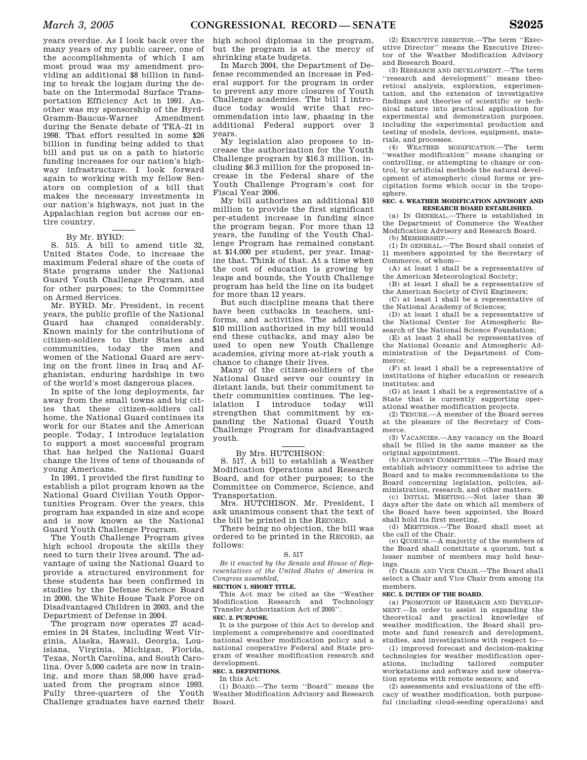years overdue. As I look back over the many years of my public career, one of the accomplishments of which I am most proud was my amendment providing an additional $8 billion in funding to break the logjam during the debate on the Intermodal Surface Transportation Efficiency Act in 1991. Another was my sponsorship of the Byrd-Gramm-Baucus-Warner Amendment during the Senate debate of TEA–21 in 1998. That effort resulted in some $26 billion in funding being added to that bill and put us on a path to historic funding increases for our nation's highway infrastructure. I look forward again to working with my fellow Senators on completion of a bill that makes the necessary investments in our nation's highways, not just in the Appalachian region but across our entire country.

---

By Mr. BYRD:

S. 515. A bill to amend title 32, United States Code, to increase the maximum Federal share of the costs of State programs under the National Guard Youth Challenge Program, and for other purposes; to the Committee on Armed Services.

Mr. BYRD. Mr. President, in recent years, the public profile of the National Guard has changed considerably. Known mainly for the contributions of citizen-soldiers to their States and communities, today the men and women of the National Guard are serving on the front lines in Iraq and Afghanistan, enduring hardships in two of the world's most dangerous places.

In spite of the long deployments, far away from the small towns and big cities that these citizen-soldiers call home, the National Guard continues its work for our States and the American people. Today, I introduce legislation to support a most successful program that has helped the National Guard change the lives of tens of thousands of young Americans.

In 1991, I provided the first funding to establish a pilot program known as the National Guard Civilian Youth Opportunities Program. Over the years, this program has expanded in size and scope and is now known as the National Guard Youth Challenge Program.

The Youth Challenge Program gives high school dropouts the skills they need to turn their lives around. The advantage of using the National Guard to provide a structured environment for these students has been confirmed in studies by the Defense Science Board in 2000, the White House Task Force on Disadvantaged Children in 2003, and the Department of Defense in 2004.

The program now operates 27 academies in 24 States, including West Virginia, Alaska, Hawaii, Georgia, Louisiana, Virginia, Michigan, Florida, Texas, North Carolina, and South Carolina. Over 5,000 cadets are now in training, and more than 58,000 have graduated from the program since 1993. Fully three-quarters of the Youth Challenge graduates have earned their high school diplomas in the program, but the program is at the mercy of shrinking state budgets.

In March 2004, the Department of Defense recommended an increase in Federal support for the program in order to prevent any more closures of Youth Challenge academies. The bill I introduce today would write that recommendation into law, phasing in the additional Federal support over 3 years.

My legislation also proposes to increase the authorization for the Youth Challenge program by $16.3 million, including $6.3 million for the proposed increase in the Federal share of the Youth Challenge Program's cost for Fiscal Year 2006.

My bill authorizes an additional $10 million to provide the first significant per-student increase in funding since the program began. For more than 12 years, the funding of the Youth Challenge Program has remained constant at $14,000 per student, per year. Imagine that. Think of that. At a time when the cost of education is growing by leaps and bounds, the Youth Challenge program has held the line on its budget for more than 12 years.

But such discipline means that there have been cutbacks in teachers, uniforms, and activities. The additional $10 million authorized in my bill would end these cutbacks, and may also be used to open new Youth Challenge academies, giving more at-risk youth a chance to change their lives.

Many of the citizen-soldiers of the National Guard serve our country in distant lands, but their commitment to their communities continues. The legislation I introduce today will strengthen that commitment by expanding the National Guard Youth Challenge Program for disadvantaged youth.

---

By Mrs. HUTCHISON:

S. 517. A bill to establish a Weather Modification Operations and Research Board, and for other purposes; to the Committee on Commerce, Science, and Transportation.

Mrs. HUTCHISON. Mr. President, I ask unanimous consent that the text of the bill be printed in the RECORD.

There being no objection, the bill was ordered to be printed in the RECORD, as follows:

S. 517

*Be it enacted by the Senate and House of Representatives of the United States of America in Congress assembled,*

**SECTION 1. SHORT TITLE.**

This Act may be cited as the "Weather Modification Research and Technology Transfer Authorization Act of 2005".

**SEC. 2. PURPOSE.**

It is the purpose of this Act to develop and implement a comprehensive and coordinated national weather modification policy and a national cooperative Federal and State program of weather modification research and development.

**SEC. 3. DEFINITIONS.**

In this Act:

(1) BOARD.—The term "Board" means the Weather Modification Advisory and Research Board.

(2) EXECUTIVE DIRECTOR.—The term "Executive Director" means the Executive Director of the Weather Modification Advisory and Research Board.

(3) RESEARCH AND DEVELOPMENT.—The term "research and development" means theoretical analysis, exploration, experimentation, and the extension of investigative findings and theories of scientific or technical nature into practical application for experimental and demonstration purposes, including the experimental production and testing of models, devices, equipment, materials, and processes.

(4) WEATHER MODIFICATION.—The term "weather modification" means changing or controlling, or attempting to change or control, by artificial methods the natural development of atmospheric cloud forms or precipitation forms which occur in the troposphere.

**SEC. 4. WEATHER MODIFICATION ADVISORY AND RESEARCH BOARD ESTABLISHED.**

(a) IN GENERAL.—There is established in the Department of Commerce the Weather Modification Advisory and Research Board.

(b) MEMBERSHIP.—

(1) IN GENERAL.—The Board shall consist of 11 members appointed by the Secretary of Commerce, of whom—

(A) at least 1 shall be a representative of the American Meteorological Society;

(B) at least 1 shall be a representative of the American Society of Civil Engineers;

(C) at least 1 shall be a representative of the National Academy of Sciences;

(D) at least 1 shall be a representative of the National Center for Atmospheric Research of the National Science Foundation;

(E) at least 2 shall be representatives of the National Oceanic and Atmospheric Administration of the Department of Commerce;

(F) at least 1 shall be a representative of institutions of higher education or research institutes; and

(G) at least 1 shall be a representative of a State that is currently supporting operational weather modification projects.

(2) TENURE.—A member of the Board serves at the pleasure of the Secretary of Commerce.

(3) VACANCIES.—Any vacancy on the Board shall be filled in the same manner as the original appointment.

(b) ADVISORY COMMITTEES.—The Board may establish advisory committees to advise the Board and to make recommendations to the Board concerning legislation, policies, administration, research, and other matters.

(c) INITIAL MEETING.—Not later than 30 days after the date on which all members of the Board have been appointed, the Board shall hold its first meeting.

(d) MEETINGS.—The Board shall meet at the call of the Chair.

(e) QUORUM.—A majority of the members of the Board shall constitute a quorum, but a lesser number of members may hold hearings.

(f) CHAIR AND VICE CHAIR.—The Board shall select a Chair and Vice Chair from among its members.

**SEC. 5. DUTIES OF THE BOARD.**

(a) PROMOTION OF RESEARCH AND DEVELOPMENT.—In order to assist in expanding the theoretical and practical knowledge of weather modification, the Board shall promote and fund research and development, studies, and investigations with respect to—

(1) improved forecast and decision-making technologies for weather modification operations, including tailored computer workstations and software and new observation systems with remote sensors; and

(2) assessments and evaluations of the efficacy of weather modification, both purposeful (including cloud-seeding operations) and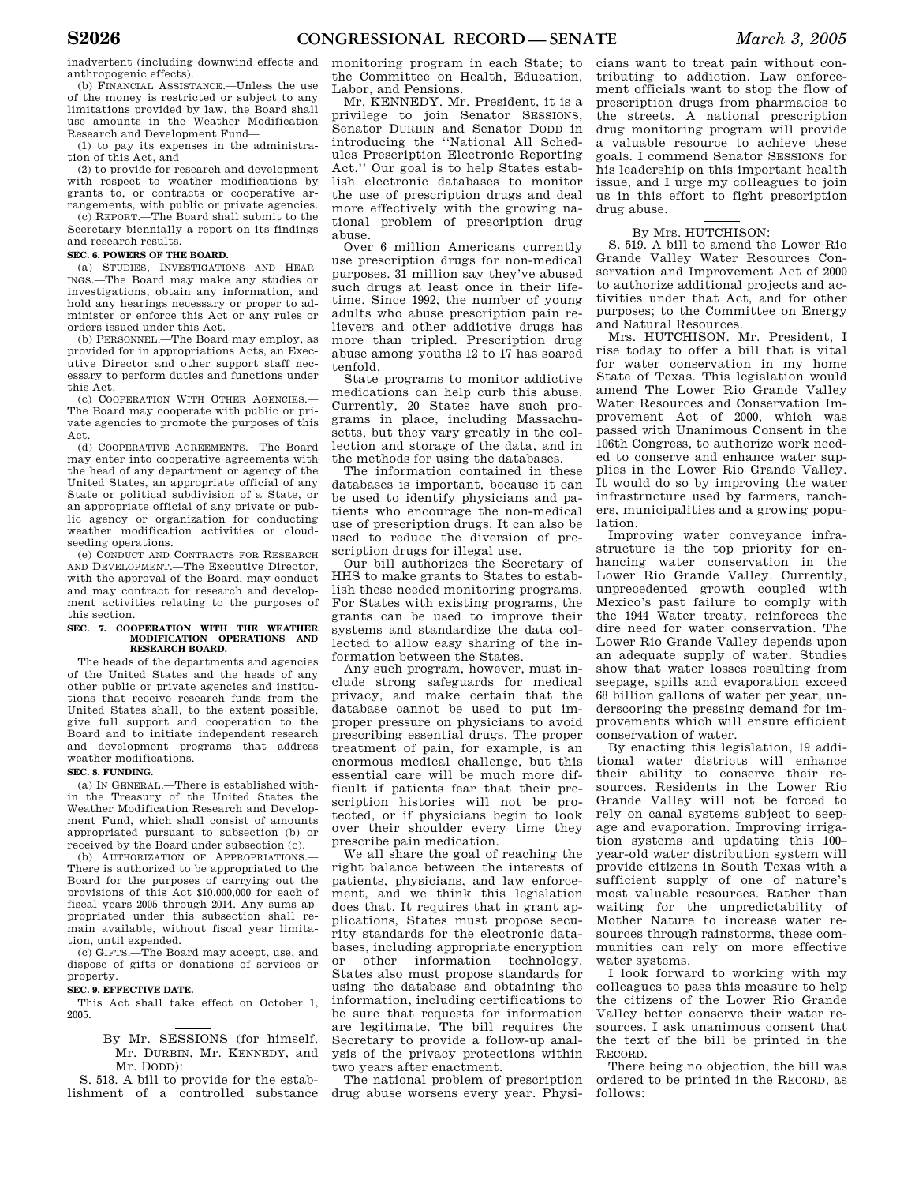inadvertent (including downwind effects and anthropogenic effects).

(b) FINANCIAL ASSISTANCE.—Unless the use of the money is restricted or subject to any limitations provided by law, the Board shall use amounts in the Weather Modification Research and Development Fund—

(1) to pay its expenses in the administration of this Act, and

(2) to provide for research and development with respect to weather modifications by grants to, or contracts or cooperative arrangements, with public or private agencies.

(c) REPORT.—The Board shall submit to the Secretary biennially a report on its findings and research results.

**SEC. 6. POWERS OF THE BOARD.**

(a) STUDIES, INVESTIGATIONS AND HEARINGS.—The Board may make any studies or investigations, obtain any information, and hold any hearings necessary or proper to administer or enforce this Act or any rules or orders issued under this Act.

(b) PERSONNEL.—The Board may employ, as provided for in appropriations Acts, an Executive Director and other support staff necessary to perform duties and functions under this Act.

(c) COOPERATION WITH OTHER AGENCIES.—The Board may cooperate with public or private agencies to promote the purposes of this Act.

(d) COOPERATIVE AGREEMENTS.—The Board may enter into cooperative agreements with the head of any department or agency of the United States, an appropriate official of any State or political subdivision of a State, or an appropriate official of any private or public agency or organization for conducting weather modification activities or cloud-seeding operations.

(e) CONDUCT AND CONTRACTS FOR RESEARCH AND DEVELOPMENT.—The Executive Director, with the approval of the Board, may conduct and may contract for research and development activities relating to the purposes of this section.

**SEC. 7. COOPERATION WITH THE WEATHER MODIFICATION OPERATIONS AND RESEARCH BOARD.**

The heads of the departments and agencies of the United States and the heads of any other public or private agencies and institutions that receive research funds from the United States shall, to the extent possible, give full support and cooperation to the Board and to initiate independent research and development programs that address weather modifications.

**SEC. 8. FUNDING.**

(a) IN GENERAL.—There is established within the Treasury of the United States the Weather Modification Research and Development Fund, which shall consist of amounts appropriated pursuant to subsection (b) or received by the Board under subsection (c).

(b) AUTHORIZATION OF APPROPRIATIONS.—There is authorized to be appropriated to the Board for the purposes of carrying out the provisions of this Act $10,000,000 for each of fiscal years 2005 through 2014. Any sums appropriated under this subsection shall remain available, without fiscal year limitation, until expended.

(c) GIFTS.—The Board may accept, use, and dispose of gifts or donations of services or property.

**SEC. 9. EFFECTIVE DATE.**

This Act shall take effect on October 1, 2005.

---

By Mr. SESSIONS (for himself, Mr. DURBIN, Mr. KENNEDY, and Mr. DODD):

S. 518. A bill to provide for the establishment of a controlled substance monitoring program in each State; to the Committee on Health, Education, Labor, and Pensions.

Mr. KENNEDY. Mr. President, it is a privilege to join Senator SESSIONS, Senator DURBIN and Senator DODD in introducing the "National All Schedules Prescription Electronic Reporting Act." Our goal is to help States establish electronic databases to monitor the use of prescription drugs and deal more effectively with the growing national problem of prescription drug abuse.

Over 6 million Americans currently use prescription drugs for non-medical purposes. 31 million say they've abused such drugs at least once in their lifetime. Since 1992, the number of young adults who abuse prescription pain relievers and other addictive drugs has more than tripled. Prescription drug abuse among youths 12 to 17 has soared tenfold.

State programs to monitor addictive medications can help curb this abuse. Currently, 20 States have such programs in place, including Massachusetts, but they vary greatly in the collection and storage of the data, and in the methods for using the databases.

The information contained in these databases is important, because it can be used to identify physicians and patients who encourage the non-medical use of prescription drugs. It can also be used to reduce the diversion of prescription drugs for illegal use.

Our bill authorizes the Secretary of HHS to make grants to States to establish these needed monitoring programs. For States with existing programs, the grants can be used to improve their systems and standardize the data collected to allow easy sharing of the information between the States.

Any such program, however, must include strong safeguards for medical privacy, and make certain that the database cannot be used to put improper pressure on physicians to avoid prescribing essential drugs. The proper treatment of pain, for example, is an enormous medical challenge, but this essential care will be much more difficult if patients fear that their prescription histories will not be protected, or if physicians begin to look over their shoulder every time they prescribe pain medication.

We all share the goal of reaching the right balance between the interests of patients, physicians, and law enforcement, and we think this legislation does that. It requires that in grant applications, States must propose security standards for the electronic databases, including appropriate encryption or other information technology. States also must propose standards for using the database and obtaining the information, including certifications to be sure that requests for information are legitimate. The bill requires the Secretary to provide a follow-up analysis of the privacy protections within two years after enactment.

The national problem of prescription drug abuse worsens every year. Physicians want to treat pain without contributing to addiction. Law enforcement officials want to stop the flow of prescription drugs from pharmacies to the streets. A national prescription drug monitoring program will provide a valuable resource to achieve these goals. I commend Senator SESSIONS for his leadership on this important health issue, and I urge my colleagues to join us in this effort to fight prescription drug abuse.

---

By Mrs. HUTCHISON:

S. 519. A bill to amend the Lower Rio Grande Valley Water Resources Conservation and Improvement Act of 2000 to authorize additional projects and activities under that Act, and for other purposes; to the Committee on Energy and Natural Resources.

Mrs. HUTCHISON. Mr. President, I rise today to offer a bill that is vital for water conservation in my home State of Texas. This legislation would amend The Lower Rio Grande Valley Water Resources and Conservation Improvement Act of 2000, which was passed with Unanimous Consent in the 106th Congress, to authorize work needed to conserve and enhance water supplies in the Lower Rio Grande Valley. It would do so by improving the water infrastructure used by farmers, ranchers, municipalities and a growing population.

Improving water conveyance infrastructure is the top priority for enhancing water conservation in the Lower Rio Grande Valley. Currently, unprecedented growth coupled with Mexico's past failure to comply with the 1944 Water treaty, reinforces the dire need for water conservation. The Lower Rio Grande Valley depends upon an adequate supply of water. Studies show that water losses resulting from seepage, spills and evaporation exceed 68 billion gallons of water per year, underscoring the pressing demand for improvements which will ensure efficient conservation of water.

By enacting this legislation, 19 additional water districts will enhance their ability to conserve their resources. Residents in the Lower Rio Grande Valley will not be forced to rely on canal systems subject to seepage and evaporation. Improving irrigation systems and updating this 100–year-old water distribution system will provide citizens in South Texas with a sufficient supply of one of nature's most valuable resources. Rather than waiting for the unpredictability of Mother Nature to increase water resources through rainstorms, these communities can rely on more effective water systems.

I look forward to working with my colleagues to pass this measure to help the citizens of the Lower Rio Grande Valley better conserve their water resources. I ask unanimous consent that the text of the bill be printed in the RECORD.

There being no objection, the bill was ordered to be printed in the RECORD, as follows: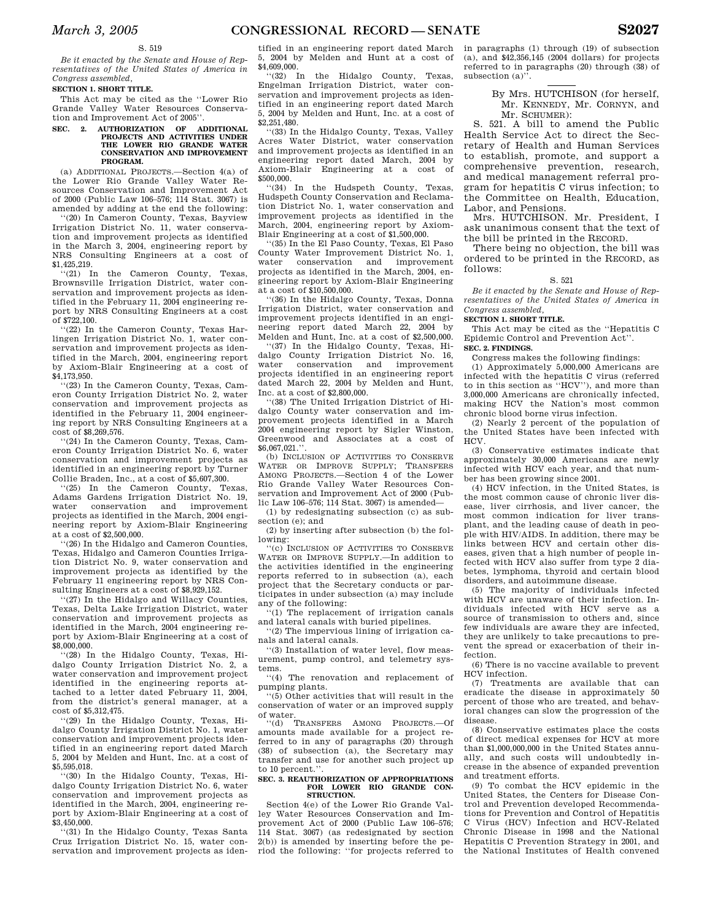S. 519

*Be it enacted by the Senate and House of Representatives of the United States of America in Congress assembled,*

**SECTION 1. SHORT TITLE.**

This Act may be cited as the ''Lower Rio Grande Valley Water Resources Conservation and Improvement Act of 2005''.

**SEC. 2. AUTHORIZATION OF ADDITIONAL PROJECTS AND ACTIVITIES UNDER THE LOWER RIO GRANDE WATER CONSERVATION AND IMPROVEMENT PROGRAM.**

(a) ADDITIONAL PROJECTS.—Section 4(a) of the Lower Rio Grande Valley Water Resources Conservation and Improvement Act of 2000 (Public Law 106–576; 114 Stat. 3067) is amended by adding at the end the following:

''(20) In Cameron County, Texas, Bayview Irrigation District No. 11, water conservation and improvement projects as identified in the March 3, 2004, engineering report by NRS Consulting Engineers at a cost of $1,425,219.

''(21) In the Cameron County, Texas, Brownsville Irrigation District, water conservation and improvement projects as identified in the February 11, 2004 engineering report by NRS Consulting Engineers at a cost of $722,100.

''(22) In the Cameron County, Texas Harlingen Irrigation District No. 1, water conservation and improvement projects as identified in the March, 2004, engineering report by Axiom-Blair Engineering at a cost of $4,173,950.

''(23) In the Cameron County, Texas, Cameron County Irrigation District No. 2, water conservation and improvement projects as identified in the February 11, 2004 engineering report by NRS Consulting Engineers at a cost of $8,269,576.

''(24) In the Cameron County, Texas, Cameron County Irrigation District No. 6, water conservation and improvement projects as identified in an engineering report by Turner Collie Braden, Inc., at a cost of $5,607,300.

''(25) In the Cameron County, Texas, Adams Gardens Irrigation District No. 19, water conservation and improvement projects as identified in the March, 2004 engineering report by Axiom-Blair Engineering at a cost of $2,500,000.

''(26) In the Hidalgo and Cameron Counties, Texas, Hidalgo and Cameron Counties Irrigation District No. 9, water conservation and improvement projects as identified by the February 11 engineering report by NRS Consulting Engineers at a cost of $8,929,152.

''(27) In the Hidalgo and Willacy Counties, Texas, Delta Lake Irrigation District, water conservation and improvement projects as identified in the March, 2004 engineering report by Axiom-Blair Engineering at a cost of $8,000,000.

''(28) In the Hidalgo County, Texas, Hidalgo County Irrigation District No. 2, a water conservation and improvement project identified in the engineering reports attached to a letter dated February 11, 2004, from the district's general manager, at a cost of $5,312,475.

''(29) In the Hidalgo County, Texas, Hidalgo County Irrigation District No. 1, water conservation and improvement projects identified in an engineering report dated March 5, 2004 by Melden and Hunt, Inc. at a cost of $5,595,018.

''(30) In the Hidalgo County, Texas, Hidalgo County Irrigation District No. 6, water conservation and improvement projects as identified in the March, 2004, engineering report by Axiom-Blair Engineering at a cost of $3,450,000.

''(31) In the Hidalgo County, Texas Santa Cruz Irrigation District No. 15, water conservation and improvement projects as identified in an engineering report dated March 5, 2004 by Melden and Hunt at a cost of $4,609,000.

''(32) In the Hidalgo County, Texas, Engelman Irrigation District, water conservation and improvement projects as identified in an engineering report dated March 5, 2004 by Melden and Hunt, Inc. at a cost of $2,251,480.

''(33) In the Hidalgo County, Texas, Valley Acres Water District, water conservation and improvement projects as identified in an engineering report dated March, 2004 by Axiom-Blair Engineering at a cost of $500,000.

''(34) In the Hudspeth County, Texas, Hudspeth County Conservation and Reclamation District No. 1, water conservation and improvement projects as identified in the March, 2004, engineering report by Axiom-Blair Engineering at a cost of $1,500,000.

''(35) In the El Paso County, Texas, El Paso County Water Improvement District No. 1, water conservation and improvement projects as identified in the March, 2004, engineering report by Axiom-Blair Engineering at a cost of $10,500,000.

''(36) In the Hidalgo County, Texas, Donna Irrigation District, water conservation and improvement projects identified in an engineering report dated March 22, 2004 by Melden and Hunt, Inc. at a cost of $2,500,000.

''(37) In the Hidalgo County, Texas, Hidalgo County Irrigation District No. 16, water conservation and improvement projects identified in an engineering report dated March 22, 2004 by Melden and Hunt, Inc. at a cost of $2,800,000.

''(38) The United Irrigation District of Hidalgo County water conservation and improvement projects identified in a March 2004 engineering report by Sigler Winston, Greenwood and Associates at a cost of $6,067,021.''.

(b) INCLUSION OF ACTIVITIES TO CONSERVE WATER OR IMPROVE SUPPLY; TRANSFERS AMONG PROJECTS.—Section 4 of the Lower Rio Grande Valley Water Resources Conservation and Improvement Act of 2000 (Public Law 106–576; 114 Stat. 3067) is amended—

(1) by redesignating subsection (c) as subsection (e); and

(2) by inserting after subsection (b) the following:

''(c) INCLUSION OF ACTIVITIES TO CONSERVE WATER OR IMPROVE SUPPLY.—In addition to the activities identified in the engineering reports referred to in subsection (a), each project that the Secretary conducts or participates in under subsection (a) may include any of the following:

''(1) The replacement of irrigation canals and lateral canals with buried pipelines.

''(2) The impervious lining of irrigation canals and lateral canals.

''(3) Installation of water level, flow measurement, pump control, and telemetry systems.

''(4) The renovation and replacement of pumping plants.

''(5) Other activities that will result in the conservation of water or an improved supply of water.

''(d) TRANSFERS AMONG PROJECTS.—Of amounts made available for a project referred to in any of paragraphs (20) through (38) of subsection (a), the Secretary may transfer and use for another such project up to 10 percent.''.

**SEC. 3. REAUTHORIZATION OF APPROPRIATIONS FOR LOWER RIO GRANDE CONSTRUCTION.**

Section 4(e) of the Lower Rio Grande Valley Water Resources Conservation and Improvement Act of 2000 (Public Law 106–576; 114 Stat. 3067) (as redesignated by section 2(b)) is amended by inserting before the period the following: ''for projects referred to in paragraphs (1) through (19) of subsection (a), and $42,356,145 (2004 dollars) for projects referred to in paragraphs (20) through (38) of subsection (a)''.

---

By Mrs. HUTCHISON (for herself, Mr. KENNEDY, Mr. CORNYN, and Mr. SCHUMER):

S. 521. A bill to amend the Public Health Service Act to direct the Secretary of Health and Human Services to establish, promote, and support a comprehensive prevention, research, and medical management referral program for hepatitis C virus infection; to the Committee on Health, Education, Labor, and Pensions.

Mrs. HUTCHISON. Mr. President, I ask unanimous consent that the text of the bill be printed in the RECORD.

There being no objection, the bill was ordered to be printed in the RECORD, as follows:

S. 521

*Be it enacted by the Senate and House of Representatives of the United States of America in Congress assembled,*

**SECTION 1. SHORT TITLE.**

This Act may be cited as the ''Hepatitis C Epidemic Control and Prevention Act''.

**SEC. 2. FINDINGS.**

Congress makes the following findings:

(1) Approximately 5,000,000 Americans are infected with the hepatitis C virus (referred to in this section as ''HCV''), and more than 3,000,000 Americans are chronically infected, making HCV the Nation's most common chronic blood borne virus infection.

(2) Nearly 2 percent of the population of the United States have been infected with HCV.

(3) Conservative estimates indicate that approximately 30,000 Americans are newly infected with HCV each year, and that number has been growing since 2001.

(4) HCV infection, in the United States, is the most common cause of chronic liver disease, liver cirrhosis, and liver cancer, the most common indication for liver transplant, and the leading cause of death in people with HIV/AIDS. In addition, there may be links between HCV and certain other diseases, given that a high number of people infected with HCV also suffer from type 2 diabetes, lymphoma, thyroid and certain blood disorders, and autoimmune disease.

(5) The majority of individuals infected with HCV are unaware of their infection. Individuals infected with HCV serve as a source of transmission to others and, since few individuals are aware they are infected, they are unlikely to take precautions to prevent the spread or exacerbation of their infection.

(6) There is no vaccine available to prevent HCV infection.

(7) Treatments are available that can eradicate the disease in approximately 50 percent of those who are treated, and behavioral changes can slow the progression of the disease.

(8) Conservative estimates place the costs of direct medical expenses for HCV at more than $1,000,000,000 in the United States annually, and such costs will undoubtedly increase in the absence of expanded prevention and treatment efforts.

(9) To combat the HCV epidemic in the United States, the Centers for Disease Control and Prevention developed Recommendations for Prevention and Control of Hepatitis C Virus (HCV) Infection and HCV-Related Chronic Disease in 1998 and the National Hepatitis C Prevention Strategy in 2001, and the National Institutes of Health convened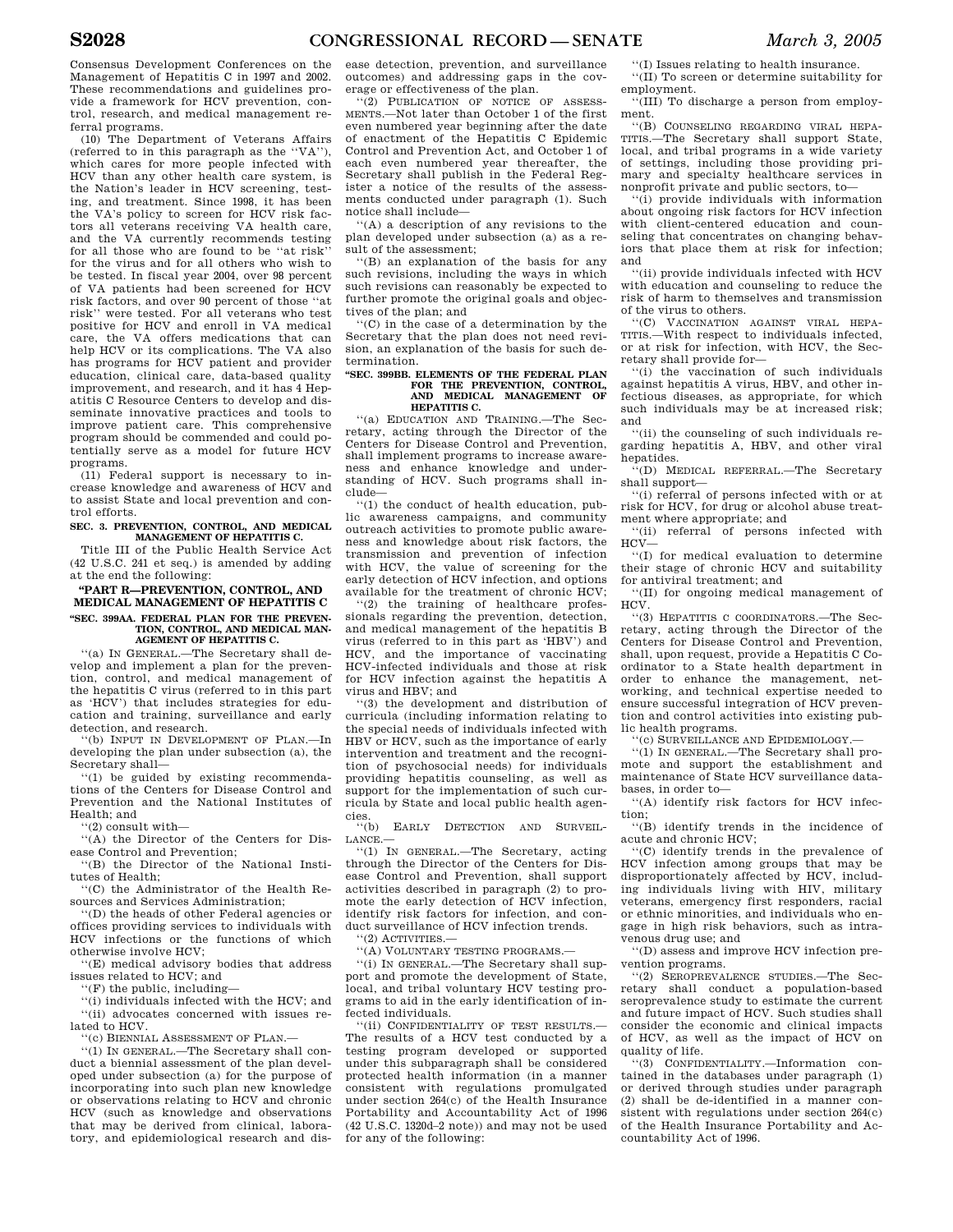Consensus Development Conferences on the Management of Hepatitis C in 1997 and 2002. These recommendations and guidelines provide a framework for HCV prevention, control, research, and medical management referral programs.

(10) The Department of Veterans Affairs (referred to in this paragraph as the ''VA''), which cares for more people infected with HCV than any other health care system, is the Nation's leader in HCV screening, testing, and treatment. Since 1998, it has been the VA's policy to screen for HCV risk factors all veterans receiving VA health care, and the VA currently recommends testing for all those who are found to be ''at risk'' for the virus and for all others who wish to be tested. In fiscal year 2004, over 98 percent of VA patients had been screened for HCV risk factors, and over 90 percent of those ''at risk'' were tested. For all veterans who test positive for HCV and enroll in VA medical care, the VA offers medications that can help HCV or its complications. The VA also has programs for HCV patient and provider education, clinical care, data-based quality improvement, and research, and it has 4 Hepatitis C Resource Centers to develop and disseminate innovative practices and tools to improve patient care. This comprehensive program should be commended and could potentially serve as a model for future HCV programs.

(11) Federal support is necessary to increase knowledge and awareness of HCV and to assist State and local prevention and control efforts.

**SEC. 3. PREVENTION, CONTROL, AND MEDICAL MANAGEMENT OF HEPATITIS C.**

Title III of the Public Health Service Act (42 U.S.C. 241 et seq.) is amended by adding at the end the following:

**''PART R—PREVENTION, CONTROL, AND MEDICAL MANAGEMENT OF HEPATITIS C**

**''SEC. 399AA. FEDERAL PLAN FOR THE PREVENTION, CONTROL, AND MEDICAL MANAGEMENT OF HEPATITIS C.**

''(a) IN GENERAL.—The Secretary shall develop and implement a plan for the prevention, control, and medical management of the hepatitis C virus (referred to in this part as 'HCV') that includes strategies for education and training, surveillance and early detection, and research.

''(b) INPUT IN DEVELOPMENT OF PLAN.—In developing the plan under subsection (a), the Secretary shall—

''(1) be guided by existing recommendations of the Centers for Disease Control and Prevention and the National Institutes of Health; and

''(2) consult with—

''(A) the Director of the Centers for Disease Control and Prevention;

''(B) the Director of the National Institutes of Health;

''(C) the Administrator of the Health Resources and Services Administration;

''(D) the heads of other Federal agencies or offices providing services to individuals with HCV infections or the functions of which otherwise involve HCV;

''(E) medical advisory bodies that address issues related to HCV; and

''(F) the public, including—

''(i) individuals infected with the HCV; and

''(ii) advocates concerned with issues related to HCV.

''(c) BIENNIAL ASSESSMENT OF PLAN.—

''(1) IN GENERAL.—The Secretary shall conduct a biennial assessment of the plan developed under subsection (a) for the purpose of incorporating into such plan new knowledge or observations relating to HCV and chronic HCV (such as knowledge and observations that may be derived from clinical, laboratory, and epidemiological research and disease detection, prevention, and surveillance outcomes) and addressing gaps in the coverage or effectiveness of the plan.

''(2) PUBLICATION OF NOTICE OF ASSESSMENTS.—Not later than October 1 of the first even numbered year beginning after the date of enactment of the Hepatitis C Epidemic Control and Prevention Act, and October 1 of each even numbered year thereafter, the Secretary shall publish in the Federal Register a notice of the results of the assessments conducted under paragraph (1). Such notice shall include—

''(A) a description of any revisions to the plan developed under subsection (a) as a result of the assessment;

''(B) an explanation of the basis for any such revisions, including the ways in which such revisions can reasonably be expected to further promote the original goals and objectives of the plan; and

''(C) in the case of a determination by the Secretary that the plan does not need revision, an explanation of the basis for such determination.

**''SEC. 399BB. ELEMENTS OF THE FEDERAL PLAN FOR THE PREVENTION, CONTROL, AND MEDICAL MANAGEMENT OF HEPATITIS C.**

''(a) EDUCATION AND TRAINING.—The Secretary, acting through the Director of the Centers for Disease Control and Prevention, shall implement programs to increase awareness and enhance knowledge and understanding of HCV. Such programs shall include—

''(1) the conduct of health education, public awareness campaigns, and community outreach activities to promote public awareness and knowledge about risk factors, the transmission and prevention of infection with HCV, the value of screening for the early detection of HCV infection, and options available for the treatment of chronic HCV;

''(2) the training of healthcare professionals regarding the prevention, detection, and medical management of the hepatitis B virus (referred to in this part as 'HBV') and HCV, and the importance of vaccinating HCV-infected individuals and those at risk for HCV infection against the hepatitis A virus and HBV; and

''(3) the development and distribution of curricula (including information relating to the special needs of individuals infected with HBV or HCV, such as the importance of early intervention and treatment and the recognition of psychosocial needs) for individuals providing hepatitis counseling, as well as support for the implementation of such curricula by State and local public health agencies.

''(b) EARLY DETECTION AND SURVEILLANCE.—

''(1) IN GENERAL.—The Secretary, acting through the Director of the Centers for Disease Control and Prevention, shall support activities described in paragraph (2) to promote the early detection of HCV infection, identify risk factors for infection, and conduct surveillance of HCV infection trends.

''(2) ACTIVITIES.—

''(A) VOLUNTARY TESTING PROGRAMS.—

''(i) IN GENERAL.—The Secretary shall support and promote the development of State, local, and tribal voluntary HCV testing programs to aid in the early identification of infected individuals.

''(ii) CONFIDENTIALITY OF TEST RESULTS.—The results of a HCV test conducted by a testing program developed or supported under this subparagraph shall be considered protected health information (in a manner consistent with regulations promulgated under section 264(c) of the Health Insurance Portability and Accountability Act of 1996 (42 U.S.C. 1320d–2 note)) and may not be used for any of the following:

''(I) Issues relating to health insurance.

''(II) To screen or determine suitability for employment.

''(III) To discharge a person from employment.

''(B) COUNSELING REGARDING VIRAL HEPATITIS.—The Secretary shall support State, local, and tribal programs in a wide variety of settings, including those providing primary and specialty healthcare services in nonprofit private and public sectors, to—

''(i) provide individuals with information about ongoing risk factors for HCV infection with client-centered education and counseling that concentrates on changing behaviors that place them at risk for infection; and

''(ii) provide individuals infected with HCV with education and counseling to reduce the risk of harm to themselves and transmission of the virus to others.

''(C) VACCINATION AGAINST VIRAL HEPATITIS.—With respect to individuals infected, or at risk for infection, with HCV, the Secretary shall provide for—

''(i) the vaccination of such individuals against hepatitis A virus, HBV, and other infectious diseases, as appropriate, for which such individuals may be at increased risk; and

''(ii) the counseling of such individuals regarding hepatitis A, HBV, and other viral hepatides.

''(D) MEDICAL REFERRAL.—The Secretary shall support—

''(i) referral of persons infected with or at risk for HCV, for drug or alcohol abuse treatment where appropriate; and

''(ii) referral of persons infected with HCV—

''(I) for medical evaluation to determine their stage of chronic HCV and suitability for antiviral treatment; and

''(II) for ongoing medical management of HCV.

''(3) HEPATITIS C COORDINATORS.—The Secretary, acting through the Director of the Centers for Disease Control and Prevention, shall, upon request, provide a Hepatitis C Coordinator to a State health department in order to enhance the management, networking, and technical expertise needed to ensure successful integration of HCV prevention and control activities into existing public health programs.

''(c) SURVEILLANCE AND EPIDEMIOLOGY.—

''(1) IN GENERAL.—The Secretary shall promote and support the establishment and maintenance of State HCV surveillance databases, in order to—

''(A) identify risk factors for HCV infection;

''(B) identify trends in the incidence of acute and chronic HCV;

''(C) identify trends in the prevalence of HCV infection among groups that may be disproportionately affected by HCV, including individuals living with HIV, military veterans, emergency first responders, racial or ethnic minorities, and individuals who engage in high risk behaviors, such as intravenous drug use; and

''(D) assess and improve HCV infection prevention programs.

''(2) SEROPREVALENCE STUDIES.—The Secretary shall conduct a population-based seroprevalence study to estimate the current and future impact of HCV. Such studies shall consider the economic and clinical impacts of HCV, as well as the impact of HCV on quality of life.

''(3) CONFIDENTIALITY.—Information contained in the databases under paragraph (1) or derived through studies under paragraph (2) shall be de-identified in a manner consistent with regulations under section 264(c) of the Health Insurance Portability and Accountability Act of 1996.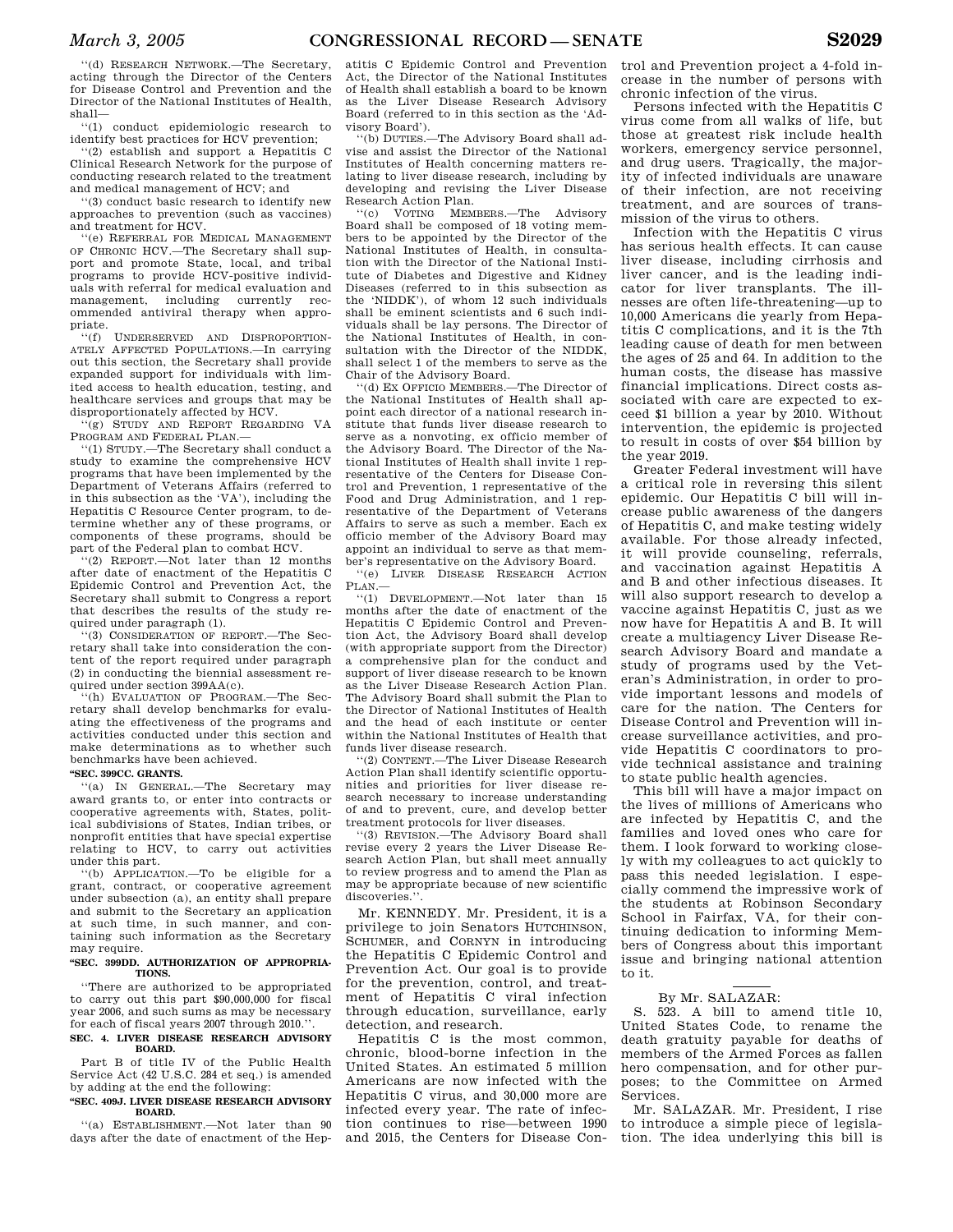"(d) RESEARCH NETWORK.—The Secretary, acting through the Director of the Centers for Disease Control and Prevention and the Director of the National Institutes of Health, shall—

"(1) conduct epidemiologic research to identify best practices for HCV prevention;

"(2) establish and support a Hepatitis C Clinical Research Network for the purpose of conducting research related to the treatment and medical management of HCV; and

"(3) conduct basic research to identify new approaches to prevention (such as vaccines) and treatment for HCV.

"(e) REFERRAL FOR MEDICAL MANAGEMENT OF CHRONIC HCV.—The Secretary shall support and promote State, local, and tribal programs to provide HCV-positive individuals with referral for medical evaluation and management, including currently recommended antiviral therapy when appropriate.

"(f) UNDERSERVED AND DISPROPORTIONATELY AFFECTED POPULATIONS.—In carrying out this section, the Secretary shall provide expanded support for individuals with limited access to health education, testing, and healthcare services and groups that may be disproportionately affected by HCV.

"(g) STUDY AND REPORT REGARDING VA PROGRAM AND FEDERAL PLAN.—

"(1) STUDY.—The Secretary shall conduct a study to examine the comprehensive HCV programs that have been implemented by the Department of Veterans Affairs (referred to in this subsection as the 'VA'), including the Hepatitis C Resource Center program, to determine whether any of these programs, or components of these programs, should be part of the Federal plan to combat HCV.

"(2) REPORT.—Not later than 12 months after date of enactment of the Hepatitis C Epidemic Control and Prevention Act, the Secretary shall submit to Congress a report that describes the results of the study required under paragraph (1).

"(3) CONSIDERATION OF REPORT.—The Secretary shall take into consideration the content of the report required under paragraph (2) in conducting the biennial assessment required under section 399AA(c).

"(h) EVALUATION OF PROGRAM.—The Secretary shall develop benchmarks for evaluating the effectiveness of the programs and activities conducted under this section and make determinations as to whether such benchmarks have been achieved.

**"SEC. 399CC. GRANTS.**

"(a) IN GENERAL.—The Secretary may award grants to, or enter into contracts or cooperative agreements with, States, political subdivisions of States, Indian tribes, or nonprofit entities that have special expertise relating to HCV, to carry out activities under this part.

"(b) APPLICATION.—To be eligible for a grant, contract, or cooperative agreement under subsection (a), an entity shall prepare and submit to the Secretary an application at such time, in such manner, and containing such information as the Secretary may require.

**"SEC. 399DD. AUTHORIZATION OF APPROPRIATIONS.**

"There are authorized to be appropriated to carry out this part $90,000,000 for fiscal year 2006, and such sums as may be necessary for each of fiscal years 2007 through 2010.".

**SEC. 4. LIVER DISEASE RESEARCH ADVISORY BOARD.**

Part B of title IV of the Public Health Service Act (42 U.S.C. 284 et seq.) is amended by adding at the end the following:

**"SEC. 409J. LIVER DISEASE RESEARCH ADVISORY BOARD.**

"(a) ESTABLISHMENT.—Not later than 90 days after the date of enactment of the Hepatitis C Epidemic Control and Prevention Act, the Director of the National Institutes of Health shall establish a board to be known as the Liver Disease Research Advisory Board (referred to in this section as the 'Advisory Board').

"(b) DUTIES.—The Advisory Board shall advise and assist the Director of the National Institutes of Health concerning matters relating to liver disease research, including by developing and revising the Liver Disease Research Action Plan.

"(c) VOTING MEMBERS.—The Advisory Board shall be composed of 18 voting members to be appointed by the Director of the National Institutes of Health, in consultation with the Director of the National Institute of Diabetes and Digestive and Kidney Diseases (referred to in this subsection as the 'NIDDK'), of whom 12 such individuals shall be eminent scientists and 6 such individuals shall be lay persons. The Director of the National Institutes of Health, in consultation with the Director of the NIDDK, shall select 1 of the members to serve as the Chair of the Advisory Board.

"(d) EX OFFICIO MEMBERS.—The Director of the National Institutes of Health shall appoint each director of a national research institute that funds liver disease research to serve as a nonvoting, ex officio member of the Advisory Board. The Director of the National Institutes of Health shall invite 1 representative of the Centers for Disease Control and Prevention, 1 representative of the Food and Drug Administration, and 1 representative of the Department of Veterans Affairs to serve as such a member. Each ex officio member of the Advisory Board may appoint an individual to serve as that member's representative on the Advisory Board.

"(e) LIVER DISEASE RESEARCH ACTION PLAN.—

"(1) DEVELOPMENT.—Not later than 15 months after the date of enactment of the Hepatitis C Epidemic Control and Prevention Act, the Advisory Board shall develop (with appropriate support from the Director) a comprehensive plan for the conduct and support of liver disease research to be known as the Liver Disease Research Action Plan. The Advisory Board shall submit the Plan to the Director of National Institutes of Health and the head of each institute or center within the National Institutes of Health that funds liver disease research.

"(2) CONTENT.—The Liver Disease Research Action Plan shall identify scientific opportunities and priorities for liver disease research necessary to increase understanding of and to prevent, cure, and develop better treatment protocols for liver diseases.

"(3) REVISION.—The Advisory Board shall revise every 2 years the Liver Disease Research Action Plan, but shall meet annually to review progress and to amend the Plan as may be appropriate because of new scientific discoveries.".

Mr. KENNEDY. Mr. President, it is a privilege to join Senators HUTCHINSON, SCHUMER, and CORNYN in introducing the Hepatitis C Epidemic Control and Prevention Act. Our goal is to provide for the prevention, control, and treatment of Hepatitis C viral infection through education, surveillance, early detection, and research.

Hepatitis C is the most common, chronic, blood-borne infection in the United States. An estimated 5 million Americans are now infected with the Hepatitis C virus, and 30,000 more are infected every year. The rate of infection continues to rise—between 1990 and 2015, the Centers for Disease Control and Prevention project a 4-fold increase in the number of persons with chronic infection of the virus.

Persons infected with the Hepatitis C virus come from all walks of life, but those at greatest risk include health workers, emergency service personnel, and drug users. Tragically, the majority of infected individuals are unaware of their infection, are not receiving treatment, and are sources of transmission of the virus to others.

Infection with the Hepatitis C virus has serious health effects. It can cause liver disease, including cirrhosis and liver cancer, and is the leading indicator for liver transplants. The illnesses are often life-threatening—up to 10,000 Americans die yearly from Hepatitis C complications, and it is the 7th leading cause of death for men between the ages of 25 and 64. In addition to the human costs, the disease has massive financial implications. Direct costs associated with care are expected to exceed $1 billion a year by 2010. Without intervention, the epidemic is projected to result in costs of over $54 billion by the year 2019.

Greater Federal investment will have a critical role in reversing this silent epidemic. Our Hepatitis C bill will increase public awareness of the dangers of Hepatitis C, and make testing widely available. For those already infected, it will provide counseling, referrals, and vaccination against Hepatitis A and B and other infectious diseases. It will also support research to develop a vaccine against Hepatitis C, just as we now have for Hepatitis A and B. It will create a multiagency Liver Disease Research Advisory Board and mandate a study of programs used by the Veteran's Administration, in order to provide important lessons and models of care for the nation. The Centers for Disease Control and Prevention will increase surveillance activities, and provide Hepatitis C coordinators to provide technical assistance and training to state public health agencies.

This bill will have a major impact on the lives of millions of Americans who are infected by Hepatitis C, and the families and loved ones who care for them. I look forward to working closely with my colleagues to act quickly to pass this needed legislation. I especially commend the impressive work of the students at Robinson Secondary School in Fairfax, VA, for their continuing dedication to informing Members of Congress about this important issue and bringing national attention to it.

---

By Mr. SALAZAR:

S. 523. A bill to amend title 10, United States Code, to rename the death gratuity payable for deaths of members of the Armed Forces as fallen hero compensation, and for other purposes; to the Committee on Armed Services.

Mr. SALAZAR. Mr. President, I rise to introduce a simple piece of legislation. The idea underlying this bill is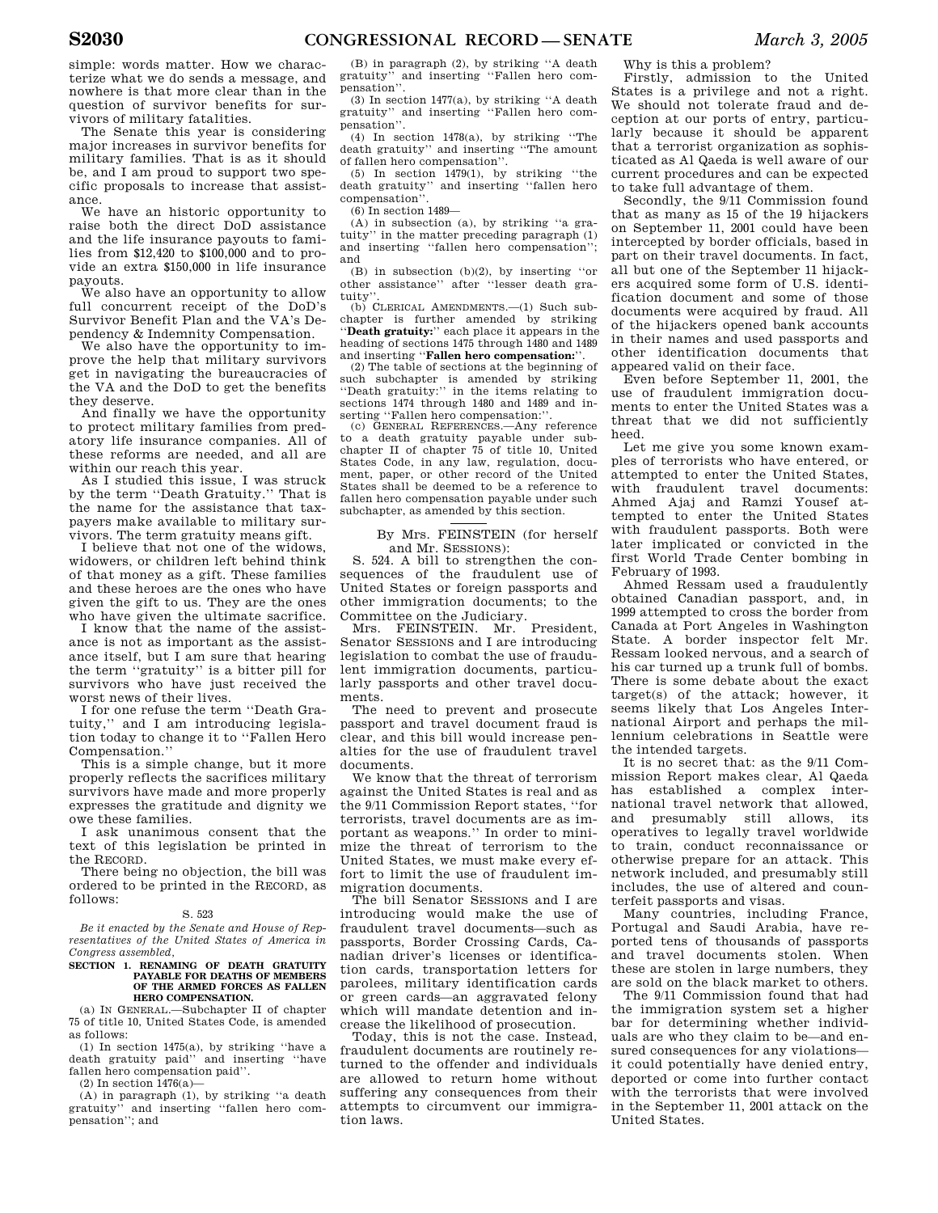simple: words matter. How we characterize what we do sends a message, and nowhere is that more clear than in the question of survivor benefits for survivors of military fatalities.

The Senate this year is considering major increases in survivor benefits for military families. That is as it should be, and I am proud to support two specific proposals to increase that assistance.

We have an historic opportunity to raise both the direct DoD assistance and the life insurance payouts to families from $12,420 to $100,000 and to provide an extra $150,000 in life insurance payouts.

We also have an opportunity to allow full concurrent receipt of the DoD's Survivor Benefit Plan and the VA's Dependency & Indemnity Compensation.

We also have the opportunity to improve the help that military survivors get in navigating the bureaucracies of the VA and the DoD to get the benefits they deserve.

And finally we have the opportunity to protect military families from predatory life insurance companies. All of these reforms are needed, and all are within our reach this year.

As I studied this issue, I was struck by the term ''Death Gratuity.'' That is the name for the assistance that taxpayers make available to military survivors. The term gratuity means gift.

I believe that not one of the widows, widowers, or children left behind think of that money as a gift. These families and these heroes are the ones who have given the gift to us. They are the ones who have given the ultimate sacrifice.

I know that the name of the assistance is not as important as the assistance itself, but I am sure that hearing the term ''gratuity'' is a bitter pill for survivors who have just received the worst news of their lives.

I for one refuse the term ''Death Gratuity,'' and I am introducing legislation today to change it to ''Fallen Hero Compensation.''

This is a simple change, but it more properly reflects the sacrifices military survivors have made and more properly expresses the gratitude and dignity we owe these families.

I ask unanimous consent that the text of this legislation be printed in the RECORD.

There being no objection, the bill was ordered to be printed in the RECORD, as follows:

S. 523

*Be it enacted by the Senate and House of Representatives of the United States of America in Congress assembled,*

**SECTION 1. RENAMING OF DEATH GRATUITY PAYABLE FOR DEATHS OF MEMBERS OF THE ARMED FORCES AS FALLEN HERO COMPENSATION.**

(a) IN GENERAL.—Subchapter II of chapter 75 of title 10, United States Code, is amended as follows:

(1) In section 1475(a), by striking ''have a death gratuity paid'' and inserting ''have fallen hero compensation paid''.

(2) In section 1476(a)—

(A) in paragraph (1), by striking ''a death gratuity'' and inserting ''fallen hero compensation''; and

(B) in paragraph (2), by striking ''A death gratuity'' and inserting ''Fallen hero compensation''.

(3) In section 1477(a), by striking ''A death gratuity'' and inserting ''Fallen hero compensation''.

(4) In section 1478(a), by striking ''The death gratuity'' and inserting ''The amount of fallen hero compensation''.

(5) In section 1479(1), by striking ''the death gratuity'' and inserting ''fallen hero compensation''.

(6) In section 1489—

(A) in subsection (a), by striking ''a gratuity'' in the matter preceding paragraph (1) and inserting ''fallen hero compensation''; and

(B) in subsection (b)(2), by inserting ''or other assistance'' after ''lesser death gratuity''.

(b) CLERICAL AMENDMENTS.—(1) Such subchapter is further amended by striking ''**Death gratuity:**'' each place it appears in the heading of sections 1475 through 1480 and 1489 and inserting ''**Fallen hero compensation:**''.

(2) The table of sections at the beginning of such subchapter is amended by striking ''Death gratuity:'' in the items relating to sections 1474 through 1480 and 1489 and inserting ''Fallen hero compensation:''.

(c) GENERAL REFERENCES.—Any reference to a death gratuity payable under subchapter II of chapter 75 of title 10, United States Code, in any law, regulation, document, paper, or other record of the United States shall be deemed to be a reference to fallen hero compensation payable under such subchapter, as amended by this section.

---

By Mrs. FEINSTEIN (for herself and Mr. SESSIONS):

S. 524. A bill to strengthen the consequences of the fraudulent use of United States or foreign passports and other immigration documents; to the Committee on the Judiciary.

Mrs. FEINSTEIN. Mr. President, Senator SESSIONS and I are introducing legislation to combat the use of fraudulent immigration documents, particularly passports and other travel documents.

The need to prevent and prosecute passport and travel document fraud is clear, and this bill would increase penalties for the use of fraudulent travel documents.

We know that the threat of terrorism against the United States is real and as the 9/11 Commission Report states, ''for terrorists, travel documents are as important as weapons.'' In order to minimize the threat of terrorism to the United States, we must make every effort to limit the use of fraudulent immigration documents.

The bill Senator SESSIONS and I are introducing would make the use of fraudulent travel documents—such as passports, Border Crossing Cards, Canadian driver's licenses or identification cards, transportation letters for parolees, military identification cards or green cards—an aggravated felony which will mandate detention and increase the likelihood of prosecution.

Today, this is not the case. Instead, fraudulent documents are routinely returned to the offender and individuals are allowed to return home without suffering any consequences from their attempts to circumvent our immigration laws.

Why is this a problem?

Firstly, admission to the United States is a privilege and not a right. We should not tolerate fraud and deception at our ports of entry, particularly because it should be apparent that a terrorist organization as sophisticated as Al Qaeda is well aware of our current procedures and can be expected to take full advantage of them.

Secondly, the 9/11 Commission found that as many as 15 of the 19 hijackers on September 11, 2001 could have been intercepted by border officials, based in part on their travel documents. In fact, all but one of the September 11 hijackers acquired some form of U.S. identification document and some of those documents were acquired by fraud. All of the hijackers opened bank accounts in their names and used passports and other identification documents that appeared valid on their face.

Even before September 11, 2001, the use of fraudulent immigration documents to enter the United States was a threat that we did not sufficiently heed.

Let me give you some known examples of terrorists who have entered, or attempted to enter the United States, with fraudulent travel documents: Ahmed Ajaj and Ramzi Yousef attempted to enter the United States with fraudulent passports. Both were later implicated or convicted in the first World Trade Center bombing in February of 1993.

Ahmed Ressam used a fraudulently obtained Canadian passport, and, in 1999 attempted to cross the border from Canada at Port Angeles in Washington State. A border inspector felt Mr. Ressam looked nervous, and a search of his car turned up a trunk full of bombs. There is some debate about the exact target(s) of the attack; however, it seems likely that Los Angeles International Airport and perhaps the millennium celebrations in Seattle were the intended targets.

It is no secret that: as the 9/11 Commission Report makes clear, Al Qaeda has established a complex international travel network that allowed, and presumably still allows, its operatives to legally travel worldwide to train, conduct reconnaissance or otherwise prepare for an attack. This network included, and presumably still includes, the use of altered and counterfeit passports and visas.

Many countries, including France, Portugal and Saudi Arabia, have reported tens of thousands of passports and travel documents stolen. When these are stolen in large numbers, they are sold on the black market to others.

The 9/11 Commission found that had the immigration system set a higher bar for determining whether individuals are who they claim to be—and ensured consequences for any violations—it could potentially have denied entry, deported or come into further contact with the terrorists that were involved in the September 11, 2001 attack on the United States.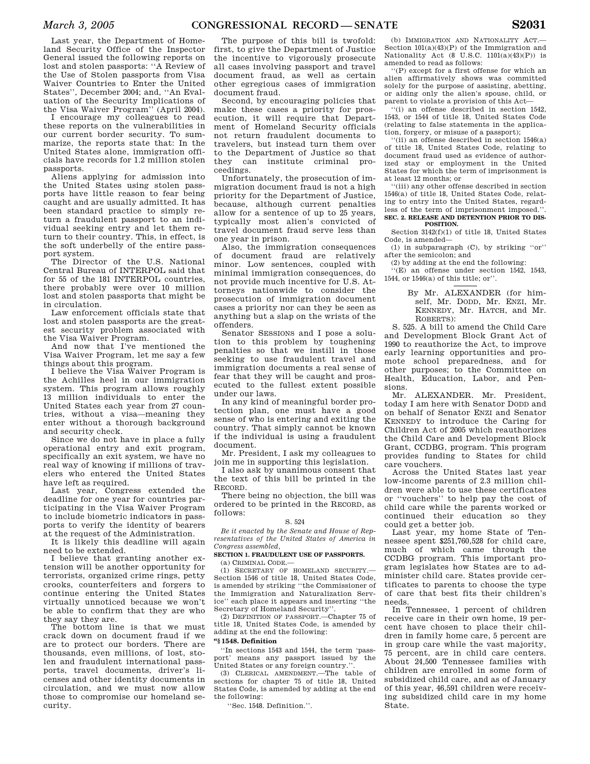Last year, the Department of Homeland Security Office of the Inspector General issued the following reports on lost and stolen passports: ''A Review of the Use of Stolen passports from Visa Waiver Countries to Enter the United States'', December 2004; and, ''An Evaluation of the Security Implications of the Visa Waiver Program'' (April 2004).

I encourage my colleagues to read these reports on the vulnerabilities in our current border security. To summarize, the reports state that: In the United States alone, immigration officials have records for 1.2 million stolen passports.

Aliens applying for admission into the United States using stolen passports have little reason to fear being caught and are usually admitted. It has been standard practice to simply return a fraudulent passport to an individual seeking entry and let them return to their country. This, in effect, is the soft underbelly of the entire passport system.

The Director of the U.S. National Central Bureau of INTERPOL said that for 55 of the 181 INTERPOL countries, there probably were over 10 million lost and stolen passports that might be in circulation.

Law enforcement officials state that lost and stolen passports are the greatest security problem associated with the Visa Waiver Program.

And now that I've mentioned the Visa Waiver Program, let me say a few things about this program.

I believe the Visa Waiver Program is the Achilles heel in our immigration system. This program allows roughly 13 million individuals to enter the United States each year from 27 countries, without a visa—meaning they enter without a thorough background and security check.

Since we do not have in place a fully operational entry and exit program, specifically an exit system, we have no real way of knowing if millions of travelers who entered the United States have left as required.

Last year, Congress extended the deadline for one year for countries participating in the Visa Waiver Program to include biometric indicators in passports to verify the identity of bearers at the request of the Administration.

It is likely this deadline will again need to be extended.

I believe that granting another extension will be another opportunity for terrorists, organized crime rings, petty crooks, counterfeiters and forgers to continue entering the United States virtually unnoticed because we won't be able to confirm that they are who they say they are.

The bottom line is that we must crack down on document fraud if we are to protect our borders. There are thousands, even millions, of lost, stolen and fraudulent international passports, travel documents, driver's licenses and other identity documents in circulation, and we must now allow those to compromise our homeland security.

The purpose of this bill is twofold: first, to give the Department of Justice the incentive to vigorously prosecute all cases involving passport and travel document fraud, as well as certain other egregious cases of immigration document fraud.

Second, by encouraging policies that make these cases a priority for prosecution, it will require that Department of Homeland Security officials not return fraudulent documents to travelers, but instead turn them over to the Department of Justice so that they can institute criminal proceedings.

Unfortunately, the prosecution of immigration document fraud is not a high priority for the Department of Justice, because, although current penalties allow for a sentence of up to 25 years, typically most alien's convicted of travel document fraud serve less than one year in prison.

Also, the immigration consequences of document fraud are relatively minor. Low sentences, coupled with minimal immigration consequences, do not provide much incentive for U.S. Attorneys nationwide to consider the prosecution of immigration document cases a priority nor can they be seen as anything but a slap on the wrists of the offenders.

Senator SESSIONS and I pose a solution to this problem by toughening penalties so that we instill in those seeking to use fraudulent travel and immigration documents a real sense of fear that they will be caught and prosecuted to the fullest extent possible under our laws.

In any kind of meaningful border protection plan, one must have a good sense of who is entering and exiting the country. That simply cannot be known if the individual is using a fraudulent document.

Mr. President, I ask my colleagues to join me in supporting this legislation.

I also ask by unanimous consent that the text of this bill be printed in the RECORD.

There being no objection, the bill was ordered to be printed in the RECORD, as follows:

S. 524

*Be it enacted by the Senate and House of Representatives of the United States of America in Congress assembled,*

**SECTION 1. FRAUDULENT USE OF PASSPORTS.**

(a) CRIMINAL CODE.—

(1) SECRETARY OF HOMELAND SECURITY.—Section 1546 of title 18, United States Code, is amended by striking ''the Commissioner of the Immigration and Naturalization Service'' each place it appears and inserting ''the Secretary of Homeland Security''.

(2) DEFINITION OF PASSPORT.—Chapter 75 of title 18, United States Code, is amended by adding at the end the following:

**''§ 1548. Definition**

''In sections 1543 and 1544, the term 'passport' means any passport issued by the United States or any foreign country.''.

(3) CLERICAL AMENDMENT.—The table of sections for chapter 75 of title 18, United States Code, is amended by adding at the end the following:

''Sec. 1548. Definition.''.

(b) IMMIGRATION AND NATIONALITY ACT.—Section 101(a)(43)(P) of the Immigration and Nationality Act (8 U.S.C. 1101(a)(43)(P)) is amended to read as follows:

''(P) except for a first offense for which an alien affirmatively shows was committed solely for the purpose of assisting, abetting, or aiding only the alien's spouse, child, or parent to violate a provision of this Act—

''(i) an offense described in section 1542, 1543, or 1544 of title 18, United States Code (relating to false statements in the application, forgery, or misuse of a passport);

''(ii) an offense described in section 1546(a) of title 18, United States Code, relating to document fraud used as evidence of authorized stay or employment in the United States for which the term of imprisonment is at least 12 months; or

''(iii) any other offense described in section 1546(a) of title 18, United States Code, relating to entry into the United States, regardless of the term of imprisonment imposed.''.

**SEC. 2. RELEASE AND DETENTION PRIOR TO DISPOSITION.**

Section 3142(f)(1) of title 18, United States Code, is amended—

(1) in subparagraph (C), by striking ''or'' after the semicolon; and

(2) by adding at the end the following:

''(E) an offense under section 1542, 1543, 1544, or 1546(a) of this title; or''.

By Mr. ALEXANDER (for himself, Mr. DODD, Mr. ENZI, Mr. KENNEDY, Mr. HATCH, and Mr. ROBERTS):

S. 525. A bill to amend the Child Care and Development Block Grant Act of 1990 to reauthorize the Act, to improve early learning opportunities and promote school preparedness, and for other purposes; to the Committee on Health, Education, Labor, and Pensions.

Mr. ALEXANDER. Mr. President, today I am here with Senator DODD and on behalf of Senator ENZI and Senator KENNEDY to introduce the Caring for Children Act of 2005 which reauthorizes the Child Care and Development Block Grant, CCDBG, program. This program provides funding to States for child care vouchers.

Across the United States last year low-income parents of 2.3 million children were able to use these certificates or ''vouchers'' to help pay the cost of child care while the parents worked or continued their education so they could get a better job.

Last year, my home State of Tennessee spent $251,760,528 for child care, much of which came through the CCDBG program. This important program legislates how States are to administer child care. States provide certificates to parents to choose the type of care that best fits their children's needs.

In Tennessee, 1 percent of children receive care in their own home, 19 percent have chosen to place their children in family home care, 5 percent are in group care while the vast majority, 75 percent, are in child care centers. About 24,500 Tennessee families with children are enrolled in some form of subsidized child care, and as of January of this year, 46,591 children were receiving subsidized child care in my home State.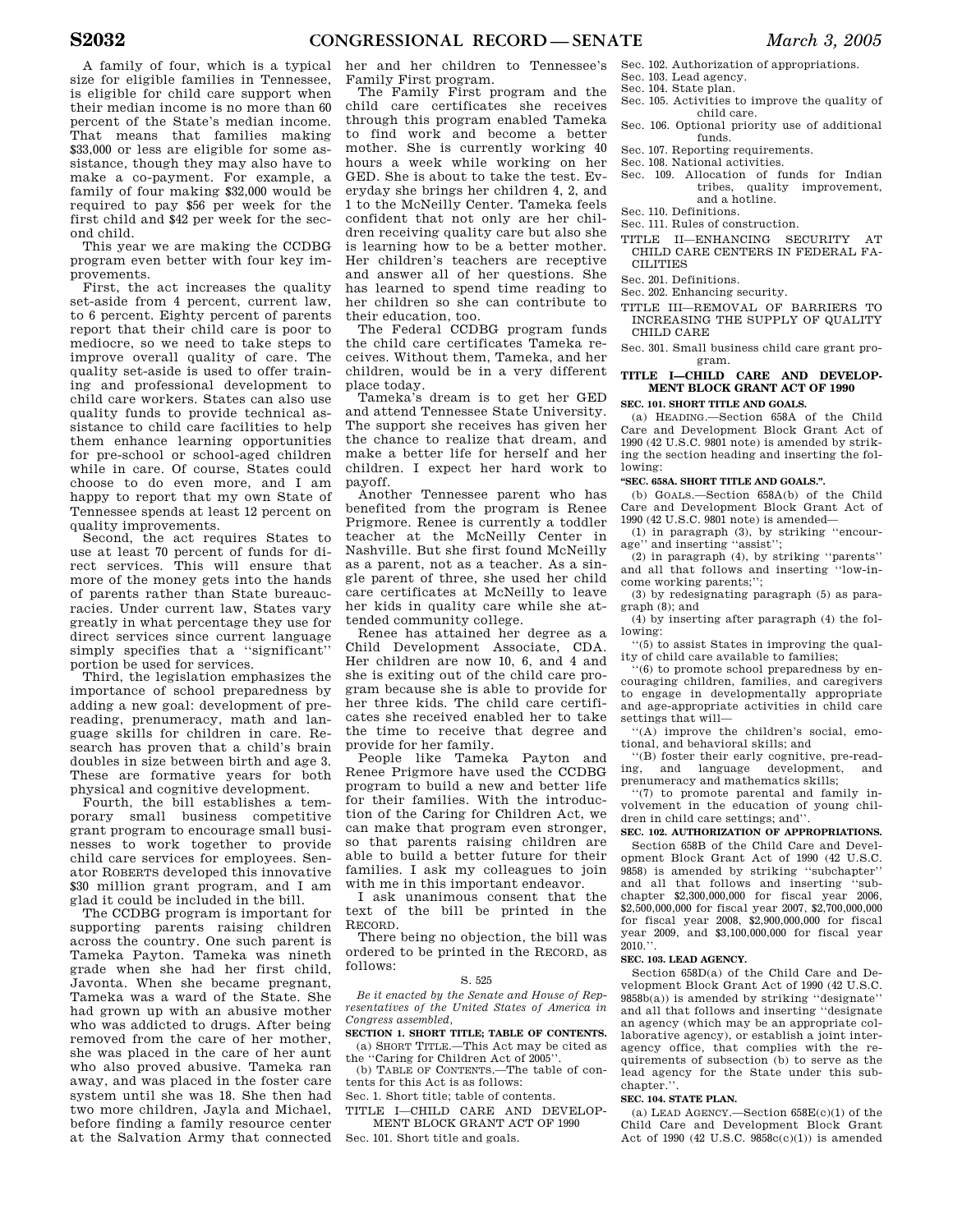A family of four, which is a typical size for eligible families in Tennessee, is eligible for child care support when their median income is no more than 60 percent of the State's median income. That means that families making $33,000 or less are eligible for some assistance, though they may also have to make a co-payment. For example, a family of four making $32,000 would be required to pay $56 per week for the first child and $42 per week for the second child.

This year we are making the CCDBG program even better with four key improvements.

First, the act increases the quality set-aside from 4 percent, current law, to 6 percent. Eighty percent of parents report that their child care is poor to mediocre, so we need to take steps to improve overall quality of care. The quality set-aside is used to offer training and professional development to child care workers. States can also use quality funds to provide technical assistance to child care facilities to help them enhance learning opportunities for pre-school or school-aged children while in care. Of course, States could choose to do even more, and I am happy to report that my own State of Tennessee spends at least 12 percent on quality improvements.

Second, the act requires States to use at least 70 percent of funds for direct services. This will ensure that more of the money gets into the hands of parents rather than State bureaucracies. Under current law, States vary greatly in what percentage they use for direct services since current language simply specifies that a ''significant'' portion be used for services.

Third, the legislation emphasizes the importance of school preparedness by adding a new goal: development of pre-reading, prenumeracy, math and language skills for children in care. Research has proven that a child's brain doubles in size between birth and age 3. These are formative years for both physical and cognitive development.

Fourth, the bill establishes a temporary small business competitive grant program to encourage small businesses to work together to provide child care services for employees. Senator ROBERTS developed this innovative $30 million grant program, and I am glad it could be included in the bill.

The CCDBG program is important for supporting parents raising children across the country. One such parent is Tameka Payton. Tameka was nineth grade when she had her first child, Javonta. When she became pregnant, Tameka was a ward of the State. She had grown up with an abusive mother who was addicted to drugs. After being removed from the care of her mother, she was placed in the care of her aunt who also proved abusive. Tameka ran away, and was placed in the foster care system until she was 18. She then had two more children, Jayla and Michael, before finding a family resource center at the Salvation Army that connected her and her children to Tennessee's Family First program.

The Family First program and the child care certificates she receives through this program enabled Tameka to find work and become a better mother. She is currently working 40 hours a week while working on her GED. She is about to take the test. Everyday she brings her children 4, 2, and 1 to the McNeilly Center. Tameka feels confident that not only are her children receiving quality care but also she is learning how to be a better mother. Her children's teachers are receptive and answer all of her questions. She has learned to spend time reading to her children so she can contribute to their education, too.

The Federal CCDBG program funds the child care certificates Tameka receives. Without them, Tameka, and her children, would be in a very different place today.

Tameka's dream is to get her GED and attend Tennessee State University. The support she receives has given her the chance to realize that dream, and make a better life for herself and her children. I expect her hard work to payoff.

Another Tennessee parent who has benefited from the program is Renee Prigmore. Renee is currently a toddler teacher at the McNeilly Center in Nashville. But she first found McNeilly as a parent, not as a teacher. As a single parent of three, she used her child care certificates at McNeilly to leave her kids in quality care while she attended community college.

Renee has attained her degree as a Child Development Associate, CDA. Her children are now 10, 6, and 4 and she is exiting out of the child care program because she is able to provide for her three kids. The child care certificates she received enabled her to take the time to receive that degree and provide for her family.

People like Tameka Payton and Renee Prigmore have used the CCDBG program to build a new and better life for their families. With the introduction of the Caring for Children Act, we can make that program even stronger, so that parents raising children are able to build a better future for their families. I ask my colleagues to join with me in this important endeavor.

I ask unanimous consent that the text of the bill be printed in the RECORD.

There being no objection, the bill was ordered to be printed in the RECORD, as follows:

S. 525

*Be it enacted by the Senate and House of Representatives of the United States of America in Congress assembled,*

**SECTION 1. SHORT TITLE; TABLE OF CONTENTS.**

(a) SHORT TITLE.—This Act may be cited as the ''Caring for Children Act of 2005''.

(b) TABLE OF CONTENTS.—The table of contents for this Act is as follows:

Sec. 1. Short title; table of contents.

TITLE I—CHILD CARE AND DEVELOPMENT BLOCK GRANT ACT OF 1990

Sec. 101. Short title and goals.
Sec. 102. Authorization of appropriations.
Sec. 103. Lead agency.
Sec. 104. State plan.
Sec. 105. Activities to improve the quality of child care.
Sec. 106. Optional priority use of additional funds.
Sec. 107. Reporting requirements.
Sec. 108. National activities.
Sec. 109. Allocation of funds for Indian tribes, quality improvement, and a hotline.
Sec. 110. Definitions.
Sec. 111. Rules of construction.

TITLE II—ENHANCING SECURITY AT CHILD CARE CENTERS IN FEDERAL FACILITIES

Sec. 201. Definitions.
Sec. 202. Enhancing security.

TITLE III—REMOVAL OF BARRIERS TO INCREASING THE SUPPLY OF QUALITY CHILD CARE

Sec. 301. Small business child care grant program.

**TITLE I—CHILD CARE AND DEVELOPMENT BLOCK GRANT ACT OF 1990**

**SEC. 101. SHORT TITLE AND GOALS.**

(a) HEADING.—Section 658A of the Child Care and Development Block Grant Act of 1990 (42 U.S.C. 9801 note) is amended by striking the section heading and inserting the following:

**''SEC. 658A. SHORT TITLE AND GOALS.''.**

(b) GOALS.—Section 658A(b) of the Child Care and Development Block Grant Act of 1990 (42 U.S.C. 9801 note) is amended—

(1) in paragraph (3), by striking ''encourage'' and inserting ''assist'';

(2) in paragraph (4), by striking ''parents'' and all that follows and inserting ''low-income working parents;'';

(3) by redesignating paragraph (5) as paragraph (8); and

(4) by inserting after paragraph (4) the following:

''(5) to assist States in improving the quality of child care available to families;

''(6) to promote school preparedness by encouraging children, families, and caregivers to engage in developmentally appropriate and age-appropriate activities in child care settings that will—

''(A) improve the children's social, emotional, and behavioral skills; and

''(B) foster their early cognitive, pre-reading, and language development, and prenumeracy and mathematics skills;

''(7) to promote parental and family involvement in the education of young children in child care settings; and''.

**SEC. 102. AUTHORIZATION OF APPROPRIATIONS.**

Section 658B of the Child Care and Development Block Grant Act of 1990 (42 U.S.C. 9858) is amended by striking ''subchapter'' and all that follows and inserting ''subchapter $2,300,000,000 for fiscal year 2006, $2,500,000,000 for fiscal year 2007, $2,700,000,000 for fiscal year 2008, $2,900,000,000 for fiscal year 2009, and $3,100,000,000 for fiscal year 2010.''.

**SEC. 103. LEAD AGENCY.**

Section 658D(a) of the Child Care and Development Block Grant Act of 1990 (42 U.S.C. 9858b(a)) is amended by striking ''designate'' and all that follows and inserting ''designate an agency (which may be an appropriate collaborative agency), or establish a joint interagency office, that complies with the requirements of subsection (b) to serve as the lead agency for the State under this subchapter.''.

**SEC. 104. STATE PLAN.**

(a) LEAD AGENCY.—Section 658E(c)(1) of the Child Care and Development Block Grant Act of 1990 (42 U.S.C. 9858c(c)(1)) is amended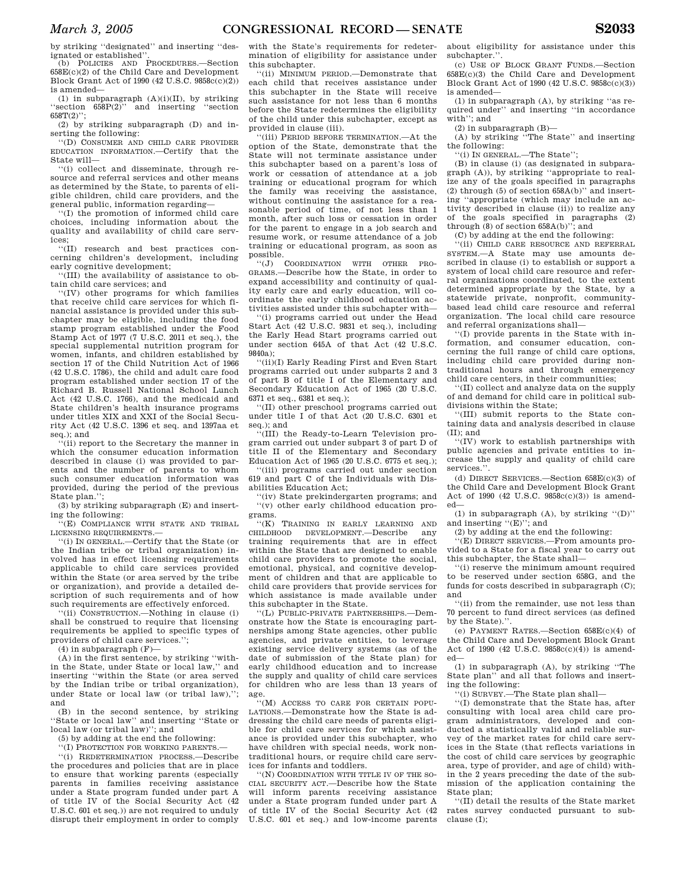by striking "designated" and inserting "designated or established".

(b) POLICIES AND PROCEDURES.—Section 658E(c)(2) of the Child Care and Development Block Grant Act of 1990 (42 U.S.C. 9858c(c)(2)) is amended—

(1) in subparagraph (A)(i)(II), by striking "section 658P(2)" and inserting "section 658T(2)";

(2) by striking subparagraph (D) and inserting the following:

"(D) CONSUMER AND CHILD CARE PROVIDER EDUCATION INFORMATION.—Certify that the State will—

"(i) collect and disseminate, through resource and referral services and other means as determined by the State, to parents of eligible children, child care providers, and the general public, information regarding—

"(I) the promotion of informed child care choices, including information about the quality and availability of child care services;

"(II) research and best practices concerning children's development, including early cognitive development;

"(III) the availability of assistance to obtain child care services; and

"(IV) other programs for which families that receive child care services for which financial assistance is provided under this subchapter may be eligible, including the food stamp program established under the Food Stamp Act of 1977 (7 U.S.C. 2011 et seq.), the special supplemental nutrition program for women, infants, and children established by section 17 of the Child Nutrition Act of 1966 (42 U.S.C. 1786), the child and adult care food program established under section 17 of the Richard B. Russell National School Lunch Act (42 U.S.C. 1766), and the medicaid and State children's health insurance programs under titles XIX and XXI of the Social Security Act (42 U.S.C. 1396 et seq. and 1397aa et seq.); and

"(ii) report to the Secretary the manner in which the consumer education information described in clause (i) was provided to parents and the number of parents to whom such consumer education information was provided, during the period of the previous State plan.";

(3) by striking subparagraph (E) and inserting the following:

"(E) COMPLIANCE WITH STATE AND TRIBAL LICENSING REQUIREMENTS.—

"(i) IN GENERAL.—Certify that the State (or the Indian tribe or tribal organization) involved has in effect licensing requirements applicable to child care services provided within the State (or area served by the tribe or organization), and provide a detailed description of such requirements and of how such requirements are effectively enforced.

"(ii) CONSTRUCTION.—Nothing in clause (i) shall be construed to require that licensing requirements be applied to specific types of providers of child care services.";

(4) in subparagraph (F)—

(A) in the first sentence, by striking "within the State, under State or local law," and inserting "within the State (or area served by the Indian tribe or tribal organization), under State or local law (or tribal law),"; and

(B) in the second sentence, by striking "State or local law" and inserting "State or local law (or tribal law)"; and

(5) by adding at the end the following:

"(I) PROTECTION FOR WORKING PARENTS.—

"(i) REDETERMINATION PROCESS.—Describe the procedures and policies that are in place to ensure that working parents (especially parents in families receiving assistance under a State program funded under part A of title IV of the Social Security Act (42 U.S.C. 601 et seq.)) are not required to unduly disrupt their employment in order to comply with the State's requirements for redetermination of eligibility for assistance under this subchapter.

"(ii) MINIMUM PERIOD.—Demonstrate that each child that receives assistance under this subchapter in the State will receive such assistance for not less than 6 months before the State redetermines the eligibility of the child under this subchapter, except as provided in clause (iii).

"(iii) PERIOD BEFORE TERMINATION.—At the option of the State, demonstrate that the State will not terminate assistance under this subchapter based on a parent's loss of work or cessation of attendance at a job training or educational program for which the family was receiving the assistance, without continuing the assistance for a reasonable period of time, of not less than 1 month, after such loss or cessation in order for the parent to engage in a job search and resume work, or resume attendance of a job training or educational program, as soon as possible.

"(J) COORDINATION WITH OTHER PROGRAMS.—Describe how the State, in order to expand accessibility and continuity of quality early care and early education, will coordinate the early childhood education activities assisted under this subchapter with—

"(i) programs carried out under the Head Start Act (42 U.S.C. 9831 et seq.), including the Early Head Start programs carried out under section 645A of that Act (42 U.S.C. 9840a);

"(ii)(I) Early Reading First and Even Start programs carried out under subparts 2 and 3 of part B of title I of the Elementary and Secondary Education Act of 1965 (20 U.S.C. 6371 et seq., 6381 et seq.);

"(II) other preschool programs carried out under title I of that Act (20 U.S.C. 6301 et seq.); and

"(III) the Ready-to-Learn Television program carried out under subpart 3 of part D of title II of the Elementary and Secondary Education Act of 1965 (20 U.S.C. 6775 et seq.);

"(iii) programs carried out under section 619 and part C of the Individuals with Disabilities Education Act;

"(iv) State prekindergarten programs; and

"(v) other early childhood education programs.

"(K) TRAINING IN EARLY LEARNING AND CHILDHOOD DEVELOPMENT.—Describe any training requirements that are in effect within the State that are designed to enable child care providers to promote the social, emotional, physical, and cognitive development of children and that are applicable to child care providers that provide services for which assistance is made available under this subchapter in the State.

"(L) PUBLIC-PRIVATE PARTNERSHIPS.—Demonstrate how the State is encouraging partnerships among State agencies, other public agencies, and private entities, to leverage existing service delivery systems (as of the date of submission of the State plan) for early childhood education and to increase the supply and quality of child care services for children who are less than 13 years of age.

"(M) ACCESS TO CARE FOR CERTAIN POPULATIONS.—Demonstrate how the State is addressing the child care needs of parents eligible for child care services for which assistance is provided under this subchapter, who have children with special needs, work nontraditional hours, or require child care services for infants and toddlers.

"(N) COORDINATION WITH TITLE IV OF THE SOCIAL SECURITY ACT.—Describe how the State will inform parents receiving assistance under a State program funded under part A of title IV of the Social Security Act (42 U.S.C. 601 et seq.) and low-income parents about eligibility for assistance under this subchapter.".

(c) USE OF BLOCK GRANT FUNDS.—Section 658E(c)(3) the Child Care and Development Block Grant Act of 1990 (42 U.S.C. 9858c(c)(3)) is amended—

(1) in subparagraph (A), by striking "as required under" and inserting "in accordance with"; and

(2) in subparagraph (B)—

(A) by striking "The State" and inserting the following:

"(i) IN GENERAL.—The State";

(B) in clause (i) (as designated in subparagraph (A)), by striking "appropriate to realize any of the goals specified in paragraphs (2) through (5) of section 658A(b)" and inserting "appropriate (which may include an activity described in clause (ii)) to realize any of the goals specified in paragraphs (2) through (8) of section 658A(b)"; and

(C) by adding at the end the following:

"(ii) CHILD CARE RESOURCE AND REFERRAL SYSTEM.—A State may use amounts described in clause (i) to establish or support a system of local child care resource and referral organizations coordinated, to the extent determined appropriate by the State, by a statewide private, nonprofit, community-based lead child care resource and referral organization. The local child care resource and referral organizations shall—

"(I) provide parents in the State with information, and consumer education, concerning the full range of child care options, including child care provided during nontraditional hours and through emergency child care centers, in their communities;

"(II) collect and analyze data on the supply of and demand for child care in political subdivisions within the State;

"(III) submit reports to the State containing data and analysis described in clause (II); and

"(IV) work to establish partnerships with public agencies and private entities to increase the supply and quality of child care services.".

(d) DIRECT SERVICES.—Section 658E(c)(3) of the Child Care and Development Block Grant Act of 1990 (42 U.S.C. 9858c(c)(3)) is amended—

(1) in subparagraph (A), by striking "(D)" and inserting "(E)"; and

(2) by adding at the end the following:

"(E) DIRECT SERVICES.—From amounts provided to a State for a fiscal year to carry out this subchapter, the State shall—

"(i) reserve the minimum amount required to be reserved under section 658G, and the funds for costs described in subparagraph (C); and

"(ii) from the remainder, use not less than 70 percent to fund direct services (as defined by the State).".

(e) PAYMENT RATES.—Section 658E(c)(4) of the Child Care and Development Block Grant Act of 1990 (42 U.S.C. 9858c(c)(4)) is amended—

(1) in subparagraph (A), by striking "The State plan" and all that follows and inserting the following:

"(i) SURVEY.—The State plan shall—

"(I) demonstrate that the State has, after consulting with local area child care program administrators, developed and conducted a statistically valid and reliable survey of the market rates for child care services in the State (that reflects variations in the cost of child care services by geographic area, type of provider, and age of child) within the 2 years preceding the date of the submission of the application containing the State plan;

"(II) detail the results of the State market rates survey conducted pursuant to subclause (I);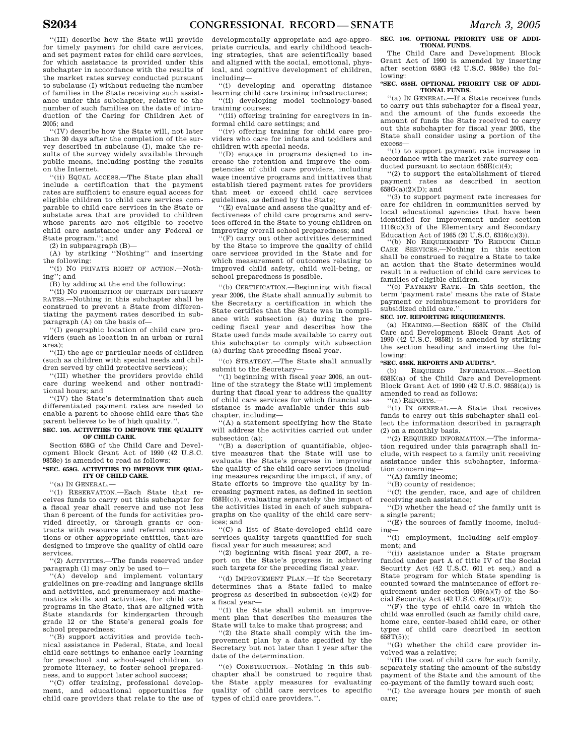''(III) describe how the State will provide for timely payment for child care services, and set payment rates for child care services, for which assistance is provided under this subchapter in accordance with the results of the market rates survey conducted pursuant to subclause (I) without reducing the number of families in the State receiving such assistance under this subchapter, relative to the number of such families on the date of introduction of the Caring for Children Act of 2005; and

''(IV) describe how the State will, not later than 30 days after the completion of the survey described in subclause (I), make the results of the survey widely available through public means, including posting the results on the Internet.

''(ii) EQUAL ACCESS.—The State plan shall include a certification that the payment rates are sufficient to ensure equal access for eligible children to child care services comparable to child care services in the State or substate area that are provided to children whose parents are not eligible to receive child care assistance under any Federal or State program.''; and

(2) in subparagraph (B)—

(A) by striking ''Nothing'' and inserting the following:

''(i) NO PRIVATE RIGHT OF ACTION.—Nothing''; and

(B) by adding at the end the following:

''(ii) NO PROHIBITION OF CERTAIN DIFFERENT RATES.—Nothing in this subchapter shall be construed to prevent a State from differentiating the payment rates described in subparagraph (A) on the basis of—

''(I) geographic location of child care providers (such as location in an urban or rural area);

''(II) the age or particular needs of children (such as children with special needs and children served by child protective services);

''(III) whether the providers provide child care during weekend and other nontraditional hours; and

''(IV) the State's determination that such differentiated payment rates are needed to enable a parent to choose child care that the parent believes to be of high quality.''.

**SEC. 105. ACTIVITIES TO IMPROVE THE QUALITY OF CHILD CARE.**

Section 658G of the Child Care and Development Block Grant Act of 1990 (42 U.S.C. 9858e) is amended to read as follows:

**''SEC. 658G. ACTIVITIES TO IMPROVE THE QUALITY OF CHILD CARE.**

''(a) IN GENERAL.—

''(1) RESERVATION.—Each State that receives funds to carry out this subchapter for a fiscal year shall reserve and use not less than 6 percent of the funds for activities provided directly, or through grants or contracts with resource and referral organizations or other appropriate entities, that are designed to improve the quality of child care services.

''(2) ACTIVITIES.—The funds reserved under paragraph (1) may only be used to—

''(A) develop and implement voluntary guidelines on pre-reading and language skills and activities, and prenumeracy and mathematics skills and activities, for child care programs in the State, that are aligned with State standards for kindergarten through grade 12 or the State's general goals for school preparedness;

''(B) support activities and provide technical assistance in Federal, State, and local child care settings to enhance early learning for preschool and school-aged children, to promote literacy, to foster school preparedness, and to support later school success;

''(C) offer training, professional development, and educational opportunities for child care providers that relate to the use of developmentally appropriate and age-appropriate curricula, and early childhood teaching strategies, that are scientifically based and aligned with the social, emotional, physical, and cognitive development of children, including—

''(i) developing and operating distance learning child care training infrastructures;

''(ii) developing model technology-based training courses;

''(iii) offering training for caregivers in informal child care settings; and

''(iv) offering training for child care providers who care for infants and toddlers and children with special needs.

''(D) engage in programs designed to increase the retention and improve the competencies of child care providers, including wage incentive programs and initiatives that establish tiered payment rates for providers that meet or exceed child care services guidelines, as defined by the State;

''(E) evaluate and assess the quality and effectiveness of child care programs and services offered in the State to young children on improving overall school preparedness; and

''(F) carry out other activities determined by the State to improve the quality of child care services provided in the State and for which measurement of outcomes relating to improved child safety, child well-being, or school preparedness is possible.

''(b) CERTIFICATION.—Beginning with fiscal year 2006, the State shall annually submit to the Secretary a certification in which the State certifies that the State was in compliance with subsection (a) during the preceding fiscal year and describes how the State used funds made available to carry out this subchapter to comply with subsection (a) during that preceding fiscal year.

''(c) STRATEGY.—The State shall annually submit to the Secretary—

''(1) beginning with fiscal year 2006, an outline of the strategy the State will implement during that fiscal year to address the quality of child care services for which financial assistance is made available under this subchapter, including—

''(A) a statement specifying how the State will address the activities carried out under subsection (a);

''(B) a description of quantifiable, objective measures that the State will use to evaluate the State's progress in improving the quality of the child care services (including measures regarding the impact, if any, of State efforts to improve the quality by increasing payment rates, as defined in section 658H(c)), evaluating separately the impact of the activities listed in each of such subparagraphs on the quality of the child care services; and

''(C) a list of State-developed child care services quality targets quantified for such fiscal year for such measures; and

''(2) beginning with fiscal year 2007, a report on the State's progress in achieving such targets for the preceding fiscal year.

''(d) IMPROVEMENT PLAN.—If the Secretary determines that a State failed to make progress as described in subsection (c)(2) for a fiscal year—

''(1) the State shall submit an improvement plan that describes the measures the State will take to make that progress; and

''(2) the State shall comply with the improvement plan by a date specified by the Secretary but not later than 1 year after the date of the determination.

''(e) CONSTRUCTION.—Nothing in this subchapter shall be construed to require that the State apply measures for evaluating quality of child care services to specific types of child care providers.''.

**SEC. 106. OPTIONAL PRIORITY USE OF ADDITIONAL FUNDS.**

The Child Care and Development Block Grant Act of 1990 is amended by inserting after section 658G (42 U.S.C. 9858e) the following:

**''SEC. 658H. OPTIONAL PRIORITY USE OF ADDITIONAL FUNDS.**

''(a) IN GENERAL.—If a State receives funds to carry out this subchapter for a fiscal year, and the amount of the funds exceeds the amount of funds the State received to carry out this subchapter for fiscal year 2005, the State shall consider using a portion of the excess—

''(1) to support payment rate increases in accordance with the market rate survey conducted pursuant to section 658E(c)(4);

''(2) to support the establishment of tiered payment rates as described in section 658G(a)(2)(D); and

''(3) to support payment rate increases for care for children in communities served by local educational agencies that have been identified for improvement under section 1116(c)(3) of the Elementary and Secondary Education Act of 1965 (20 U.S.C. 6316(c)(3)).

''(b) NO REQUIREMENT TO REDUCE CHILD CARE SERVICES.—Nothing in this section shall be construed to require a State to take an action that the State determines would result in a reduction of child care services to families of eligible children.

''(c) PAYMENT RATE.—In this section, the term 'payment rate' means the rate of State payment or reimbursement to providers for subsidized child care.''.

**SEC. 107. REPORTING REQUIREMENTS.**

(a) HEADING.—Section 658K of the Child Care and Development Block Grant Act of 1990 (42 U.S.C. 9858i) is amended by striking the section heading and inserting the following:

**''SEC. 658K. REPORTS AND AUDITS.''.**

(b) REQUIRED INFORMATION.—Section 658K(a) of the Child Care and Development Block Grant Act of 1990 (42 U.S.C. 9858i(a)) is amended to read as follows:

''(a) REPORTS.—

''(1) IN GENERAL.—A State that receives funds to carry out this subchapter shall collect the information described in paragraph (2) on a monthly basis.

''(2) REQUIRED INFORMATION.—The information required under this paragraph shall include, with respect to a family unit receiving assistance under this subchapter, information concerning—

''(A) family income;

''(B) county of residence;

''(C) the gender, race, and age of children receiving such assistance;

''(D) whether the head of the family unit is a single parent;

''(E) the sources of family income, including—

''(i) employment, including self-employment; and

''(ii) assistance under a State program funded under part A of title IV of the Social Security Act (42 U.S.C. 601 et seq.) and a State program for which State spending is counted toward the maintenance of effort requirement under section 409(a)(7) of the Social Security Act (42 U.S.C. 609(a)(7));

''(F) the type of child care in which the child was enrolled (such as family child care, home care, center-based child care, or other types of child care described in section 658T(5));

''(G) whether the child care provider involved was a relative;

''(H) the cost of child care for such family, separately stating the amount of the subsidy payment of the State and the amount of the co-payment of the family toward such cost;

''(I) the average hours per month of such care;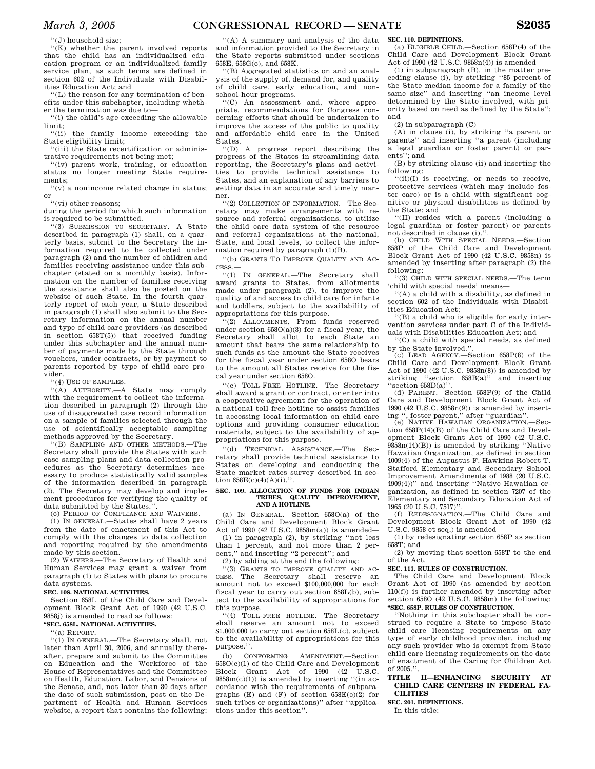''(J) household size;

''(K) whether the parent involved reports that the child has an individualized education program or an individualized family service plan, as such terms are defined in section 602 of the Individuals with Disabilities Education Act; and

''(L) the reason for any termination of benefits under this subchapter, including whether the termination was due to—

''(i) the child's age exceeding the allowable limit;

''(ii) the family income exceeding the State eligibility limit;

''(iii) the State recertification or administrative requirements not being met;

''(iv) parent work, training, or education status no longer meeting State requirements;

''(v) a nonincome related change in status; or

''(vi) other reasons;

during the period for which such information is required to be submitted.

''(3) SUBMISSION TO SECRETARY.—A State described in paragraph (1) shall, on a quarterly basis, submit to the Secretary the information required to be collected under paragraph (2) and the number of children and families receiving assistance under this subchapter (stated on a monthly basis). Information on the number of families receiving the assistance shall also be posted on the website of such State. In the fourth quarterly report of each year, a State described in paragraph (1) shall also submit to the Secretary information on the annual number and type of child care providers (as described in section 658T(5)) that received funding under this subchapter and the annual number of payments made by the State through vouchers, under contracts, or by payment to parents reported by type of child care provider.

''(4) USE OF SAMPLES.—

''(A) AUTHORITY.—A State may comply with the requirement to collect the information described in paragraph (2) through the use of disaggregated case record information on a sample of families selected through the use of scientifically acceptable sampling methods approved by the Secretary.

''(B) SAMPLING AND OTHER METHODS.—The Secretary shall provide the States with such case sampling plans and data collection procedures as the Secretary determines necessary to produce statistically valid samples of the information described in paragraph (2). The Secretary may develop and implement procedures for verifying the quality of data submitted by the States.''.

(c) PERIOD OF COMPLIANCE AND WAIVERS.—

(1) IN GENERAL.—States shall have 2 years from the date of enactment of this Act to comply with the changes to data collection and reporting required by the amendments made by this section.

(2) WAIVERS.—The Secretary of Health and Human Services may grant a waiver from paragraph (1) to States with plans to procure data systems.

**SEC. 108. NATIONAL ACTIVITIES.**

Section 658L of the Child Care and Development Block Grant Act of 1990 (42 U.S.C. 9858j) is amended to read as follows:

**''SEC. 658L. NATIONAL ACTIVITIES.**

''(a) REPORT.—

''(1) IN GENERAL.—The Secretary shall, not later than April 30, 2006, and annually thereafter, prepare and submit to the Committee on Education and the Workforce of the House of Representatives and the Committee on Health, Education, Labor, and Pensions of the Senate, and, not later than 30 days after the date of such submission, post on the Department of Health and Human Services website, a report that contains the following:

''(A) A summary and analysis of the data and information provided to the Secretary in the State reports submitted under sections 658E, 658G(c), and 658K.

''(B) Aggregated statistics on and an analysis of the supply of, demand for, and quality of child care, early education, and non-school-hour programs.

''(C) An assessment and, where appropriate, recommendations for Congress concerning efforts that should be undertaken to improve the access of the public to quality and affordable child care in the United States.

''(D) A progress report describing the progress of the States in streamlining data reporting, the Secretary's plans and activities to provide technical assistance to States, and an explanation of any barriers to getting data in an accurate and timely manner.

''(2) COLLECTION OF INFORMATION.—The Secretary may make arrangements with resource and referral organizations, to utilize the child care data system of the resource and referral organizations at the national, State, and local levels, to collect the information required by paragraph (1)(B).

''(b) GRANTS TO IMPROVE QUALITY AND ACCESS.—

''(1) IN GENERAL.—The Secretary shall award grants to States, from allotments made under paragraph (2), to improve the quality of and access to child care for infants and toddlers, subject to the availability of appropriations for this purpose.

''(2) ALLOTMENTS.—From funds reserved under section 658O(a)(3) for a fiscal year, the Secretary shall allot to each State an amount that bears the same relationship to such funds as the amount the State receives for the fiscal year under section 658O bears to the amount all States receive for the fiscal year under section 658O.

''(c) TOLL-FREE HOTLINE.—The Secretary shall award a grant or contract, or enter into a cooperative agreement for the operation of a national toll-free hotline to assist families in accessing local information on child care options and providing consumer education materials, subject to the availability of appropriations for this purpose.

''(d) TECHNICAL ASSISTANCE.—The Secretary shall provide technical assistance to States on developing and conducting the State market rates survey described in section 658E(c)(4)(A)(i).''.

**SEC. 109. ALLOCATION OF FUNDS FOR INDIAN TRIBES, QUALITY IMPROVEMENT, AND A HOTLINE.**

(a) IN GENERAL.—Section 658O(a) of the Child Care and Development Block Grant Act of 1990 (42 U.S.C. 9858m(a)) is amended—

(1) in paragraph (2), by striking ''not less than 1 percent, and not more than 2 percent,'' and inserting ''2 percent''; and

(2) by adding at the end the following:

''(3) GRANTS TO IMPROVE QUALITY AND ACCESS.—The Secretary shall reserve an amount not to exceed $100,000,000 for each fiscal year to carry out section 658L(b), subject to the availability of appropriations for this purpose.

''(4) TOLL-FREE HOTLINE.—The Secretary shall reserve an amount not to exceed $1,000,000 to carry out section 658L(c), subject to the availability of appropriations for this purpose.''.

(b) CONFORMING AMENDMENT.—Section 658O(c)(1) of the Child Care and Development Block Grant Act of 1990 (42 U.S.C. 9858m(c)(1)) is amended by inserting ''(in accordance with the requirements of subparagraphs (E) and (F) of section 658E(c)(2) for such tribes or organizations)'' after ''applications under this section''.

**SEC. 110. DEFINITIONS.**

(a) ELIGIBLE CHILD.—Section 658P(4) of the Child Care and Development Block Grant Act of 1990 (42 U.S.C. 9858n(4)) is amended—

(1) in subparagraph (B), in the matter preceding clause (i), by striking ''85 percent of the State median income for a family of the same size'' and inserting ''an income level determined by the State involved, with priority based on need as defined by the State''; and

(2) in subparagraph (C)—

(A) in clause (i), by striking ''a parent or parents'' and inserting ''a parent (including a legal guardian or foster parent) or parents''; and

(B) by striking clause (ii) and inserting the following:

''(ii)(I) is receiving, or needs to receive, protective services (which may include foster care) or is a child with significant cognitive or physical disabilities as defined by the State; and

''(II) resides with a parent (including a legal guardian or foster parent) or parents not described in clause (i).''.

(b) CHILD WITH SPECIAL NEEDS.—Section 658P of the Child Care and Development Block Grant Act of 1990 (42 U.S.C. 9858n) is amended by inserting after paragraph (2) the following:

''(3) CHILD WITH SPECIAL NEEDS.—The term 'child with special needs' means—

''(A) a child with a disability, as defined in section 602 of the Individuals with Disabilities Education Act;

''(B) a child who is eligible for early intervention services under part C of the Individuals with Disabilities Education Act; and

''(C) a child with special needs, as defined by the State involved.''.

(c) LEAD AGENCY.—Section 658P(8) of the Child Care and Development Block Grant Act of 1990 (42 U.S.C. 9858n(8)) is amended by striking ''section 658B(a)'' and inserting ''section 658D(a)''.

(d) PARENT.—Section 658P(9) of the Child Care and Development Block Grant Act of 1990 (42 U.S.C. 9858n(9)) is amended by inserting '', foster parent,'' after ''guardian''.

(e) NATIVE HAWAIIAN ORGANIZATION.—Section 658P(14)(B) of the Child Care and Development Block Grant Act of 1990 (42 U.S.C. 9858n(14)(B)) is amended by striking ''Native Hawaiian Organization, as defined in section 4009(4) of the Augustus F. Hawkins-Robert T. Stafford Elementary and Secondary School Improvement Amendments of 1988 (20 U.S.C. 4909(4))'' and inserting ''Native Hawaiian organization, as defined in section 7207 of the Elementary and Secondary Education Act of 1965 (20 U.S.C. 7517)''.

(f) REDESIGNATION.—The Child Care and Development Block Grant Act of 1990 (42 U.S.C. 9858 et seq.) is amended—

(1) by redesignating section 658P as section 658T; and

(2) by moving that section 658T to the end of the Act.

**SEC. 111. RULES OF CONSTRUCTION.**

The Child Care and Development Block Grant Act of 1990 (as amended by section 110(f)) is further amended by inserting after section 658O (42 U.S.C. 9858m) the following:

**''SEC. 658P. RULES OF CONSTRUCTION.**

''Nothing in this subchapter shall be construed to require a State to impose State child care licensing requirements on any type of early childhood provider, including any such provider who is exempt from State child care licensing requirements on the date of enactment of the Caring for Children Act of 2005.''.

**TITLE II—ENHANCING SECURITY AT CHILD CARE CENTERS IN FEDERAL FACILITIES**

**SEC. 201. DEFINITIONS.**

In this title: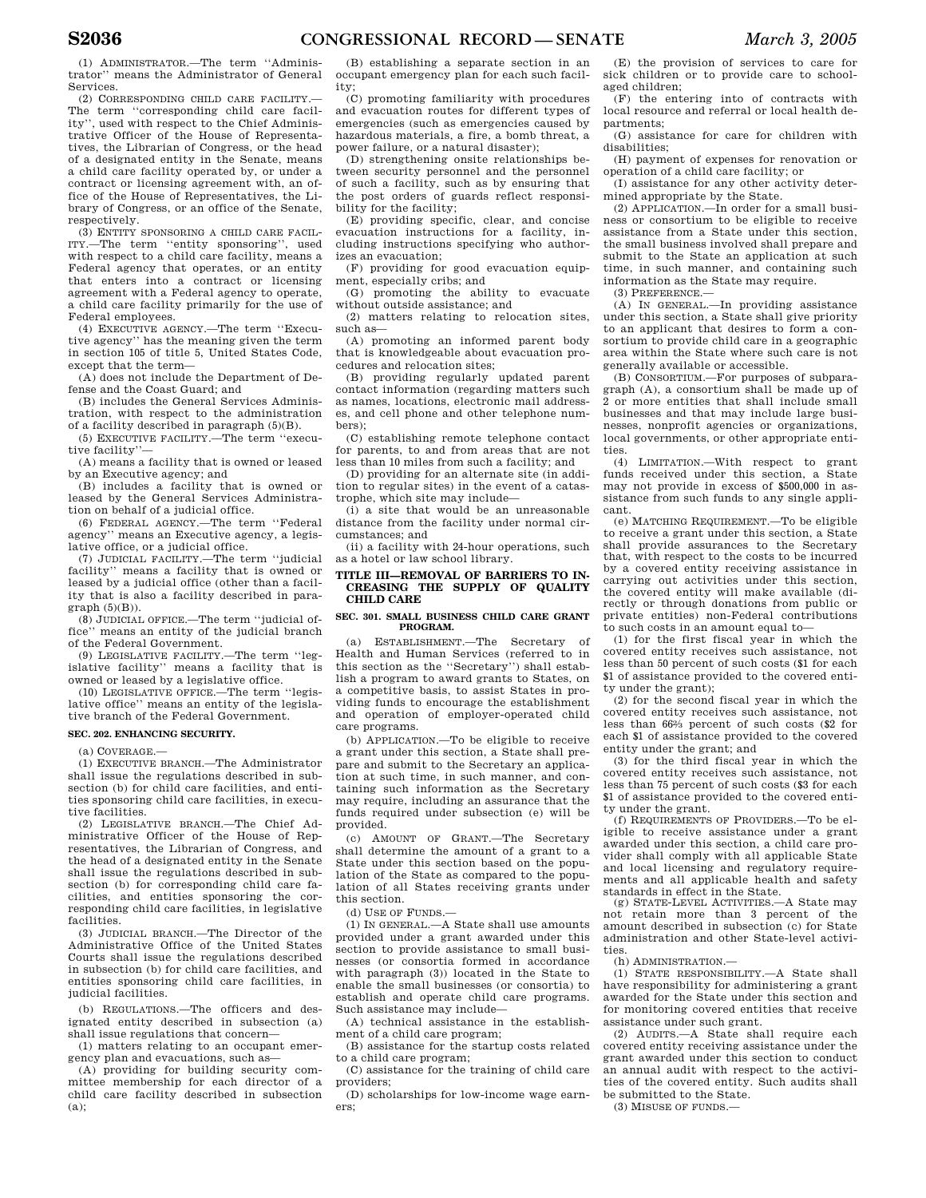(1) ADMINISTRATOR.—The term ''Administrator'' means the Administrator of General Services.

(2) CORRESPONDING CHILD CARE FACILITY.—The term ''corresponding child care facility'', used with respect to the Chief Administrative Officer of the House of Representatives, the Librarian of Congress, or the head of a designated entity in the Senate, means a child care facility operated by, or under a contract or licensing agreement with, an office of the House of Representatives, the Library of Congress, or an office of the Senate, respectively.

(3) ENTITY SPONSORING A CHILD CARE FACILITY.—The term ''entity sponsoring'', used with respect to a child care facility, means a Federal agency that operates, or an entity that enters into a contract or licensing agreement with a Federal agency to operate, a child care facility primarily for the use of Federal employees.

(4) EXECUTIVE AGENCY.—The term ''Executive agency'' has the meaning given the term in section 105 of title 5, United States Code, except that the term—

(A) does not include the Department of Defense and the Coast Guard; and

(B) includes the General Services Administration, with respect to the administration of a facility described in paragraph (5)(B).

(5) EXECUTIVE FACILITY.—The term ''executive facility''—

(A) means a facility that is owned or leased by an Executive agency; and

(B) includes a facility that is owned or leased by the General Services Administration on behalf of a judicial office.

(6) FEDERAL AGENCY.—The term ''Federal agency'' means an Executive agency, a legislative office, or a judicial office.

(7) JUDICIAL FACILITY.—The term ''judicial facility'' means a facility that is owned or leased by a judicial office (other than a facility that is also a facility described in paragraph (5)(B)).

(8) JUDICIAL OFFICE.—The term ''judicial office'' means an entity of the judicial branch of the Federal Government.

(9) LEGISLATIVE FACILITY.—The term ''legislative facility'' means a facility that is owned or leased by a legislative office.

(10) LEGISLATIVE OFFICE.—The term ''legislative office'' means an entity of the legislative branch of the Federal Government.

**SEC. 202. ENHANCING SECURITY.**

(a) COVERAGE.—

(1) EXECUTIVE BRANCH.—The Administrator shall issue the regulations described in subsection (b) for child care facilities, and entities sponsoring child care facilities, in executive facilities.

(2) LEGISLATIVE BRANCH.—The Chief Administrative Officer of the House of Representatives, the Librarian of Congress, and the head of a designated entity in the Senate shall issue the regulations described in subsection (b) for corresponding child care facilities, and entities sponsoring the corresponding child care facilities, in legislative facilities.

(3) JUDICIAL BRANCH.—The Director of the Administrative Office of the United States Courts shall issue the regulations described in subsection (b) for child care facilities, and entities sponsoring child care facilities, in judicial facilities.

(b) REGULATIONS.—The officers and designated entity described in subsection (a) shall issue regulations that concern—

(1) matters relating to an occupant emergency plan and evacuations, such as—

(A) providing for building security committee membership for each director of a child care facility described in subsection (a);

(B) establishing a separate section in an occupant emergency plan for each such facility;

(C) promoting familiarity with procedures and evacuation routes for different types of emergencies (such as emergencies caused by hazardous materials, a fire, a bomb threat, a power failure, or a natural disaster);

(D) strengthening onsite relationships between security personnel and the personnel of such a facility, such as by ensuring that the post orders of guards reflect responsibility for the facility;

(E) providing specific, clear, and concise evacuation instructions for a facility, including instructions specifying who authorizes an evacuation;

(F) providing for good evacuation equipment, especially cribs; and

(G) promoting the ability to evacuate without outside assistance; and

(2) matters relating to relocation sites, such as—

(A) promoting an informed parent body that is knowledgeable about evacuation procedures and relocation sites;

(B) providing regularly updated parent contact information (regarding matters such as names, locations, electronic mail addresses, and cell phone and other telephone numbers);

(C) establishing remote telephone contact for parents, to and from areas that are not less than 10 miles from such a facility; and

(D) providing for an alternate site (in addition to regular sites) in the event of a catastrophe, which site may include—

(i) a site that would be an unreasonable distance from the facility under normal circumstances; and

(ii) a facility with 24-hour operations, such as a hotel or law school library.

## TITLE III—REMOVAL OF BARRIERS TO INCREASING THE SUPPLY OF QUALITY CHILD CARE

**SEC. 301. SMALL BUSINESS CHILD CARE GRANT PROGRAM.**

(a) ESTABLISHMENT.—The Secretary of Health and Human Services (referred to in this section as the ''Secretary'') shall establish a program to award grants to States, on a competitive basis, to assist States in providing funds to encourage the establishment and operation of employer-operated child care programs.

(b) APPLICATION.—To be eligible to receive a grant under this section, a State shall prepare and submit to the Secretary an application at such time, in such manner, and containing such information as the Secretary may require, including an assurance that the funds required under subsection (e) will be provided.

(c) AMOUNT OF GRANT.—The Secretary shall determine the amount of a grant to a State under this section based on the population of the State as compared to the population of all States receiving grants under this section.

(d) USE OF FUNDS.—

(1) IN GENERAL.—A State shall use amounts provided under a grant awarded under this section to provide assistance to small businesses (or consortia formed in accordance with paragraph (3)) located in the State to enable the small businesses (or consortia) to establish and operate child care programs. Such assistance may include—

(A) technical assistance in the establishment of a child care program;

(B) assistance for the startup costs related to a child care program;

(C) assistance for the training of child care providers;

(D) scholarships for low-income wage earners;

(E) the provision of services to care for sick children or to provide care to school-aged children;

(F) the entering into of contracts with local resource and referral or local health departments;

(G) assistance for care for children with disabilities;

(H) payment of expenses for renovation or operation of a child care facility; or

(I) assistance for any other activity determined appropriate by the State.

(2) APPLICATION.—In order for a small business or consortium to be eligible to receive assistance from a State under this section, the small business involved shall prepare and submit to the State an application at such time, in such manner, and containing such information as the State may require.

(3) PREFERENCE.—

(A) IN GENERAL.—In providing assistance under this section, a State shall give priority to an applicant that desires to form a consortium to provide child care in a geographic area within the State where such care is not generally available or accessible.

(B) CONSORTIUM.—For purposes of subparagraph (A), a consortium shall be made up of 2 or more entities that shall include small businesses and that may include large businesses, nonprofit agencies or organizations, local governments, or other appropriate entities.

(4) LIMITATION.—With respect to grant funds received under this section, a State may not provide in excess of $500,000 in assistance from such funds to any single applicant.

(e) MATCHING REQUIREMENT.—To be eligible to receive a grant under this section, a State shall provide assurances to the Secretary that, with respect to the costs to be incurred by a covered entity receiving assistance in carrying out activities under this section, the covered entity will make available (directly or through donations from public or private entities) non-Federal contributions to such costs in an amount equal to—

(1) for the first fiscal year in which the covered entity receives such assistance, not less than 50 percent of such costs ($1 for each $1 of assistance provided to the covered entity under the grant);

(2) for the second fiscal year in which the covered entity receives such assistance, not less than 66⅔ percent of such costs ($2 for each $1 of assistance provided to the covered entity under the grant; and

(3) for the third fiscal year in which the covered entity receives such assistance, not less than 75 percent of such costs ($3 for each $1 of assistance provided to the covered entity under the grant.

(f) REQUIREMENTS OF PROVIDERS.—To be eligible to receive assistance under a grant awarded under this section, a child care provider shall comply with all applicable State and local licensing and regulatory requirements and all applicable health and safety standards in effect in the State.

(g) STATE-LEVEL ACTIVITIES.—A State may not retain more than 3 percent of the amount described in subsection (c) for State administration and other State-level activities.

(h) ADMINISTRATION.—

(1) STATE RESPONSIBILITY.—A State shall have responsibility for administering a grant awarded for the State under this section and for monitoring covered entities that receive assistance under such grant.

(2) AUDITS.—A State shall require each covered entity receiving assistance under the grant awarded under this section to conduct an annual audit with respect to the activities of the covered entity. Such audits shall be submitted to the State.

(3) MISUSE OF FUNDS.—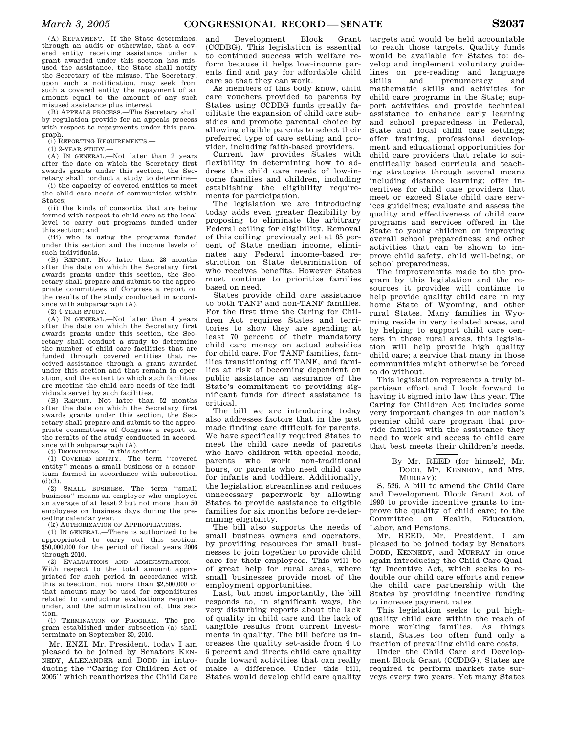(A) REPAYMENT.—If the State determines, through an audit or otherwise, that a covered entity receiving assistance under a grant awarded under this section has misused the assistance, the State shall notify the Secretary of the misuse. The Secretary, upon such a notification, may seek from such a covered entity the repayment of an amount equal to the amount of any such misused assistance plus interest.

(B) APPEALS PROCESS.—The Secretary shall by regulation provide for an appeals process with respect to repayments under this paragraph.

(i) REPORTING REQUIREMENTS.—

(1) 2-YEAR STUDY.—

(A) IN GENERAL.—Not later than 2 years after the date on which the Secretary first awards grants under this section, the Secretary shall conduct a study to determine—

(i) the capacity of covered entities to meet the child care needs of communities within States;

(ii) the kinds of consortia that are being formed with respect to child care at the local level to carry out programs funded under this section; and

(iii) who is using the programs funded under this section and the income levels of such individuals.

(B) REPORT.—Not later than 28 months after the date on which the Secretary first awards grants under this section, the Secretary shall prepare and submit to the appropriate committees of Congress a report on the results of the study conducted in accordance with subparagraph (A).

(2) 4-YEAR STUDY.—

(A) IN GENERAL.—Not later than 4 years after the date on which the Secretary first awards grants under this section, the Secretary shall conduct a study to determine the number of child care facilities that are funded through covered entities that received assistance through a grant awarded under this section and that remain in operation, and the extent to which such facilities are meeting the child care needs of the individuals served by such facilities.

(B) REPORT.—Not later than 52 months after the date on which the Secretary first awards grants under this section, the Secretary shall prepare and submit to the appropriate committees of Congress a report on the results of the study conducted in accordance with subparagraph (A).

(j) DEFINITIONS.—In this section:

(1) COVERED ENTITY.—The term ''covered entity'' means a small business or a consortium formed in accordance with subsection (d)(3).

(2) SMALL BUSINESS.—The term ''small business'' means an employer who employed an average of at least 2 but not more than 50 employees on business days during the preceding calendar year.

(k) AUTHORIZATION OF APPROPRIATIONS.—

(1) IN GENERAL.—There is authorized to be appropriated to carry out this section, $50,000,000 for the period of fiscal years 2006 through 2010.

(2) EVALUATIONS AND ADMINISTRATION.—With respect to the total amount appropriated for such period in accordance with this subsection, not more than $2,500,000 of that amount may be used for expenditures related to conducting evaluations required under, and the administration of, this section.

(l) TERMINATION OF PROGRAM.—The program established under subsection (a) shall terminate on September 30, 2010.

Mr. ENZI. Mr. President, today I am pleased to be joined by Senators KENNEDY, ALEXANDER and DODD in introducing the ''Caring for Children Act of 2005'' which reauthorizes the Child Care and Development Block Grant (CCDBG). This legislation is essential to continued success with welfare reform because it helps low-income parents find and pay for affordable child care so that they can work.

As members of this body know, child care vouchers provided to parents by States using CCDBG funds greatly facilitate the expansion of child care subsidies and promote parental choice by allowing eligible parents to select their preferred type of care setting and provider, including faith-based providers.

Current law provides States with flexibility in determining how to address the child care needs of low-income families and children, including establishing the eligibility requirements for participation.

The legislation we are introducing today adds even greater flexibility by proposing to eliminate the arbitrary Federal ceiling for eligibility. Removal of this ceiling, previously set at 85 percent of State median income, eliminates any Federal income-based restriction on State determination of who receives benefits. However States must continue to prioritize families based on need.

States provide child care assistance to both TANF and non-TANF families. For the first time the Caring for Children Act requires States and territories to show they are spending at least 70 percent of their mandatory child care money on actual subsidies for child care. For TANF families, families transitioning off TANF, and families at risk of becoming dependent on public assistance an assurance of the State's commitment to providing significant funds for direct assistance is critical.

The bill we are introducing today also addresses factors that in the past made finding care difficult for parents. We have specifically required States to meet the child care needs of parents who have children with special needs, parents who work non-traditional hours, or parents who need child care for infants and toddlers. Additionally, the legislation streamlines and reduces unnecessary paperwork by allowing States to provide assistance to eligible families for six months before re-determining eligibility.

The bill also supports the needs of small business owners and operators, by providing resources for small businesses to join together to provide child care for their employees. This will be of great help for rural areas, where small businesses provide most of the employment opportunities.

Last, but most importantly, the bill responds to, in significant ways, the very disturbing reports about the lack of quality in child care and the lack of tangible results from current investments in quality. The bill before us increases the quality set-aside from 4 to 6 percent and directs child care quality funds toward activities that can really make a difference. Under this bill, States would develop child care quality targets and would be held accountable to reach those targets. Quality funds would be available for States to: develop and implement voluntary guidelines on pre-reading and language skills and prenumeracy and mathematic skills and activities for child care programs in the State; support activities and provide technical assistance to enhance early learning and school preparedness in Federal, State and local child care settings; offer training, professional development and educational opportunities for child care providers that relate to scientifically based curricula and teaching strategies through several means including distance learning; offer incentives for child care providers that meet or exceed State child care services guidelines; evaluate and assess the quality and effectiveness of child care programs and services offered in the State to young children on improving overall school preparedness; and other activities that can be shown to improve child safety, child well-being, or school preparedness.

The improvements made to the program by this legislation and the resources it provides will continue to help provide quality child care in my home State of Wyoming, and other rural States. Many families in Wyoming reside in very isolated areas, and by helping to support child care centers in those rural areas, this legislation will help provide high quality child care; a service that many in those communities might otherwise be forced to do without.

This legislation represents a truly bipartisan effort and I look forward to having it signed into law this year. The Caring for Children Act includes some very important changes in our nation's premier child care program that provide families with the assistance they need to work and access to child care that best meets their children's needs.

---

By Mr. REED (for himself, Mr. DODD, Mr. KENNEDY, and Mrs. MURRAY):

S. 526. A bill to amend the Child Care and Development Block Grant Act of 1990 to provide incentive grants to improve the quality of child care; to the Committee on Health, Education, Labor, and Pensions.

Mr. REED. Mr. President, I am pleased to be joined today by Senators DODD, KENNEDY, and MURRAY in once again introducing the Child Care Quality Incentive Act, which seeks to redouble our child care efforts and renew the child care partnership with the States by providing incentive funding to increase payment rates.

This legislation seeks to put high-quality child care within the reach of more working families. As things stand, States too often fund only a fraction of prevailing child care costs.

Under the Child Care and Development Block Grant (CCDBG), States are required to perform market rate surveys every two years. Yet many States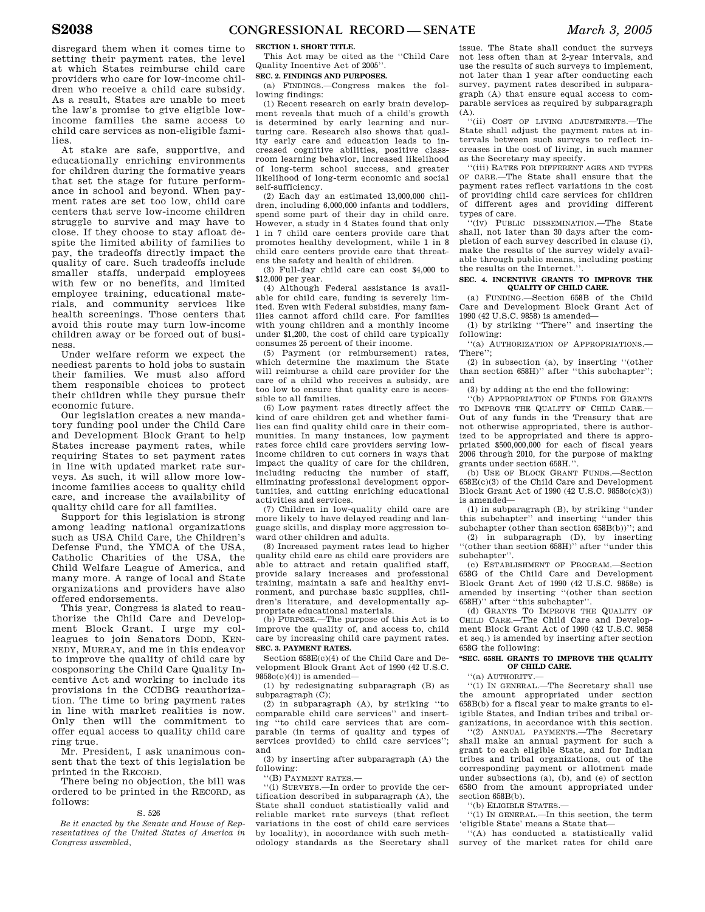disregard them when it comes time to setting their payment rates, the level at which States reimburse child care providers who care for low-income children who receive a child care subsidy. As a result, States are unable to meet the law's promise to give eligible low-income families the same access to child care services as non-eligible families.

At stake are safe, supportive, and educationally enriching environments for children during the formative years that set the stage for future performance in school and beyond. When payment rates are set too low, child care centers that serve low-income children struggle to survive and may have to close. If they choose to stay afloat despite the limited ability of families to pay, the tradeoffs directly impact the quality of care. Such tradeoffs include smaller staffs, underpaid employees with few or no benefits, and limited employee training, educational materials, and community services like health screenings. Those centers that avoid this route may turn low-income children away or be forced out of business.

Under welfare reform we expect the neediest parents to hold jobs to sustain their families. We must also afford them responsible choices to protect their children while they pursue their economic future.

Our legislation creates a new mandatory funding pool under the Child Care and Development Block Grant to help States increase payment rates, while requiring States to set payment rates in line with updated market rate surveys. As such, it will allow more low-income families access to quality child care, and increase the availability of quality child care for all families.

Support for this legislation is strong among leading national organizations such as USA Child Care, the Children's Defense Fund, the YMCA of the USA, Catholic Charities of the USA, the Child Welfare League of America, and many more. A range of local and State organizations and providers have also offered endorsements.

This year, Congress is slated to reauthorize the Child Care and Development Block Grant. I urge my colleagues to join Senators DODD, KENNEDY, MURRAY, and me in this endeavor to improve the quality of child care by cosponsoring the Child Care Quality Incentive Act and working to include its provisions in the CCDBG reauthorization. The time to bring payment rates in line with market realities is now. Only then will the commitment to offer equal access to quality child care ring true.

Mr. President, I ask unanimous consent that the text of this legislation be printed in the RECORD.

There being no objection, the bill was ordered to be printed in the RECORD, as follows:

S. 526

*Be it enacted by the Senate and House of Representatives of the United States of America in Congress assembled,*

**SECTION 1. SHORT TITLE.**

This Act may be cited as the ''Child Care Quality Incentive Act of 2005''.

**SEC. 2. FINDINGS AND PURPOSES.**

(a) FINDINGS.—Congress makes the following findings:

(1) Recent research on early brain development reveals that much of a child's growth is determined by early learning and nurturing care. Research also shows that quality early care and education leads to increased cognitive abilities, positive classroom learning behavior, increased likelihood of long-term school success, and greater likelihood of long-term economic and social self-sufficiency.

(2) Each day an estimated 13,000,000 children, including 6,000,000 infants and toddlers, spend some part of their day in child care. However, a study in 4 States found that only 1 in 7 child care centers provide care that promotes healthy development, while 1 in 8 child care centers provide care that threatens the safety and health of children.

(3) Full-day child care can cost $4,000 to $12,000 per year.

(4) Although Federal assistance is available for child care, funding is severely limited. Even with Federal subsidies, many families cannot afford child care. For families with young children and a monthly income under $1,200, the cost of child care typically consumes 25 percent of their income.

(5) Payment (or reimbursement) rates, which determine the maximum the State will reimburse a child care provider for the care of a child who receives a subsidy, are too low to ensure that quality care is accessible to all families.

(6) Low payment rates directly affect the kind of care children get and whether families can find quality child care in their communities. In many instances, low payment rates force child care providers serving low-income children to cut corners in ways that impact the quality of care for the children, including reducing the number of staff, eliminating professional development opportunities, and cutting enriching educational activities and services.

(7) Children in low-quality child care are more likely to have delayed reading and language skills, and display more aggression toward other children and adults.

(8) Increased payment rates lead to higher quality child care as child care providers are able to attract and retain qualified staff, provide salary increases and professional training, maintain a safe and healthy environment, and purchase basic supplies, children's literature, and developmentally appropriate educational materials.

(b) PURPOSE.—The purpose of this Act is to improve the quality of, and access to, child care by increasing child care payment rates.

**SEC. 3. PAYMENT RATES.**

Section 658E(c)(4) of the Child Care and Development Block Grant Act of 1990 (42 U.S.C. 9858c(c)(4)) is amended—

(1) by redesignating subparagraph (B) as subparagraph (C);

(2) in subparagraph (A), by striking ''to comparable child care services'' and inserting ''to child care services that are comparable (in terms of quality and types of services provided) to child care services''; and

(3) by inserting after subparagraph (A) the following:

''(B) PAYMENT RATES.—

''(i) SURVEYS.—In order to provide the certification described in subparagraph (A), the State shall conduct statistically valid and reliable market rate surveys (that reflect variations in the cost of child care services by locality), in accordance with such methodology standards as the Secretary shall issue. The State shall conduct the surveys not less often than at 2-year intervals, and use the results of such surveys to implement, not later than 1 year after conducting each survey, payment rates described in subparagraph (A) that ensure equal access to comparable services as required by subparagraph (A).

''(ii) COST OF LIVING ADJUSTMENTS.—The State shall adjust the payment rates at intervals between such surveys to reflect increases in the cost of living, in such manner as the Secretary may specify.

''(iii) RATES FOR DIFFERENT AGES AND TYPES OF CARE.—The State shall ensure that the payment rates reflect variations in the cost of providing child care services for children of different ages and providing different types of care.

''(iv) PUBLIC DISSEMINATION.—The State shall, not later than 30 days after the completion of each survey described in clause (i), make the results of the survey widely available through public means, including posting the results on the Internet.''.

**SEC. 4. INCENTIVE GRANTS TO IMPROVE THE QUALITY OF CHILD CARE.**

(a) FUNDING.—Section 658B of the Child Care and Development Block Grant Act of 1990 (42 U.S.C. 9858) is amended—

(1) by striking ''There'' and inserting the following:

''(a) AUTHORIZATION OF APPROPRIATIONS.—There'';

(2) in subsection (a), by inserting ''(other than section 658H)'' after ''this subchapter''; and

(3) by adding at the end the following:

''(b) APPROPRIATION OF FUNDS FOR GRANTS TO IMPROVE THE QUALITY OF CHILD CARE.—Out of any funds in the Treasury that are not otherwise appropriated, there is authorized to be appropriated and there is appropriated $500,000,000 for each of fiscal years 2006 through 2010, for the purpose of making grants under section 658H.''.

(b) USE OF BLOCK GRANT FUNDS.—Section 658E(c)(3) of the Child Care and Development Block Grant Act of 1990 (42 U.S.C. 9858c(c)(3)) is amended—

(1) in subparagraph (B), by striking ''under this subchapter'' and inserting ''under this subchapter (other than section 658B(b))''; and

(2) in subparagraph (D), by inserting ''(other than section 658H)'' after ''under this subchapter''.

(c) ESTABLISHMENT OF PROGRAM.—Section 658G of the Child Care and Development Block Grant Act of 1990 (42 U.S.C. 9858e) is amended by inserting ''(other than section 658H)'' after ''this subchapter''.

(d) GRANTS TO IMPROVE THE QUALITY OF CHILD CARE.—The Child Care and Development Block Grant Act of 1990 (42 U.S.C. 9858 et seq.) is amended by inserting after section 658G the following:

**''SEC. 658H. GRANTS TO IMPROVE THE QUALITY OF CHILD CARE.**

''(a) AUTHORITY.—

''(1) IN GENERAL.—The Secretary shall use the amount appropriated under section 658B(b) for a fiscal year to make grants to eligible States, and Indian tribes and tribal organizations, in accordance with this section.

''(2) ANNUAL PAYMENTS.—The Secretary shall make an annual payment for such a grant to each eligible State, and for Indian tribes and tribal organizations, out of the corresponding payment or allotment made under subsections (a), (b), and (e) of section 658O from the amount appropriated under section 658B(b).

''(b) ELIGIBLE STATES.—

''(1) IN GENERAL.—In this section, the term 'eligible State' means a State that—

''(A) has conducted a statistically valid survey of the market rates for child care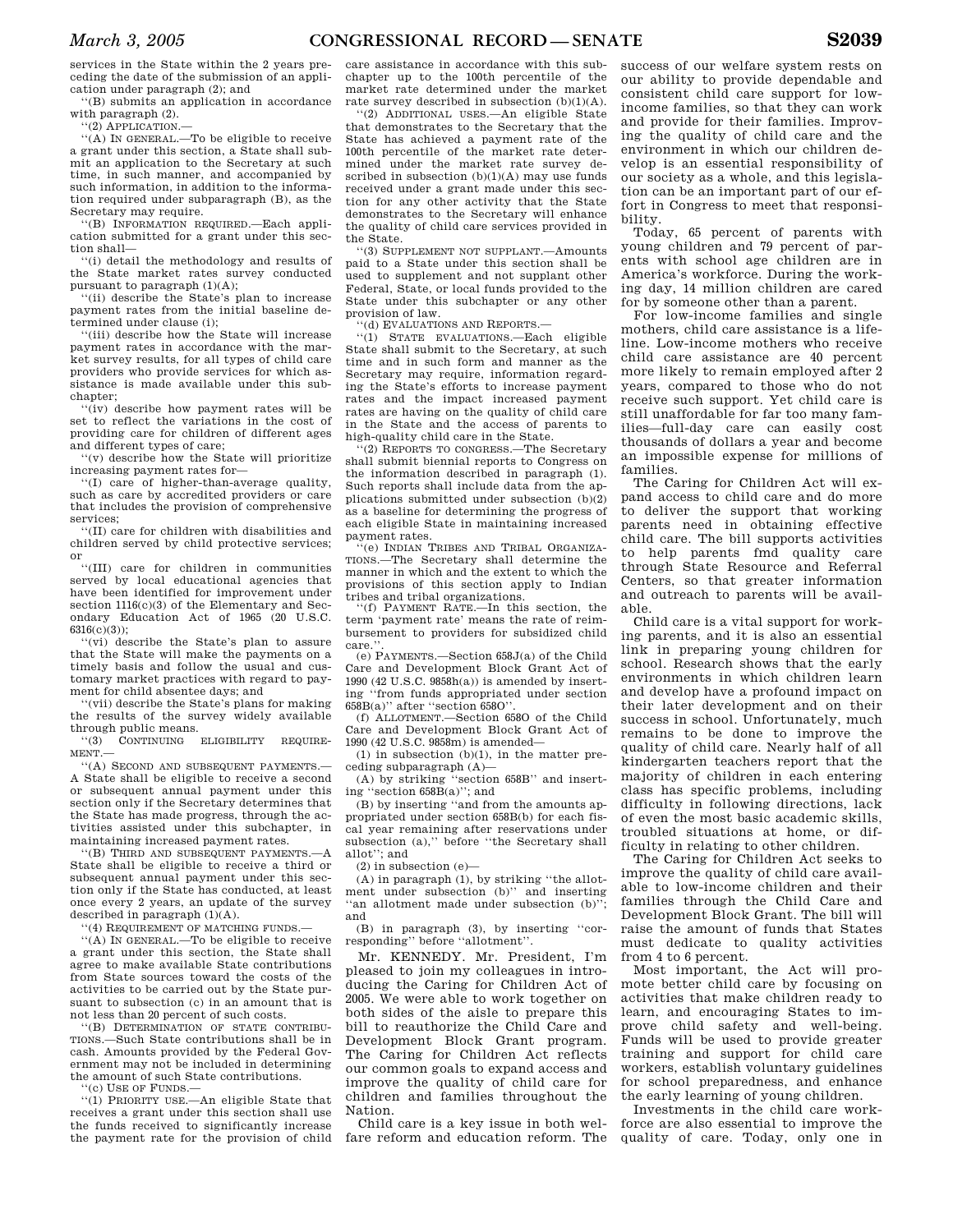services in the State within the 2 years preceding the date of the submission of an application under paragraph (2); and

''(B) submits an application in accordance with paragraph (2).

''(2) APPLICATION.—

''(A) IN GENERAL.—To be eligible to receive a grant under this section, a State shall submit an application to the Secretary at such time, in such manner, and accompanied by such information, in addition to the information required under subparagraph (B), as the Secretary may require.

''(B) INFORMATION REQUIRED.—Each application submitted for a grant under this section shall—

''(i) detail the methodology and results of the State market rates survey conducted pursuant to paragraph (1)(A);

''(ii) describe the State's plan to increase payment rates from the initial baseline determined under clause (i);

''(iii) describe how the State will increase payment rates in accordance with the market survey results, for all types of child care providers who provide services for which assistance is made available under this subchapter;

''(iv) describe how payment rates will be set to reflect the variations in the cost of providing care for children of different ages and different types of care;

''(v) describe how the State will prioritize increasing payment rates for—

''(I) care of higher-than-average quality, such as care by accredited providers or care that includes the provision of comprehensive services;

''(II) care for children with disabilities and children served by child protective services; or

''(III) care for children in communities served by local educational agencies that have been identified for improvement under section 1116(c)(3) of the Elementary and Secondary Education Act of 1965 (20 U.S.C. 6316(c)(3));

''(vi) describe the State's plan to assure that the State will make the payments on a timely basis and follow the usual and customary market practices with regard to payment for child absentee days; and

''(vii) describe the State's plans for making the results of the survey widely available through public means.

''(3) CONTINUING ELIGIBILITY REQUIREMENT.—

''(A) SECOND AND SUBSEQUENT PAYMENTS.—A State shall be eligible to receive a second or subsequent annual payment under this section only if the Secretary determines that the State has made progress, through the activities assisted under this subchapter, in maintaining increased payment rates.

''(B) THIRD AND SUBSEQUENT PAYMENTS.—A State shall be eligible to receive a third or subsequent annual payment under this section only if the State has conducted, at least once every 2 years, an update of the survey described in paragraph (1)(A).

''(4) REQUIREMENT OF MATCHING FUNDS.—

''(A) IN GENERAL.—To be eligible to receive a grant under this section, the State shall agree to make available State contributions from State sources toward the costs of the activities to be carried out by the State pursuant to subsection (c) in an amount that is not less than 20 percent of such costs.

''(B) DETERMINATION OF STATE CONTRIBUTIONS.—Such State contributions shall be in cash. Amounts provided by the Federal Government may not be included in determining the amount of such State contributions.

''(c) USE OF FUNDS.—

''(1) PRIORITY USE.—An eligible State that receives a grant under this section shall use the funds received to significantly increase the payment rate for the provision of child care assistance in accordance with this subchapter up to the 100th percentile of the market rate determined under the market rate survey described in subsection (b)(1)(A).

''(2) ADDITIONAL USES.—An eligible State that demonstrates to the Secretary that the State has achieved a payment rate of the 100th percentile of the market rate determined under the market rate survey described in subsection (b)(1)(A) may use funds received under a grant made under this section for any other activity that the State demonstrates to the Secretary will enhance the quality of child care services provided in the State.

''(3) SUPPLEMENT NOT SUPPLANT.—Amounts paid to a State under this section shall be used to supplement and not supplant other Federal, State, or local funds provided to the State under this subchapter or any other provision of law.

''(d) EVALUATIONS AND REPORTS.—

''(1) STATE EVALUATIONS.—Each eligible State shall submit to the Secretary, at such time and in such form and manner as the Secretary may require, information regarding the State's efforts to increase payment rates and the impact increased payment rates are having on the quality of child care in the State and the access of parents to high-quality child care in the State.

''(2) REPORTS TO CONGRESS.—The Secretary shall submit biennial reports to Congress on the information described in paragraph (1). Such reports shall include data from the applications submitted under subsection (b)(2) as a baseline for determining the progress of each eligible State in maintaining increased payment rates.

''(e) INDIAN TRIBES AND TRIBAL ORGANIZATIONS.—The Secretary shall determine the manner in which and the extent to which the provisions of this section apply to Indian tribes and tribal organizations.

''(f) PAYMENT RATE.—In this section, the term 'payment rate' means the rate of reimbursement to providers for subsidized child care.''.

(e) PAYMENTS.—Section 658J(a) of the Child Care and Development Block Grant Act of 1990 (42 U.S.C. 9858h(a)) is amended by inserting ''from funds appropriated under section 658B(a)'' after ''section 658O''.

(f) ALLOTMENT.—Section 658O of the Child Care and Development Block Grant Act of 1990 (42 U.S.C. 9858m) is amended—

(1) in subsection (b)(1), in the matter preceding subparagraph (A)—

(A) by striking ''section 658B'' and inserting ''section 658B(a)''; and

(B) by inserting ''and from the amounts appropriated under section 658B(b) for each fiscal year remaining after reservations under subsection (a),'' before ''the Secretary shall allot''; and

(2) in subsection (e)—

(A) in paragraph (1), by striking ''the allotment under subsection (b)'' and inserting ''an allotment made under subsection (b)''; and

(B) in paragraph (3), by inserting ''corresponding'' before ''allotment''.

Mr. KENNEDY. Mr. President, I'm pleased to join my colleagues in introducing the Caring for Children Act of 2005. We were able to work together on both sides of the aisle to prepare this bill to reauthorize the Child Care and Development Block Grant program. The Caring for Children Act reflects our common goals to expand access and improve the quality of child care for children and families throughout the Nation.

Child care is a key issue in both welfare reform and education reform. The success of our welfare system rests on our ability to provide dependable and consistent child care support for low-income families, so that they can work and provide for their families. Improving the quality of child care and the environment in which our children develop is an essential responsibility of our society as a whole, and this legislation can be an important part of our effort in Congress to meet that responsibility.

Today, 65 percent of parents with young children and 79 percent of parents with school age children are in America's workforce. During the working day, 14 million children are cared for by someone other than a parent.

For low-income families and single mothers, child care assistance is a lifeline. Low-income mothers who receive child care assistance are 40 percent more likely to remain employed after 2 years, compared to those who do not receive such support. Yet child care is still unaffordable for far too many families—full-day care can easily cost thousands of dollars a year and become an impossible expense for millions of families.

The Caring for Children Act will expand access to child care and do more to deliver the support that working parents need in obtaining effective child care. The bill supports activities to help parents fmd quality care through State Resource and Referral Centers, so that greater information and outreach to parents will be available.

Child care is a vital support for working parents, and it is also an essential link in preparing young children for school. Research shows that the early environments in which children learn and develop have a profound impact on their later development and on their success in school. Unfortunately, much remains to be done to improve the quality of child care. Nearly half of all kindergarten teachers report that the majority of children in each entering class has specific problems, including difficulty in following directions, lack of even the most basic academic skills, troubled situations at home, or difficulty in relating to other children.

The Caring for Children Act seeks to improve the quality of child care available to low-income children and their families through the Child Care and Development Block Grant. The bill will raise the amount of funds that States must dedicate to quality activities from 4 to 6 percent.

Most important, the Act will promote better child care by focusing on activities that make children ready to learn, and encouraging States to improve child safety and well-being. Funds will be used to provide greater training and support for child care workers, establish voluntary guidelines for school preparedness, and enhance the early learning of young children.

Investments in the child care workforce are also essential to improve the quality of care. Today, only one in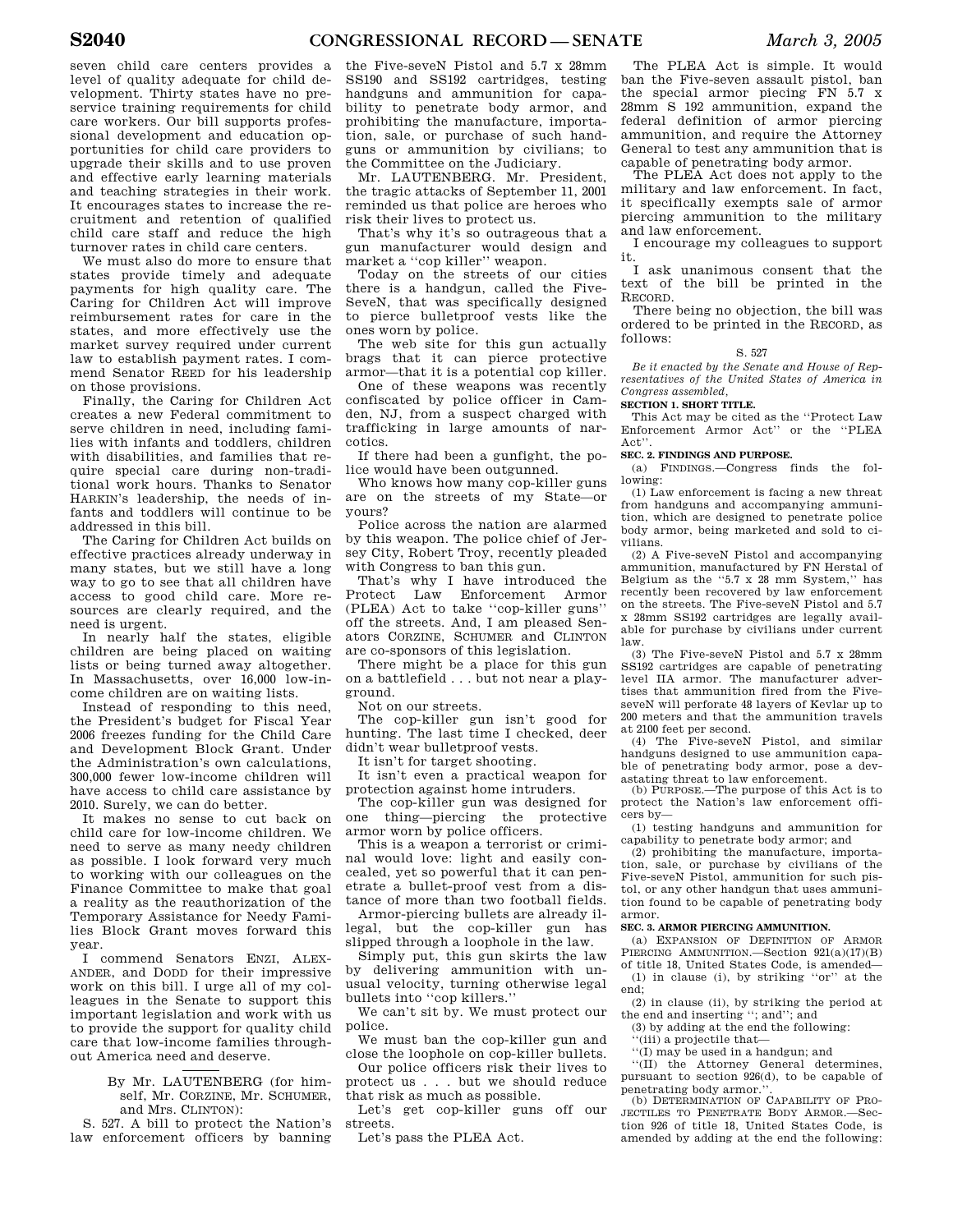seven child care centers provides a level of quality adequate for child development. Thirty states have no preservice training requirements for child care workers. Our bill supports professional development and education opportunities for child care providers to upgrade their skills and to use proven and effective early learning materials and teaching strategies in their work. It encourages states to increase the recruitment and retention of qualified child care staff and reduce the high turnover rates in child care centers.

We must also do more to ensure that states provide timely and adequate payments for high quality care. The Caring for Children Act will improve reimbursement rates for care in the states, and more effectively use the market survey required under current law to establish payment rates. I commend Senator REED for his leadership on those provisions.

Finally, the Caring for Children Act creates a new Federal commitment to serve children in need, including families with infants and toddlers, children with disabilities, and families that require special care during non-traditional work hours. Thanks to Senator HARKIN's leadership, the needs of infants and toddlers will continue to be addressed in this bill.

The Caring for Children Act builds on effective practices already underway in many states, but we still have a long way to go to see that all children have access to good child care. More resources are clearly required, and the need is urgent.

In nearly half the states, eligible children are being placed on waiting lists or being turned away altogether. In Massachusetts, over 16,000 low-income children are on waiting lists.

Instead of responding to this need, the President's budget for Fiscal Year 2006 freezes funding for the Child Care and Development Block Grant. Under the Administration's own calculations, 300,000 fewer low-income children will have access to child care assistance by 2010. Surely, we can do better.

It makes no sense to cut back on child care for low-income children. We need to serve as many needy children as possible. I look forward very much to working with our colleagues on the Finance Committee to make that goal a reality as the reauthorization of the Temporary Assistance for Needy Families Block Grant moves forward this year.

I commend Senators ENZI, ALEXANDER, and DODD for their impressive work on this bill. I urge all of my colleagues in the Senate to support this important legislation and work with us to provide the support for quality child care that low-income families throughout America need and deserve.

---

By Mr. LAUTENBERG (for himself, Mr. CORZINE, Mr. SCHUMER, and Mrs. CLINTON):

S. 527. A bill to protect the Nation's law enforcement officers by banning the Five-seveN Pistol and 5.7 x 28mm SS190 and SS192 cartridges, testing handguns and ammunition for capability to penetrate body armor, and prohibiting the manufacture, importation, sale, or purchase of such handguns or ammunition by civilians; to the Committee on the Judiciary.

Mr. LAUTENBERG. Mr. President, the tragic attacks of September 11, 2001 reminded us that police are heroes who risk their lives to protect us.

That's why it's so outrageous that a gun manufacturer would design and market a "cop killer" weapon.

Today on the streets of our cities there is a handgun, called the Five-SeveN, that was specifically designed to pierce bulletproof vests like the ones worn by police.

The web site for this gun actually brags that it can pierce protective armor—that it is a potential cop killer.

One of these weapons was recently confiscated by police officer in Camden, NJ, from a suspect charged with trafficking in large amounts of narcotics.

If there had been a gunfight, the police would have been outgunned.

Who knows how many cop-killer guns are on the streets of my State—or yours?

Police across the nation are alarmed by this weapon. The police chief of Jersey City, Robert Troy, recently pleaded with Congress to ban this gun.

That's why I have introduced the Protect Law Enforcement Armor (PLEA) Act to take "cop-killer guns" off the streets. And, I am pleased Senators CORZINE, SCHUMER and CLINTON are co-sponsors of this legislation.

There might be a place for this gun on a battlefield . . . but not near a playground.

Not on our streets.

The cop-killer gun isn't good for hunting. The last time I checked, deer didn't wear bulletproof vests.

It isn't for target shooting.

It isn't even a practical weapon for protection against home intruders.

The cop-killer gun was designed for one thing—piercing the protective armor worn by police officers.

This is a weapon a terrorist or criminal would love: light and easily concealed, yet so powerful that it can penetrate a bullet-proof vest from a distance of more than two football fields.

Armor-piercing bullets are already illegal, but the cop-killer gun has slipped through a loophole in the law.

Simply put, this gun skirts the law by delivering ammunition with unusual velocity, turning otherwise legal bullets into "cop killers."

We can't sit by. We must protect our police.

We must ban the cop-killer gun and close the loophole on cop-killer bullets.

Our police officers risk their lives to protect us . . . but we should reduce that risk as much as possible.

Let's get cop-killer guns off our streets.

Let's pass the PLEA Act.

The PLEA Act is simple. It would ban the Five-seven assault pistol, ban the special armor piecing FN 5.7 x 28mm S 192 ammunition, expand the federal definition of armor piercing ammunition, and require the Attorney General to test any ammunition that is capable of penetrating body armor.

The PLEA Act does not apply to the military and law enforcement. In fact, it specifically exempts sale of armor piercing ammunition to the military and law enforcement.

I encourage my colleagues to support it.

I ask unanimous consent that the text of the bill be printed in the RECORD.

There being no objection, the bill was ordered to be printed in the RECORD, as follows:

S. 527

*Be it enacted by the Senate and House of Representatives of the United States of America in Congress assembled,*

**SECTION 1. SHORT TITLE.**

This Act may be cited as the "Protect Law Enforcement Armor Act" or the "PLEA Act".

**SEC. 2. FINDINGS AND PURPOSE.**

(a) FINDINGS.—Congress finds the following:

(1) Law enforcement is facing a new threat from handguns and accompanying ammunition, which are designed to penetrate police body armor, being marketed and sold to civilians.

(2) A Five-seveN Pistol and accompanying ammunition, manufactured by FN Herstal of Belgium as the "5.7 x 28 mm System," has recently been recovered by law enforcement on the streets. The Five-seveN Pistol and 5.7 x 28mm SS192 cartridges are legally available for purchase by civilians under current law.

(3) The Five-seveN Pistol and 5.7 x 28mm SS192 cartridges are capable of penetrating level IIA armor. The manufacturer advertises that ammunition fired from the Five-seveN will perforate 48 layers of Kevlar up to 200 meters and that the ammunition travels at 2100 feet per second.

(4) The Five-seveN Pistol, and similar handguns designed to use ammunition capable of penetrating body armor, pose a devastating threat to law enforcement.

(b) PURPOSE.—The purpose of this Act is to protect the Nation's law enforcement officers by—

(1) testing handguns and ammunition for capability to penetrate body armor; and

(2) prohibiting the manufacture, importation, sale, or purchase by civilians of the Five-seveN Pistol, ammunition for such pistol, or any other handgun that uses ammunition found to be capable of penetrating body armor.

**SEC. 3. ARMOR PIERCING AMMUNITION.**

(a) EXPANSION OF DEFINITION OF ARMOR PIERCING AMMUNITION.—Section 921(a)(17)(B) of title 18, United States Code, is amended—

(1) in clause (i), by striking "or" at the end;

(2) in clause (ii), by striking the period at the end and inserting "; and"; and

(3) by adding at the end the following:

"(iii) a projectile that—

"(I) may be used in a handgun; and

"(II) the Attorney General determines, pursuant to section 926(d), to be capable of penetrating body armor.".

(b) DETERMINATION OF CAPABILITY OF PROJECTILES TO PENETRATE BODY ARMOR.—Section 926 of title 18, United States Code, is amended by adding at the end the following: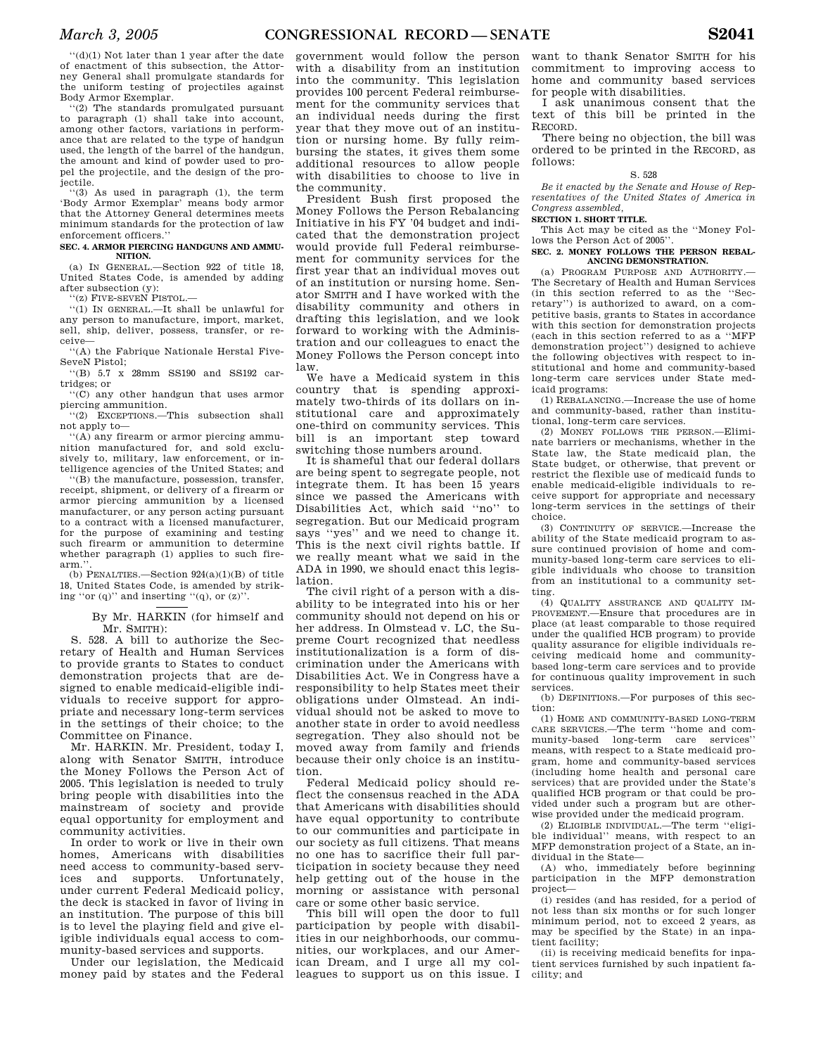''(d)(1) Not later than 1 year after the date of enactment of this subsection, the Attorney General shall promulgate standards for the uniform testing of projectiles against Body Armor Exemplar.

''(2) The standards promulgated pursuant to paragraph (1) shall take into account, among other factors, variations in performance that are related to the type of handgun used, the length of the barrel of the handgun, the amount and kind of powder used to propel the projectile, and the design of the projectile.

''(3) As used in paragraph (1), the term 'Body Armor Exemplar' means body armor that the Attorney General determines meets minimum standards for the protection of law enforcement officers.''

**SEC. 4. ARMOR PIERCING HANDGUNS AND AMMUNITION.**

(a) IN GENERAL.—Section 922 of title 18, United States Code, is amended by adding after subsection (y):

''(z) FIVE-SEVEN PISTOL.—

''(1) IN GENERAL.—It shall be unlawful for any person to manufacture, import, market, sell, ship, deliver, possess, transfer, or receive—

''(A) the Fabrique Nationale Herstal Five-SeveN Pistol;

''(B) 5.7 x 28mm SS190 and SS192 cartridges; or

''(C) any other handgun that uses armor piercing ammunition.

''(2) EXCEPTIONS.—This subsection shall not apply to—

''(A) any firearm or armor piercing ammunition manufactured for, and sold exclusively to, military, law enforcement, or intelligence agencies of the United States; and

''(B) the manufacture, possession, transfer, receipt, shipment, or delivery of a firearm or armor piercing ammunition by a licensed manufacturer, or any person acting pursuant to a contract with a licensed manufacturer, for the purpose of examining and testing such firearm or ammunition to determine whether paragraph (1) applies to such firearm.''.

(b) PENALTIES.—Section 924(a)(1)(B) of title 18, United States Code, is amended by striking ''or (q)'' and inserting ''(q), or (z)''.

---

By Mr. HARKIN (for himself and Mr. SMITH):

S. 528. A bill to authorize the Secretary of Health and Human Services to provide grants to States to conduct demonstration projects that are designed to enable medicaid-eligible individuals to receive support for appropriate and necessary long-term services in the settings of their choice; to the Committee on Finance.

Mr. HARKIN. Mr. President, today I, along with Senator SMITH, introduce the Money Follows the Person Act of 2005. This legislation is needed to truly bring people with disabilities into the mainstream of society and provide equal opportunity for employment and community activities.

In order to work or live in their own homes, Americans with disabilities need access to community-based services and supports. Unfortunately, under current Federal Medicaid policy, the deck is stacked in favor of living in an institution. The purpose of this bill is to level the playing field and give eligible individuals equal access to community-based services and supports.

Under our legislation, the Medicaid money paid by states and the Federal government would follow the person with a disability from an institution into the community. This legislation provides 100 percent Federal reimbursement for the community services that an individual needs during the first year that they move out of an institution or nursing home. By fully reimbursing the states, it gives them some additional resources to allow people with disabilities to choose to live in the community.

President Bush first proposed the Money Follows the Person Rebalancing Initiative in his FY '04 budget and indicated that the demonstration project would provide full Federal reimbursement for community services for the first year that an individual moves out of an institution or nursing home. Senator SMITH and I have worked with the disability community and others in drafting this legislation, and we look forward to working with the Administration and our colleagues to enact the Money Follows the Person concept into law.

We have a Medicaid system in this country that is spending approximately two-thirds of its dollars on institutional care and approximately one-third on community services. This bill is an important step toward switching those numbers around.

It is shameful that our federal dollars are being spent to segregate people, not integrate them. It has been 15 years since we passed the Americans with Disabilities Act, which said ''no'' to segregation. But our Medicaid program says ''yes'' and we need to change it. This is the next civil rights battle. If we really meant what we said in the ADA in 1990, we should enact this legislation.

The civil right of a person with a disability to be integrated into his or her community should not depend on his or her address. In Olmstead v. LC, the Supreme Court recognized that needless institutionalization is a form of discrimination under the Americans with Disabilities Act. We in Congress have a responsibility to help States meet their obligations under Olmstead. An individual should not be asked to move to another state in order to avoid needless segregation. They also should not be moved away from family and friends because their only choice is an institution.

Federal Medicaid policy should reflect the consensus reached in the ADA that Americans with disabilities should have equal opportunity to contribute to our communities and participate in our society as full citizens. That means no one has to sacrifice their full participation in society because they need help getting out of the house in the morning or assistance with personal care or some other basic service.

This bill will open the door to full participation by people with disabilities in our neighborhoods, our communities, our workplaces, and our American Dream, and I urge all my colleagues to support us on this issue. I want to thank Senator SMITH for his commitment to improving access to home and community based services for people with disabilities.

I ask unanimous consent that the text of this bill be printed in the RECORD.

There being no objection, the bill was ordered to be printed in the RECORD, as follows:

S. 528

*Be it enacted by the Senate and House of Representatives of the United States of America in Congress assembled,*

**SECTION 1. SHORT TITLE.**

This Act may be cited as the ''Money Follows the Person Act of 2005''.

**SEC. 2. MONEY FOLLOWS THE PERSON REBALANCING DEMONSTRATION.**

(a) PROGRAM PURPOSE AND AUTHORITY.—The Secretary of Health and Human Services (in this section referred to as the ''Secretary'') is authorized to award, on a competitive basis, grants to States in accordance with this section for demonstration projects (each in this section referred to as a ''MFP demonstration project'') designed to achieve the following objectives with respect to institutional and home and community-based long-term care services under State medicaid programs:

(1) REBALANCING.—Increase the use of home and community-based, rather than institutional, long-term care services.

(2) MONEY FOLLOWS THE PERSON.—Eliminate barriers or mechanisms, whether in the State law, the State medicaid plan, the State budget, or otherwise, that prevent or restrict the flexible use of medicaid funds to enable medicaid-eligible individuals to receive support for appropriate and necessary long-term services in the settings of their choice.

(3) CONTINUITY OF SERVICE.—Increase the ability of the State medicaid program to assure continued provision of home and community-based long-term care services to eligible individuals who choose to transition from an institutional to a community setting.

(4) QUALITY ASSURANCE AND QUALITY IMPROVEMENT.—Ensure that procedures are in place (at least comparable to those required under the qualified HCB program) to provide quality assurance for eligible individuals receiving medicaid home and community-based long-term care services and to provide for continuous quality improvement in such services.

(b) DEFINITIONS.—For purposes of this section:

(1) HOME AND COMMUNITY-BASED LONG-TERM CARE SERVICES.—The term ''home and community-based long-term care services'' means, with respect to a State medicaid program, home and community-based services (including home health and personal care services) that are provided under the State's qualified HCB program or that could be provided under such a program but are otherwise provided under the medicaid program.

(2) ELIGIBLE INDIVIDUAL.—The term ''eligible individual'' means, with respect to an MFP demonstration project of a State, an individual in the State—

(A) who, immediately before beginning participation in the MFP demonstration project—

(i) resides (and has resided, for a period of not less than six months or for such longer minimum period, not to exceed 2 years, as may be specified by the State) in an inpatient facility;

(ii) is receiving medicaid benefits for inpatient services furnished by such inpatient facility; and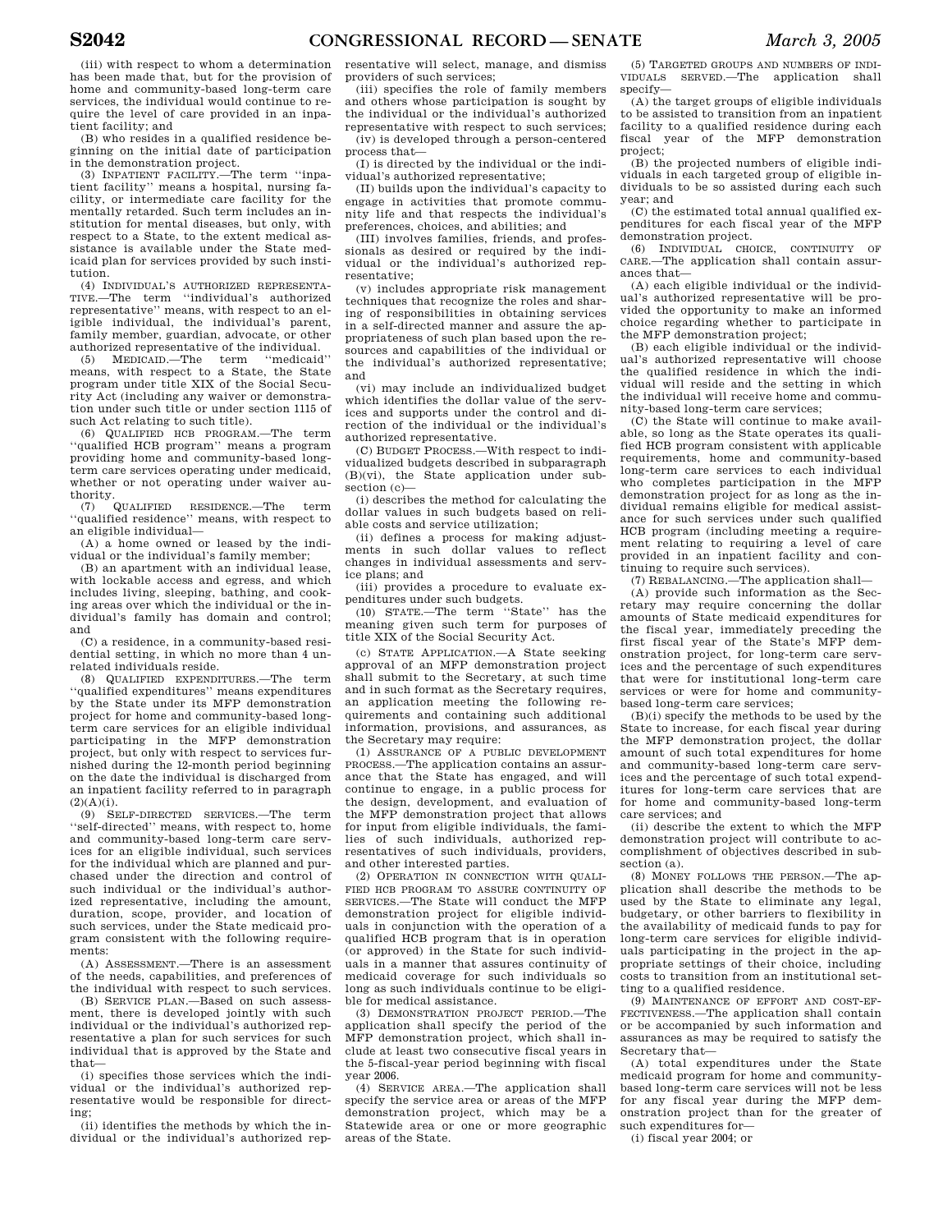(iii) with respect to whom a determination has been made that, but for the provision of home and community-based long-term care services, the individual would continue to require the level of care provided in an inpatient facility; and

(B) who resides in a qualified residence beginning on the initial date of participation in the demonstration project.

(3) INPATIENT FACILITY.—The term "inpatient facility" means a hospital, nursing facility, or intermediate care facility for the mentally retarded. Such term includes an institution for mental diseases, but only, with respect to a State, to the extent medical assistance is available under the State medicaid plan for services provided by such institution.

(4) INDIVIDUAL'S AUTHORIZED REPRESENTATIVE.—The term "individual's authorized representative" means, with respect to an eligible individual, the individual's parent, family member, guardian, advocate, or other authorized representative of the individual.

(5) MEDICAID.—The term "medicaid" means, with respect to a State, the State program under title XIX of the Social Security Act (including any waiver or demonstration under such title or under section 1115 of such Act relating to such title).

(6) QUALIFIED HCB PROGRAM.—The term "qualified HCB program" means a program providing home and community-based long-term care services operating under medicaid, whether or not operating under waiver authority.

(7) QUALIFIED RESIDENCE.—The term "qualified residence" means, with respect to an eligible individual—

(A) a home owned or leased by the individual or the individual's family member;

(B) an apartment with an individual lease, with lockable access and egress, and which includes living, sleeping, bathing, and cooking areas over which the individual or the individual's family has domain and control; and

(C) a residence, in a community-based residential setting, in which no more than 4 unrelated individuals reside.

(8) QUALIFIED EXPENDITURES.—The term "qualified expenditures" means expenditures by the State under its MFP demonstration project for home and community-based long-term care services for an eligible individual participating in the MFP demonstration project, but only with respect to services furnished during the 12-month period beginning on the date the individual is discharged from an inpatient facility referred to in paragraph (2)(A)(i).

(9) SELF-DIRECTED SERVICES.—The term "self-directed" means, with respect to, home and community-based long-term care services for an eligible individual, such services for the individual which are planned and purchased under the direction and control of such individual or the individual's authorized representative, including the amount, duration, scope, provider, and location of such services, under the State medicaid program consistent with the following requirements:

(A) ASSESSMENT.—There is an assessment of the needs, capabilities, and preferences of the individual with respect to such services.

(B) SERVICE PLAN.—Based on such assessment, there is developed jointly with such individual or the individual's authorized representative a plan for such services for such individual that is approved by the State and that—

(i) specifies those services which the individual or the individual's authorized representative would be responsible for directing;

(ii) identifies the methods by which the individual or the individual's authorized representative will select, manage, and dismiss providers of such services;

(iii) specifies the role of family members and others whose participation is sought by the individual or the individual's authorized representative with respect to such services;

(iv) is developed through a person-centered process that—

(I) is directed by the individual or the individual's authorized representative;

(II) builds upon the individual's capacity to engage in activities that promote community life and that respects the individual's preferences, choices, and abilities; and

(III) involves families, friends, and professionals as desired or required by the individual or the individual's authorized representative;

(v) includes appropriate risk management techniques that recognize the roles and sharing of responsibilities in obtaining services in a self-directed manner and assure the appropriateness of such plan based upon the resources and capabilities of the individual or the individual's authorized representative; and

(vi) may include an individualized budget which identifies the dollar value of the services and supports under the control and direction of the individual or the individual's authorized representative.

(C) BUDGET PROCESS.—With respect to individualized budgets described in subparagraph (B)(vi), the State application under subsection (c)—

(i) describes the method for calculating the dollar values in such budgets based on reliable costs and service utilization;

(ii) defines a process for making adjustments in such dollar values to reflect changes in individual assessments and service plans; and

(iii) provides a procedure to evaluate expenditures under such budgets.

(10) STATE.—The term "State" has the meaning given such term for purposes of title XIX of the Social Security Act.

(c) STATE APPLICATION.—A State seeking approval of an MFP demonstration project shall submit to the Secretary, at such time and in such format as the Secretary requires, an application meeting the following requirements and containing such additional information, provisions, and assurances, as the Secretary may require:

(1) ASSURANCE OF A PUBLIC DEVELOPMENT PROCESS.—The application contains an assurance that the State has engaged, and will continue to engage, in a public process for the design, development, and evaluation of the MFP demonstration project that allows for input from eligible individuals, the families of such individuals, authorized representatives of such individuals, providers, and other interested parties.

(2) OPERATION IN CONNECTION WITH QUALIFIED HCB PROGRAM TO ASSURE CONTINUITY OF SERVICES.—The State will conduct the MFP demonstration project for eligible individuals in conjunction with the operation of a qualified HCB program that is in operation (or approved) in the State for such individuals in a manner that assures continuity of medicaid coverage for such individuals so long as such individuals continue to be eligible for medical assistance.

(3) DEMONSTRATION PROJECT PERIOD.—The application shall specify the period of the MFP demonstration project, which shall include at least two consecutive fiscal years in the 5-fiscal-year period beginning with fiscal year 2006.

(4) SERVICE AREA.—The application shall specify the service area or areas of the MFP demonstration project, which may be a Statewide area or one or more geographic areas of the State.

(5) TARGETED GROUPS AND NUMBERS OF INDIVIDUALS SERVED.—The application shall specify—

(A) the target groups of eligible individuals to be assisted to transition from an inpatient facility to a qualified residence during each fiscal year of the MFP demonstration project;

(B) the projected numbers of eligible individuals in each targeted group of eligible individuals to be so assisted during each such year; and

(C) the estimated total annual qualified expenditures for each fiscal year of the MFP demonstration project.

(6) INDIVIDUAL CHOICE, CONTINUITY OF CARE.—The application shall contain assurances that—

(A) each eligible individual or the individual's authorized representative will be provided the opportunity to make an informed choice regarding whether to participate in the MFP demonstration project;

(B) each eligible individual or the individual's authorized representative will choose the qualified residence in which the individual will reside and the setting in which the individual will receive home and community-based long-term care services;

(C) the State will continue to make available, so long as the State operates its qualified HCB program consistent with applicable requirements, home and community-based long-term care services to each individual who completes participation in the MFP demonstration project for as long as the individual remains eligible for medical assistance for such services under such qualified HCB program (including meeting a requirement relating to requiring a level of care provided in an inpatient facility and continuing to require such services).

(7) REBALANCING.—The application shall—

(A) provide such information as the Secretary may require concerning the dollar amounts of State medicaid expenditures for the fiscal year, immediately preceding the first fiscal year of the State's MFP demonstration project, for long-term care services and the percentage of such expenditures that were for institutional long-term care services or were for home and community-based long-term care services;

(B)(i) specify the methods to be used by the State to increase, for each fiscal year during the MFP demonstration project, the dollar amount of such total expenditures for home and community-based long-term care services and the percentage of such total expenditures for long-term care services that are for home and community-based long-term care services; and

(ii) describe the extent to which the MFP demonstration project will contribute to accomplishment of objectives described in subsection (a).

(8) MONEY FOLLOWS THE PERSON.—The application shall describe the methods to be used by the State to eliminate any legal, budgetary, or other barriers to flexibility in the availability of medicaid funds to pay for long-term care services for eligible individuals participating in the project in the appropriate settings of their choice, including costs to transition from an institutional setting to a qualified residence.

(9) MAINTENANCE OF EFFORT AND COST-EFFECTIVENESS.—The application shall contain or be accompanied by such information and assurances as may be required to satisfy the Secretary that—

(A) total expenditures under the State medicaid program for home and community-based long-term care services will not be less for any fiscal year during the MFP demonstration project than for the greater of such expenditures for—

(i) fiscal year 2004; or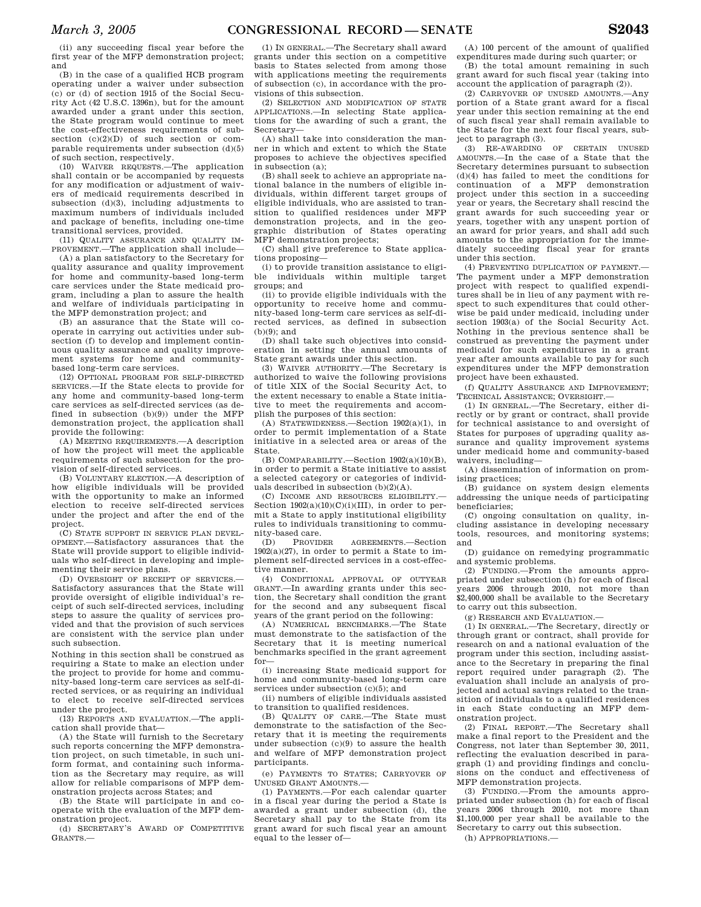(ii) any succeeding fiscal year before the first year of the MFP demonstration project; and

(B) in the case of a qualified HCB program operating under a waiver under subsection (c) or (d) of section 1915 of the Social Security Act (42 U.S.C. 1396n), but for the amount awarded under a grant under this section, the State program would continue to meet the cost-effectiveness requirements of subsection (c)(2)(D) of such section or comparable requirements under subsection (d)(5) of such section, respectively.

(10) WAIVER REQUESTS.—The application shall contain or be accompanied by requests for any modification or adjustment of waivers of medicaid requirements described in subsection (d)(3), including adjustments to maximum numbers of individuals included and package of benefits, including one-time transitional services, provided.

(11) QUALITY ASSURANCE AND QUALITY IMPROVEMENT.—The application shall include—

(A) a plan satisfactory to the Secretary for quality assurance and quality improvement for home and community-based long-term care services under the State medicaid program, including a plan to assure the health and welfare of individuals participating in the MFP demonstration project; and

(B) an assurance that the State will cooperate in carrying out activities under subsection (f) to develop and implement continuous quality assurance and quality improvement systems for home and community-based long-term care services.

(12) OPTIONAL PROGRAM FOR SELF-DIRECTED SERVICES.—If the State elects to provide for any home and community-based long-term care services as self-directed services (as defined in subsection (b)(9)) under the MFP demonstration project, the application shall provide the following:

(A) MEETING REQUIREMENTS.—A description of how the project will meet the applicable requirements of such subsection for the provision of self-directed services.

(B) VOLUNTARY ELECTION.—A description of how eligible individuals will be provided with the opportunity to make an informed election to receive self-directed services under the project and after the end of the project.

(C) STATE SUPPORT IN SERVICE PLAN DEVELOPMENT.—Satisfactory assurances that the State will provide support to eligible individuals who self-direct in developing and implementing their service plans.

(D) OVERSIGHT OF RECEIPT OF SERVICES.—Satisfactory assurances that the State will provide oversight of eligible individual's receipt of such self-directed services, including steps to assure the quality of services provided and that the provision of such services are consistent with the service plan under such subsection.

Nothing in this section shall be construed as requiring a State to make an election under the project to provide for home and community-based long-term care services as self-directed services, or as requiring an individual to elect to receive self-directed services under the project.

(13) REPORTS AND EVALUATION.—The application shall provide that—

(A) the State will furnish to the Secretary such reports concerning the MFP demonstration project, on such timetable, in such uniform format, and containing such information as the Secretary may require, as will allow for reliable comparisons of MFP demonstration projects across States; and

(B) the State will participate in and cooperate with the evaluation of the MFP demonstration project.

(d) SECRETARY'S AWARD OF COMPETITIVE GRANTS.—

(1) IN GENERAL.—The Secretary shall award grants under this section on a competitive basis to States selected from among those with applications meeting the requirements of subsection (c), in accordance with the provisions of this subsection.

(2) SELECTION AND MODIFICATION OF STATE APPLICATIONS.—In selecting State applications for the awarding of such a grant, the Secretary—

(A) shall take into consideration the manner in which and extent to which the State proposes to achieve the objectives specified in subsection (a);

(B) shall seek to achieve an appropriate national balance in the numbers of eligible individuals, within different target groups of eligible individuals, who are assisted to transition to qualified residences under MFP demonstration projects, and in the geographic distribution of States operating MFP demonstration projects;

(C) shall give preference to State applications proposing—

(i) to provide transition assistance to eligible individuals within multiple target groups; and

(ii) to provide eligible individuals with the opportunity to receive home and community-based long-term care services as self-directed services, as defined in subsection (b)(9); and

(D) shall take such objectives into consideration in setting the annual amounts of State grant awards under this section.

(3) WAIVER AUTHORITY.—The Secretary is authorized to waive the following provisions of title XIX of the Social Security Act, to the extent necessary to enable a State initiative to meet the requirements and accomplish the purposes of this section:

(A) STATEWIDENESS.—Section 1902(a)(1), in order to permit implementation of a State initiative in a selected area or areas of the State.

(B) COMPARABILITY.—Section 1902(a)(10)(B), in order to permit a State initiative to assist a selected category or categories of individuals described in subsection (b)(2)(A).

(C) INCOME AND RESOURCES ELIGIBILITY.—Section 1902(a)(10)(C)(i)(III), in order to permit a State to apply institutional eligibility rules to individuals transitioning to community-based care.

(D) PROVIDER AGREEMENTS.—Section 1902(a)(27), in order to permit a State to implement self-directed services in a cost-effective manner.

(4) CONDITIONAL APPROVAL OF OUTYEAR GRANT.—In awarding grants under this section, the Secretary shall condition the grant for the second and any subsequent fiscal years of the grant period on the following:

(A) NUMERICAL BENCHMARKS.—The State must demonstrate to the satisfaction of the Secretary that it is meeting numerical benchmarks specified in the grant agreement for—

(i) increasing State medicaid support for home and community-based long-term care services under subsection (c)(5); and

(ii) numbers of eligible individuals assisted to transition to qualified residences.

(B) QUALITY OF CARE.—The State must demonstrate to the satisfaction of the Secretary that it is meeting the requirements under subsection (c)(9) to assure the health and welfare of MFP demonstration project participants.

(e) PAYMENTS TO STATES; CARRYOVER OF UNUSED GRANT AMOUNTS.—

(1) PAYMENTS.—For each calendar quarter in a fiscal year during the period a State is awarded a grant under subsection (d), the Secretary shall pay to the State from its grant award for such fiscal year an amount equal to the lesser of—

(A) 100 percent of the amount of qualified expenditures made during such quarter; or

(B) the total amount remaining in such grant award for such fiscal year (taking into account the application of paragraph (2)).

(2) CARRYOVER OF UNUSED AMOUNTS.—Any portion of a State grant award for a fiscal year under this section remaining at the end of such fiscal year shall remain available to the State for the next four fiscal years, subject to paragraph (3).

(3) RE-AWARDING OF CERTAIN UNUSED AMOUNTS.—In the case of a State that the Secretary determines pursuant to subsection (d)(4) has failed to meet the conditions for continuation of a MFP demonstration project under this section in a succeeding year or years, the Secretary shall rescind the grant awards for such succeeding year or years, together with any unspent portion of an award for prior years, and shall add such amounts to the appropriation for the immediately succeeding fiscal year for grants under this section.

(4) PREVENTING DUPLICATION OF PAYMENT.—The payment under a MFP demonstration project with respect to qualified expenditures shall be in lieu of any payment with respect to such expenditures that could otherwise be paid under medicaid, including under section 1903(a) of the Social Security Act. Nothing in the previous sentence shall be construed as preventing the payment under medicaid for such expenditures in a grant year after amounts available to pay for such expenditures under the MFP demonstration project have been exhausted.

(f) QUALITY ASSURANCE AND IMPROVEMENT; TECHNICAL ASSISTANCE; OVERSIGHT.—

(1) IN GENERAL.—The Secretary, either directly or by grant or contract, shall provide for technical assistance to and oversight of States for purposes of upgrading quality assurance and quality improvement systems under medicaid home and community-based waivers, including—

(A) dissemination of information on promising practices;

(B) guidance on system design elements addressing the unique needs of participating beneficiaries;

(C) ongoing consultation on quality, including assistance in developing necessary tools, resources, and monitoring systems; and

(D) guidance on remedying programmatic and systemic problems.

(2) FUNDING.—From the amounts appropriated under subsection (h) for each of fiscal years 2006 through 2010, not more than $2,400,000 shall be available to the Secretary to carry out this subsection.

(g) RESEARCH AND EVALUATION.—

(1) IN GENERAL.—The Secretary, directly or through grant or contract, shall provide for research on and a national evaluation of the program under this section, including assistance to the Secretary in preparing the final report required under paragraph (2). The evaluation shall include an analysis of projected and actual savings related to the transition of individuals to a qualified residences in each State conducting an MFP demonstration project.

(2) FINAL REPORT.—The Secretary shall make a final report to the President and the Congress, not later than September 30, 2011, reflecting the evaluation described in paragraph (1) and providing findings and conclusions on the conduct and effectiveness of MFP demonstration projects.

(3) FUNDING.—From the amounts appropriated under subsection (h) for each of fiscal years 2006 through 2010, not more than $1,100,000 per year shall be available to the Secretary to carry out this subsection.

(h) APPROPRIATIONS.—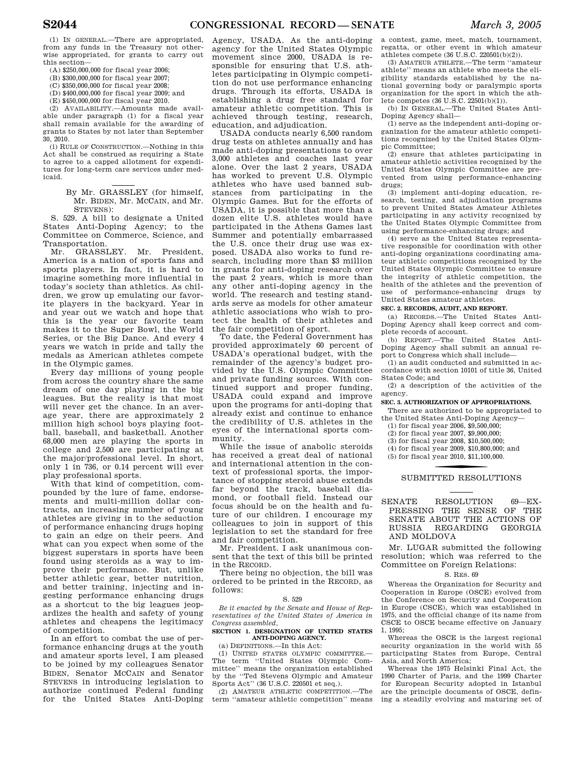(1) IN GENERAL.—There are appropriated, from any funds in the Treasury not otherwise appropriated, for grants to carry out this section—

(A) $250,000,000 for fiscal year 2006;

(B) $300,000,000 for fiscal year 2007;

(C) $350,000,000 for fiscal year 2008;

(D) $400,000,000 for fiscal year 2009; and

(E) $450,000,000 for fiscal year 2010.

(2) AVAILABILITY.—Amounts made available under paragraph (1) for a fiscal year shall remain available for the awarding of grants to States by not later than September 30, 2010.

(i) RULE OF CONSTRUCTION.—Nothing in this Act shall be construed as requiring a State to agree to a capped allotment for expenditures for long-term care services under medicaid.

---

By Mr. GRASSLEY (for himself, Mr. BIDEN, Mr. MCCAIN, and Mr. STEVENS):

S. 529. A bill to designate a United States Anti-Doping Agency; to the Committee on Commerce, Science, and Transportation.

Mr. GRASSLEY. Mr. President, America is a nation of sports fans and sports players. In fact, it is hard to imagine something more influential in today's society than athletics. As children, we grow up emulating our favorite players in the backyard. Year in and year out we watch and hope that this is the year our favorite team makes it to the Super Bowl, the World Series, or the Big Dance. And every 4 years we watch in pride and tally the medals as American athletes compete in the Olympic games.

Every day millions of young people from across the country share the same dream of one day playing in the big leagues. But the reality is that most will never get the chance. In an average year, there are approximately 2 million high school boys playing football, baseball, and basketball. Another 68,000 men are playing the sports in college and 2,500 are participating at the major/professional level. In short, only 1 in 736, or 0.14 percent will ever play professional sports.

With that kind of competition, compounded by the lure of fame, endorsements and multi-million dollar contracts, an increasing number of young athletes are giving in to the seduction of performance enhancing drugs hoping to gain an edge on their peers. And what can you expect when some of the biggest superstars in sports have been found using steroids as a way to improve their performance. But, unlike better athletic gear, better nutrition, and better training, injecting and ingesting performance enhancing drugs as a shortcut to the big leagues jeopardizes the health and safety of young athletes and cheapens the legitimacy of competition.

In an effort to combat the use of performance enhancing drugs at the youth and amateur sports level, I am pleased to be joined by my colleagues Senator BIDEN, Senator MCCAIN and Senator STEVENS in introducing legislation to authorize continued Federal funding for the United States Anti-Doping Agency, USADA. As the anti-doping agency for the United States Olympic movement since 2000, USADA is responsible for ensuring that U.S. athletes participating in Olympic competition do not use performance enhancing drugs. Through its efforts, USADA is establishing a drug free standard for amateur athletic competition. This is achieved through testing, research, education, and adjudication.

USADA conducts nearly 6,500 random drug tests on athletes annually and has made anti-doping presentations to over 3,000 athletes and coaches last year alone. Over the last 2 years, USADA has worked to prevent U.S. Olympic athletes who have used banned substances from participating in the Olympic Games. But for the efforts of USADA, it is possible that more than a dozen elite U.S. athletes would have participated in the Athens Games last Summer and potentially embarrassed the U.S. once their drug use was exposed. USADA also works to fund research, including more than $3 million in grants for anti-doping research over the past 2 years, which is more than any other anti-doping agency in the world. The research and testing standards serve as models for other amateur athletic associations who wish to protect the health of their athletes and the fair competition of sport.

To date, the Federal Government has provided approximately 60 percent of USADA's operational budget, with the remainder of the agency's budget provided by the U.S. Olympic Committee and private funding sources. With continued support and proper funding, USADA could expand and improve upon the programs for anti-doping that already exist and continue to enhance the credibility of U.S. athletes in the eyes of the international sports community.

While the issue of anabolic steroids has received a great deal of national and international attention in the context of professional sports, the importance of stopping steroid abuse extends far beyond the track, baseball diamond, or football field. Instead our focus should be on the health and future of our children. I encourage my colleagues to join in support of this legislation to set the standard for free and fair competition.

Mr. President. I ask unanimous consent that the text of this bill be printed in the RECORD.

There being no objection, the bill was ordered to be printed in the RECORD, as follows:

S. 529

*Be it enacted by the Senate and House of Representatives of the United States of America in Congress assembled,*

**SECTION 1. DESIGNATION OF UNITED STATES ANTI-DOPING AGENCY.**

(a) DEFINITIONS.—In this Act:

(1) UNITED STATES OLYMPIC COMMITTEE.—The term "United States Olympic Committee" means the organization established by the "Ted Stevens Olympic and Amateur Sports Act" (36 U.S.C. 220501 et seq.).

(2) AMATEUR ATHLETIC COMPETITION.—The term "amateur athletic competition" means a contest, game, meet, match, tournament, regatta, or other event in which amateur athletes compete (36 U.S.C. 220501(b)(2)).

(3) AMATEUR ATHLETE.—The term "amateur athlete" means an athlete who meets the eligibility standards established by the national governing body or paralympic sports organization for the sport in which the athlete competes (36 U.S.C. 22501(b)(1)).

(b) IN GENERAL.—The United States Anti-Doping Agency shall—

(1) serve as the independent anti-doping organization for the amateur athletic competitions recognized by the United States Olympic Committee;

(2) ensure that athletes participating in amateur athletic activities recognized by the United States Olympic Committee are prevented from using performance-enhancing drugs;

(3) implement anti-doping education, research, testing, and adjudication programs to prevent United States Amateur Athletes participating in any activity recognized by the United States Olympic Committee from using performance-enhancing drugs; and

(4) serve as the United States representative responsible for coordination with other anti-doping organizations coordinating amateur athletic competitions recognized by the United States Olympic Committee to ensure the integrity of athletic competition, the health of the athletes and the prevention of use of performance-enhancing drugs by United States amateur athletes.

**SEC. 2. RECORDS, AUDIT, AND REPORT.**

(a) RECORDS.—The United States Anti-Doping Agency shall keep correct and complete records of account.

(b) REPORT.—The United States Anti-Doping Agency shall submit an annual report to Congress which shall include—

(1) an audit conducted and submitted in accordance with section 10101 of title 36, United States Code; and

(2) a description of the activities of the agency.

**SEC. 3. AUTHORIZATION OF APPROPRIATIONS.**

There are authorized to be appropriated to the United States Anti-Doping Agency—

(1) for fiscal year 2006, $9,500,000;

(2) for fiscal year 2007, $9,900,000;

(3) for fiscal year 2008, $10,500,000;

(4) for fiscal year 2009, $10,800,000; and

(5) for fiscal year 2010, $11,100,000.

---

## SUBMITTED RESOLUTIONS

---

### SENATE RESOLUTION 69—EXPRESSING THE SENSE OF THE SENATE ABOUT THE ACTIONS OF RUSSIA REGARDING GEORGIA AND MOLDOVA

Mr. LUGAR submitted the following resolution; which was referred to the Committee on Foreign Relations:

S. RES. 69

Whereas the Organization for Security and Cooperation in Europe (OSCE) evolved from the Conference on Security and Cooperation in Europe (CSCE), which was established in 1975, and the official change of its name from CSCE to OSCE became effective on January 1, 1995;

Whereas the OSCE is the largest regional security organization in the world with 55 participating States from Europe, Central Asia, and North America;

Whereas the 1975 Helsinki Final Act, the 1990 Charter of Paris, and the 1999 Charter for European Security adopted in Istanbul are the principle documents of OSCE, defining a steadily evolving and maturing set of